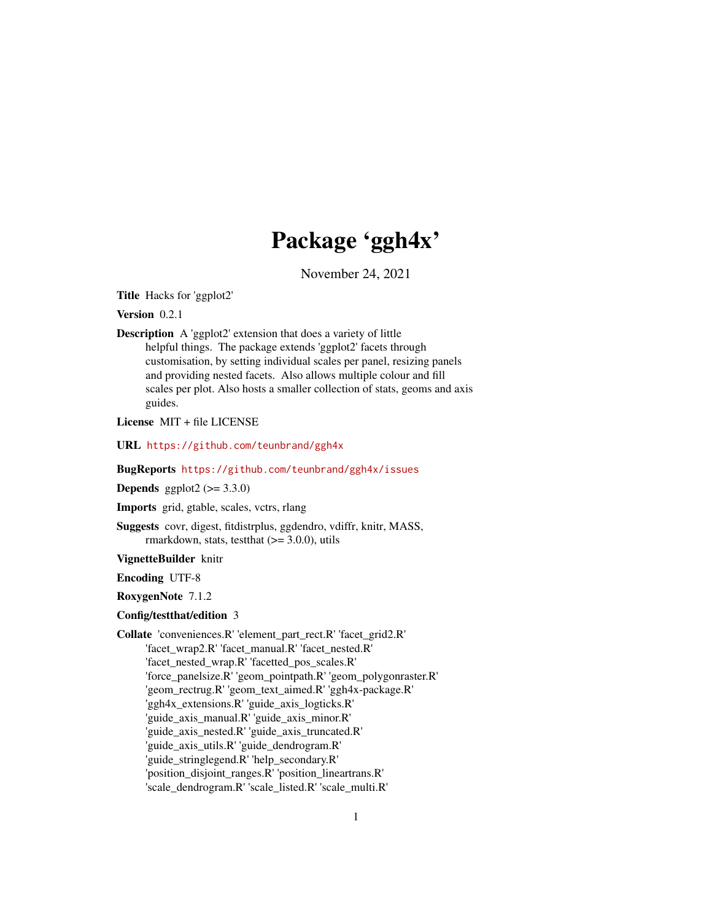# Package ‘ggh4x’

November 24, 2021

**Title** Hacks for 'ggplot2'

**Version** 0.2.1

**Description** A 'ggplot2' extension that does a variety of little helpful things. The package extends 'ggplot2' facets through customisation, by setting individual scales per panel, resizing panels and providing nested facets. Also allows multiple colour and fill scales per plot. Also hosts a smaller collection of stats, geoms and axis guides.

**License** MIT + file LICENSE

**URL** https://github.com/teunbrand/ggh4x

**BugReports** https://github.com/teunbrand/ggh4x/issues

**Depends** ggplot2 (>= 3.3.0)

**Imports** grid, gtable, scales, vctrs, rlang

**Suggests** covr, digest, fitdistrplus, ggdendro, vdiffr, knitr, MASS, rmarkdown, stats, testthat (>= 3.0.0), utils

**VignetteBuilder** knitr

**Encoding** UTF-8

**RoxygenNote** 7.1.2

**Config/testthat/edition** 3

**Collate** 'conveniences.R' 'element_part_rect.R' 'facet_grid2.R' 'facet_wrap2.R' 'facet_manual.R' 'facet_nested.R' 'facet_nested_wrap.R' 'facetted_pos_scales.R' 'force_panelsize.R' 'geom_pointpath.R' 'geom_polygonraster.R' 'geom_rectrug.R' 'geom_text_aimed.R' 'ggh4x-package.R' 'ggh4x_extensions.R' 'guide_axis_logticks.R' 'guide_axis_manual.R' 'guide_axis_minor.R' 'guide_axis_nested.R' 'guide_axis_truncated.R' 'guide_axis_utils.R' 'guide_dendrogram.R' 'guide_stringlegend.R' 'help_secondary.R' 'position_disjoint_ranges.R' 'position_lineartrans.R' 'scale_dendrogram.R' 'scale_listed.R' 'scale_multi.R'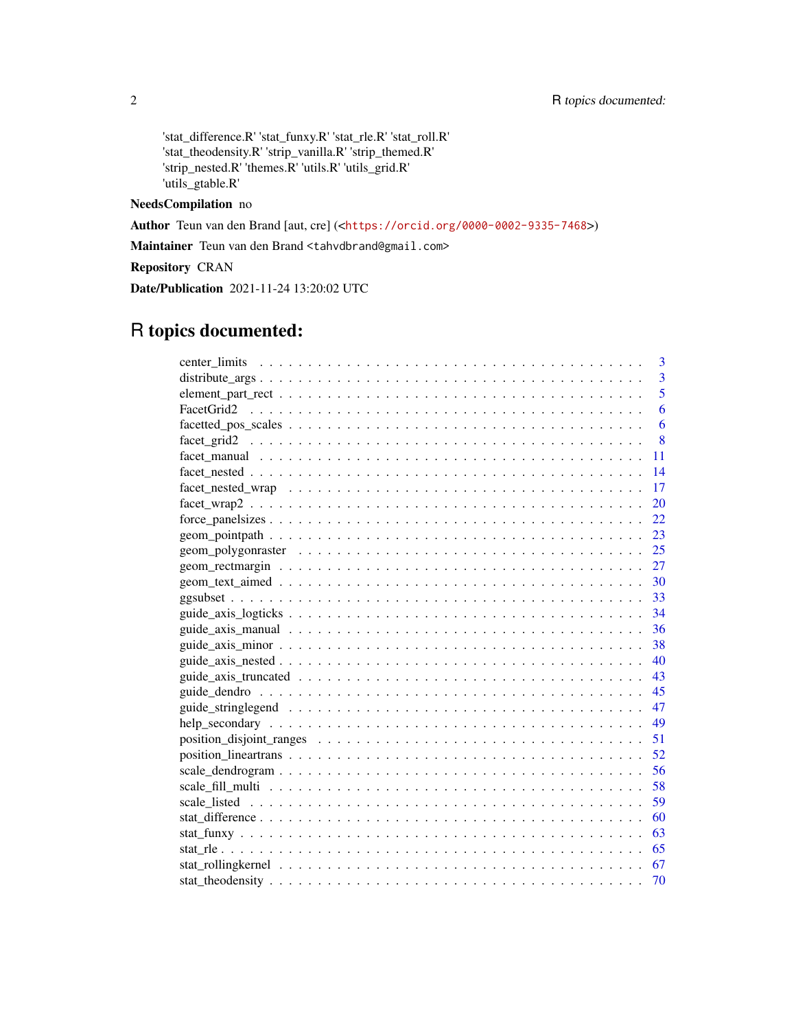'stat_difference.R' 'stat_funxy.R' 'stat_rle.R' 'stat_roll.R'
'stat_theodensity.R' 'strip_vanilla.R' 'strip_themed.R'
'strip_nested.R' 'themes.R' 'utils.R' 'utils_grid.R'
'utils_gtable.R'

**NeedsCompilation** no

**Author** Teun van den Brand [aut, cre] (<https://orcid.org/0000-0002-9335-7468>)

**Maintainer** Teun van den Brand <tahvdbrand@gmail.com>

**Repository** CRAN

**Date/Publication** 2021-11-24 13:20:02 UTC

# R topics documented:

center_limits . . . . . . . . . . 3
distribute_args . . . . . . . . . . 3
element_part_rect . . . . . . . . . . 5
FacetGrid2 . . . . . . . . . . 6
facetted_pos_scales . . . . . . . . . . 6
facet_grid2 . . . . . . . . . . 8
facet_manual . . . . . . . . . . 11
facet_nested . . . . . . . . . . 14
facet_nested_wrap . . . . . . . . . . 17
facet_wrap2 . . . . . . . . . . 20
force_panelsizes . . . . . . . . . . 22
geom_pointpath . . . . . . . . . . 23
geom_polygonraster . . . . . . . . . . 25
geom_rectmargin . . . . . . . . . . 27
geom_text_aimed . . . . . . . . . . 30
ggsubset . . . . . . . . . . 33
guide_axis_logticks . . . . . . . . . . 34
guide_axis_manual . . . . . . . . . . 36
guide_axis_minor . . . . . . . . . . 38
guide_axis_nested . . . . . . . . . . 40
guide_axis_truncated . . . . . . . . . . 43
guide_dendro . . . . . . . . . . 45
guide_stringlegend . . . . . . . . . . 47
help_secondary . . . . . . . . . . 49
position_disjoint_ranges . . . . . . . . . . 51
position_lineartrans . . . . . . . . . . 52
scale_dendrogram . . . . . . . . . . 56
scale_fill_multi . . . . . . . . . . 58
scale_listed . . . . . . . . . . 59
stat_difference . . . . . . . . . . 60
stat_funxy . . . . . . . . . . 63
stat_rle . . . . . . . . . . 65
stat_rollingkernel . . . . . . . . . . 67
stat_theodensity . . . . . . . . . . 70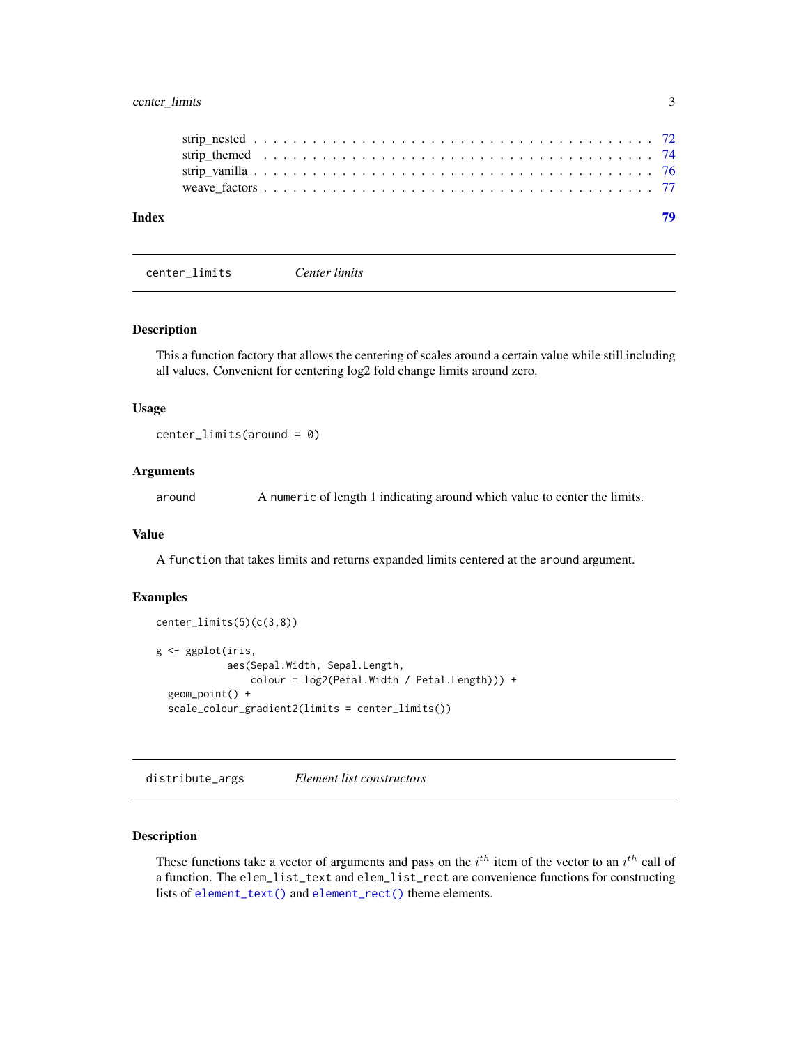| | |
|---|---|
| strip_nested | 72 |
| strip_themed | 74 |
| strip_vanilla | 76 |
| weave_factors | 77 |

**Index** **79**

---

`center_limits` *Center limits*

---

### Description

This a function factory that allows the centering of scales around a certain value while still including all values. Convenient for centering log2 fold change limits around zero.

### Usage

```
center_limits(around = 0)
```

### Arguments

| | |
|---|---|
| `around` | A `numeric` of length 1 indicating around which value to center the limits. |

### Value

A `function` that takes limits and returns expanded limits centered at the `around` argument.

### Examples

```
center_limits(5)(c(3,8))

g <- ggplot(iris,
            aes(Sepal.Width, Sepal.Length,
                colour = log2(Petal.Width / Petal.Length))) +
  geom_point() +
  scale_colour_gradient2(limits = center_limits())
```

---

`distribute_args` *Element list constructors*

---

### Description

These functions take a vector of arguments and pass on the $i^{th}$ item of the vector to an $i^{th}$ call of a function. The `elem_list_text` and `elem_list_rect` are convenience functions for constructing lists of `element_text()` and `element_rect()` theme elements.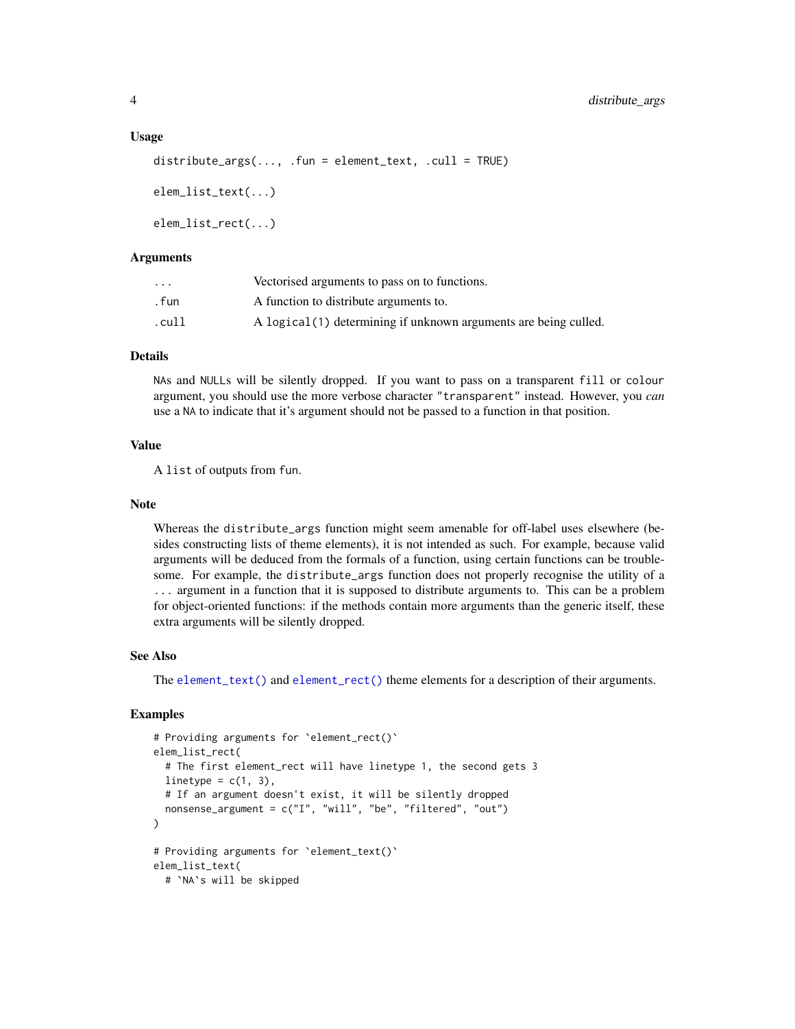### Usage

```
distribute_args(..., .fun = element_text, .cull = TRUE)

elem_list_text(...)

elem_list_rect(...)
```

### Arguments

| | |
|---|---|
| `...` | Vectorised arguments to pass on to functions. |
| `.fun` | A function to distribute arguments to. |
| `.cull` | A `logical(1)` determining if unknown arguments are being culled. |

### Details

`NA`s and `NULL`s will be silently dropped. If you want to pass on a transparent `fill` or `colour` argument, you should use the more verbose character `"transparent"` instead. However, you *can* use a `NA` to indicate that it's argument should not be passed to a function in that position.

### Value

A `list` of outputs from `fun`.

### Note

Whereas the `distribute_args` function might seem amenable for off-label uses elsewhere (besides constructing lists of theme elements), it is not intended as such. For example, because valid arguments will be deduced from the formals of a function, using certain functions can be troublesome. For example, the `distribute_args` function does not properly recognise the utility of a `...` argument in a function that it is supposed to distribute arguments to. This can be a problem for object-oriented functions: if the methods contain more arguments than the generic itself, these extra arguments will be silently dropped.

### See Also

The `element_text()` and `element_rect()` theme elements for a description of their arguments.

### Examples

```
# Providing arguments for `element_rect()`
elem_list_rect(
  # The first element_rect will have linetype 1, the second gets 3
  linetype = c(1, 3),
  # If an argument doesn't exist, it will be silently dropped
  nonsense_argument = c("I", "will", "be", "filtered", "out")
)

# Providing arguments for `element_text()`
elem_list_text(
  # `NA`s will be skipped
```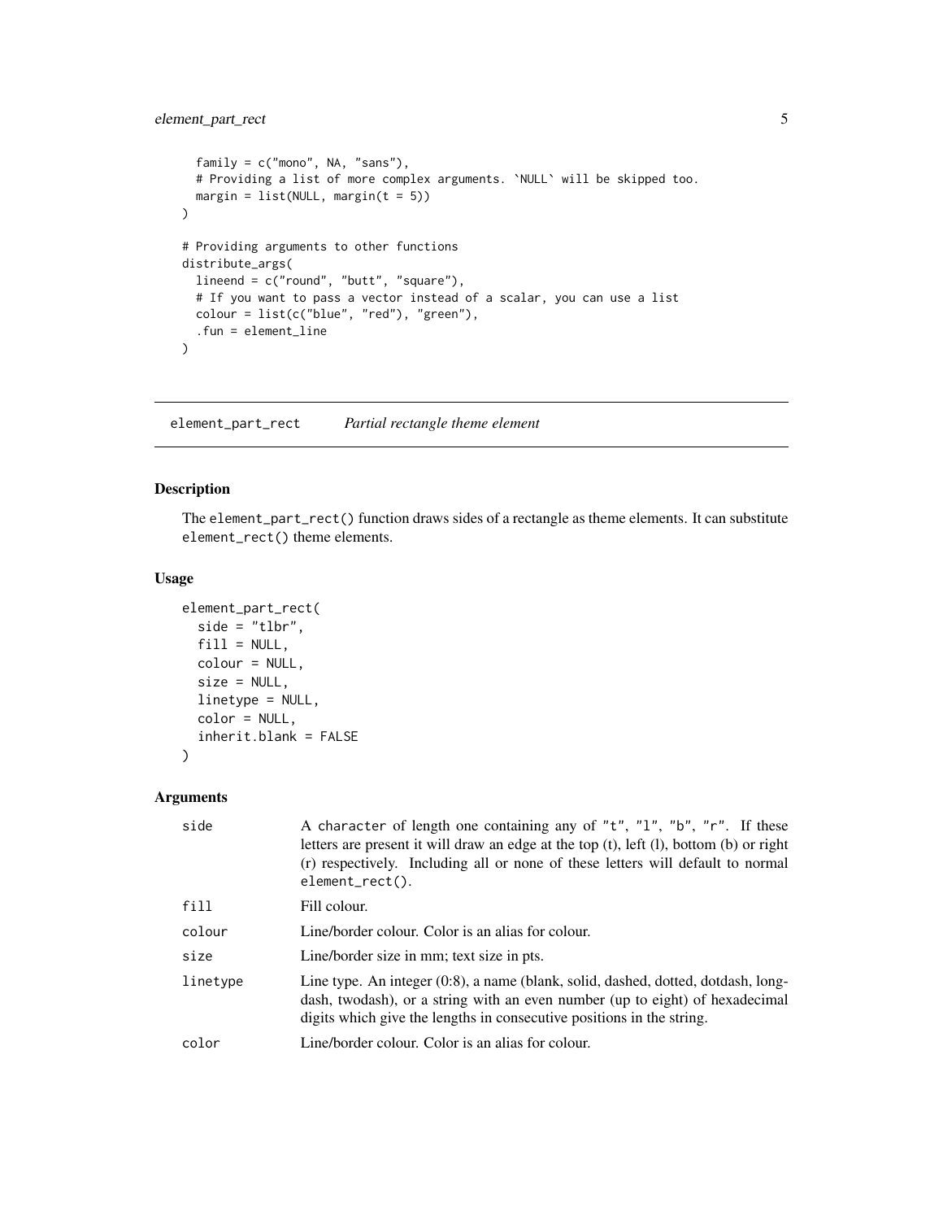```
  family = c("mono", NA, "sans"),
  # Providing a list of more complex arguments. `NULL` will be skipped too.
  margin = list(NULL, margin(t = 5))
)

# Providing arguments to other functions
distribute_args(
  lineend = c("round", "butt", "square"),
  # If you want to pass a vector instead of a scalar, you can use a list
  colour = list(c("blue", "red"), "green"),
  .fun = element_line
)
```

---

## element_part_rect *Partial rectangle theme element*

### Description

The `element_part_rect()` function draws sides of a rectangle as theme elements. It can substitute `element_rect()` theme elements.

### Usage

```
element_part_rect(
  side = "tlbr",
  fill = NULL,
  colour = NULL,
  size = NULL,
  linetype = NULL,
  color = NULL,
  inherit.blank = FALSE
)
```

### Arguments

| | |
|---|---|
| `side` | A `character` of length one containing any of `"t"`, `"l"`, `"b"`, `"r"`. If these letters are present it will draw an edge at the top (t), left (l), bottom (b) or right (r) respectively. Including all or none of these letters will default to normal `element_rect()`. |
| `fill` | Fill colour. |
| `colour` | Line/border colour. Color is an alias for colour. |
| `size` | Line/border size in mm; text size in pts. |
| `linetype` | Line type. An integer (0:8), a name (blank, solid, dashed, dotted, dotdash, longdash, twodash), or a string with an even number (up to eight) of hexadecimal digits which give the lengths in consecutive positions in the string. |
| `color` | Line/border colour. Color is an alias for colour. |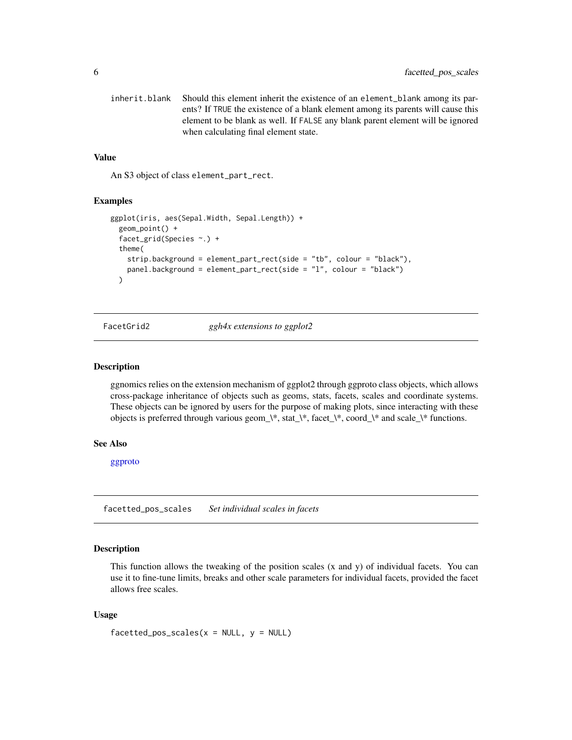inherit.blank    Should this element inherit the existence of an `element_blank` among its parents? If `TRUE` the existence of a blank element among its parents will cause this element to be blank as well. If `FALSE` any blank parent element will be ignored when calculating final element state.

### Value

An S3 object of class `element_part_rect`.

### Examples

```
ggplot(iris, aes(Sepal.Width, Sepal.Length)) +
  geom_point() +
  facet_grid(Species ~.) +
  theme(
    strip.background = element_part_rect(side = "tb", colour = "black"),
    panel.background = element_part_rect(side = "l", colour = "black")
  )
```

---

## FacetGrid2    *ggh4x extensions to ggplot2*

### Description

ggnomics relies on the extension mechanism of ggplot2 through ggproto class objects, which allows cross-package inheritance of objects such as geoms, stats, facets, scales and coordinate systems. These objects can be ignored by users for the purpose of making plots, since interacting with these objects is preferred through various geom_\*, stat_\*, facet_\*, coord_\* and scale_\* functions.

### See Also

ggproto

---

## facetted_pos_scales    *Set individual scales in facets*

### Description

This function allows the tweaking of the position scales (x and y) of individual facets. You can use it to fine-tune limits, breaks and other scale parameters for individual facets, provided the facet allows free scales.

### Usage

```
facetted_pos_scales(x = NULL, y = NULL)
```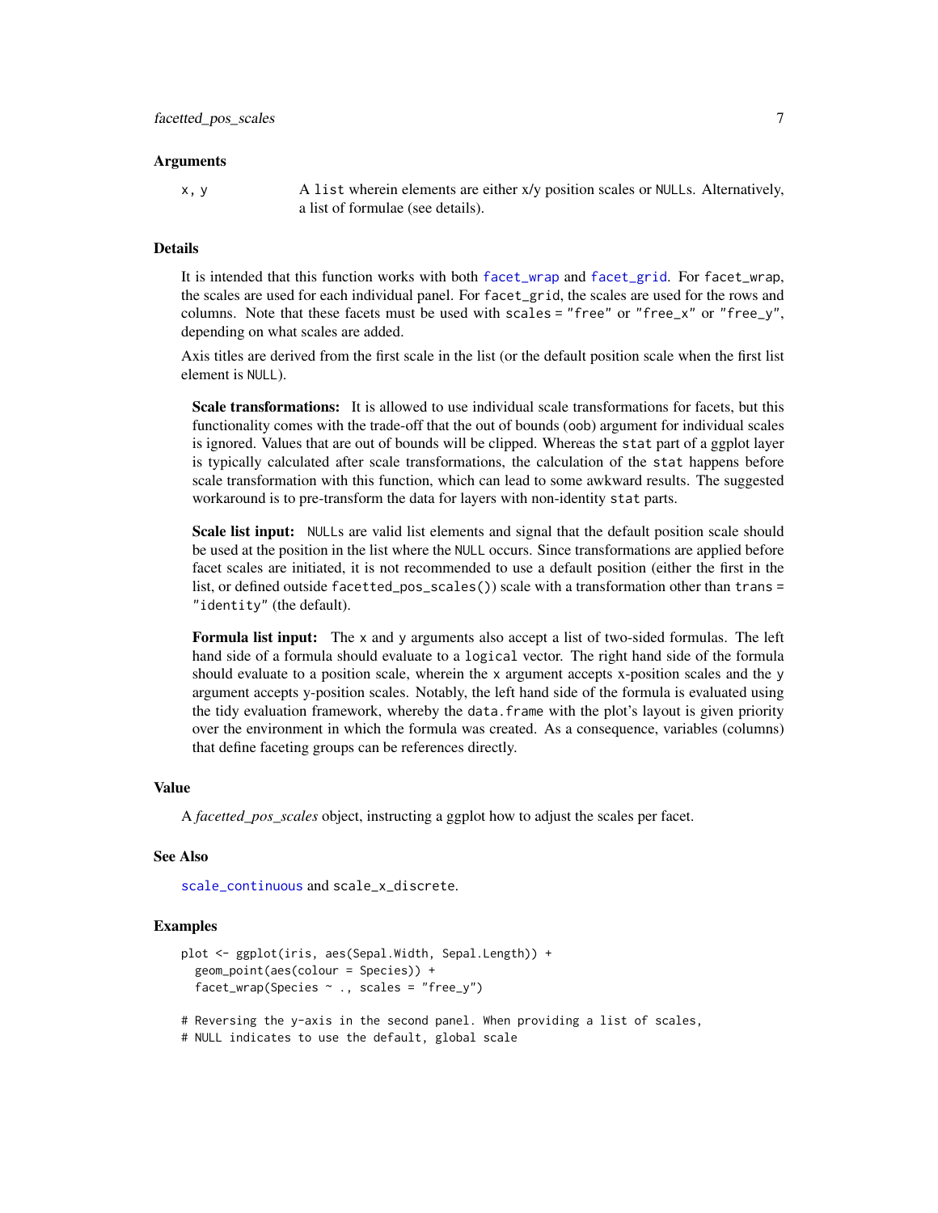### Arguments

`x, y` — A `list` wherein elements are either x/y position scales or `NULL`s. Alternatively, a list of formulae (see details).

### Details

It is intended that this function works with both `facet_wrap` and `facet_grid`. For `facet_wrap`, the scales are used for each individual panel. For `facet_grid`, the scales are used for the rows and columns. Note that these facets must be used with `scales = "free"` or `"free_x"` or `"free_y"`, depending on what scales are added.

Axis titles are derived from the first scale in the list (or the default position scale when the first list element is `NULL`).

**Scale transformations:** It is allowed to use individual scale transformations for facets, but this functionality comes with the trade-off that the out of bounds (`oob`) argument for individual scales is ignored. Values that are out of bounds will be clipped. Whereas the `stat` part of a ggplot layer is typically calculated after scale transformations, the calculation of the `stat` happens before scale transformation with this function, which can lead to some awkward results. The suggested workaround is to pre-transform the data for layers with non-identity `stat` parts.

**Scale list input:** `NULL`s are valid list elements and signal that the default position scale should be used at the position in the list where the `NULL` occurs. Since transformations are applied before facet scales are initiated, it is not recommended to use a default position (either the first in the list, or defined outside `facetted_pos_scales()`) scale with a transformation other than `trans = "identity"` (the default).

**Formula list input:** The `x` and `y` arguments also accept a list of two-sided formulas. The left hand side of a formula should evaluate to a `logical` vector. The right hand side of the formula should evaluate to a position scale, wherein the `x` argument accepts x-position scales and the `y` argument accepts y-position scales. Notably, the left hand side of the formula is evaluated using the tidy evaluation framework, whereby the `data.frame` with the plot's layout is given priority over the environment in which the formula was created. As a consequence, variables (columns) that define faceting groups can be references directly.

### Value

A *facetted_pos_scales* object, instructing a ggplot how to adjust the scales per facet.

### See Also

`scale_continuous` and `scale_x_discrete`.

### Examples

```
plot <- ggplot(iris, aes(Sepal.Width, Sepal.Length)) +
  geom_point(aes(colour = Species)) +
  facet_wrap(Species ~ ., scales = "free_y")

# Reversing the y-axis in the second panel. When providing a list of scales,
# NULL indicates to use the default, global scale
```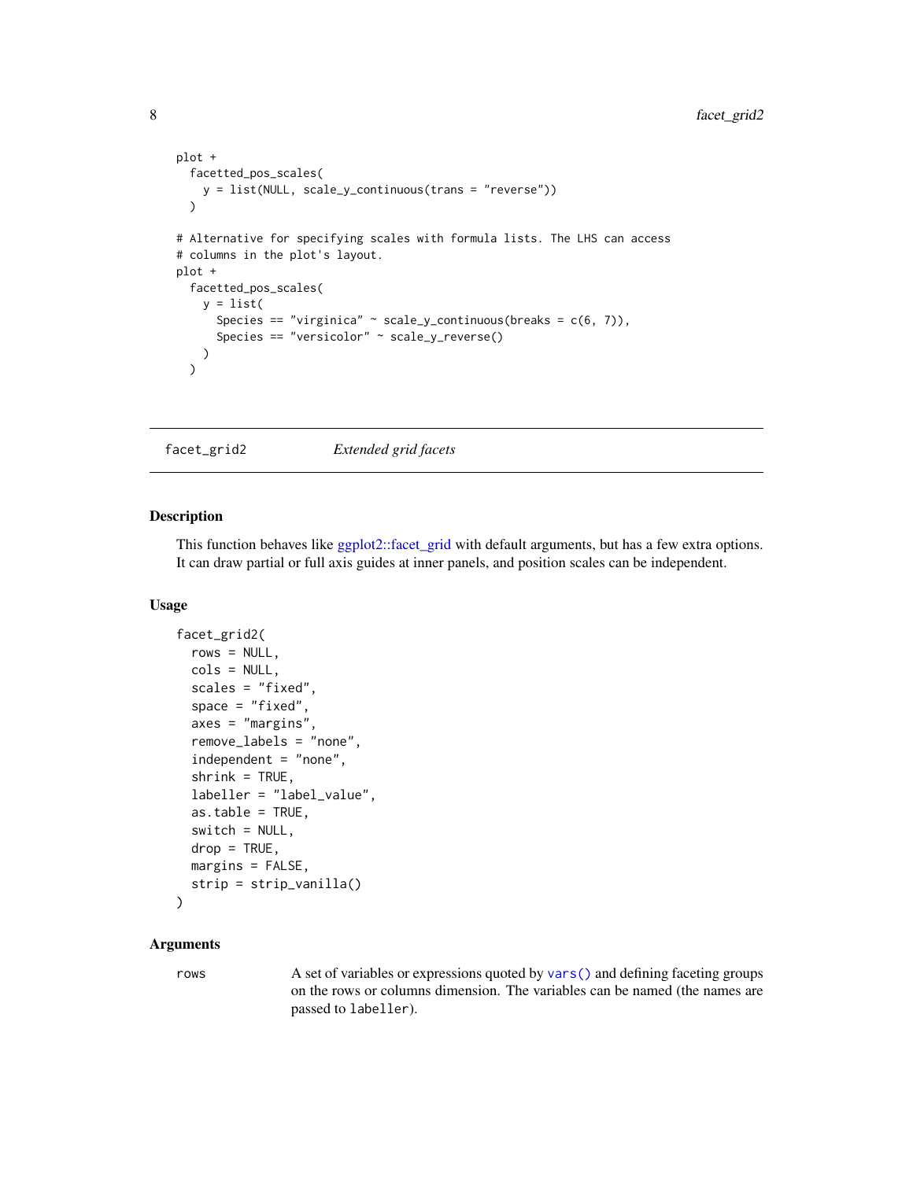```
plot +
  facetted_pos_scales(
    y = list(NULL, scale_y_continuous(trans = "reverse"))
  )

# Alternative for specifying scales with formula lists. The LHS can access
# columns in the plot's layout.
plot +
  facetted_pos_scales(
    y = list(
      Species == "virginica" ~ scale_y_continuous(breaks = c(6, 7)),
      Species == "versicolor" ~ scale_y_reverse()
    )
  )
```

---

facet_grid2 *Extended grid facets*

---

## Description

This function behaves like ggplot2::facet_grid with default arguments, but has a few extra options. It can draw partial or full axis guides at inner panels, and position scales can be independent.

## Usage

```
facet_grid2(
  rows = NULL,
  cols = NULL,
  scales = "fixed",
  space = "fixed",
  axes = "margins",
  remove_labels = "none",
  independent = "none",
  shrink = TRUE,
  labeller = "label_value",
  as.table = TRUE,
  switch = NULL,
  drop = TRUE,
  margins = FALSE,
  strip = strip_vanilla()
)
```

## Arguments

| | |
|---|---|
| `rows` | A set of variables or expressions quoted by `vars()` and defining faceting groups on the rows or columns dimension. The variables can be named (the names are passed to `labeller`). |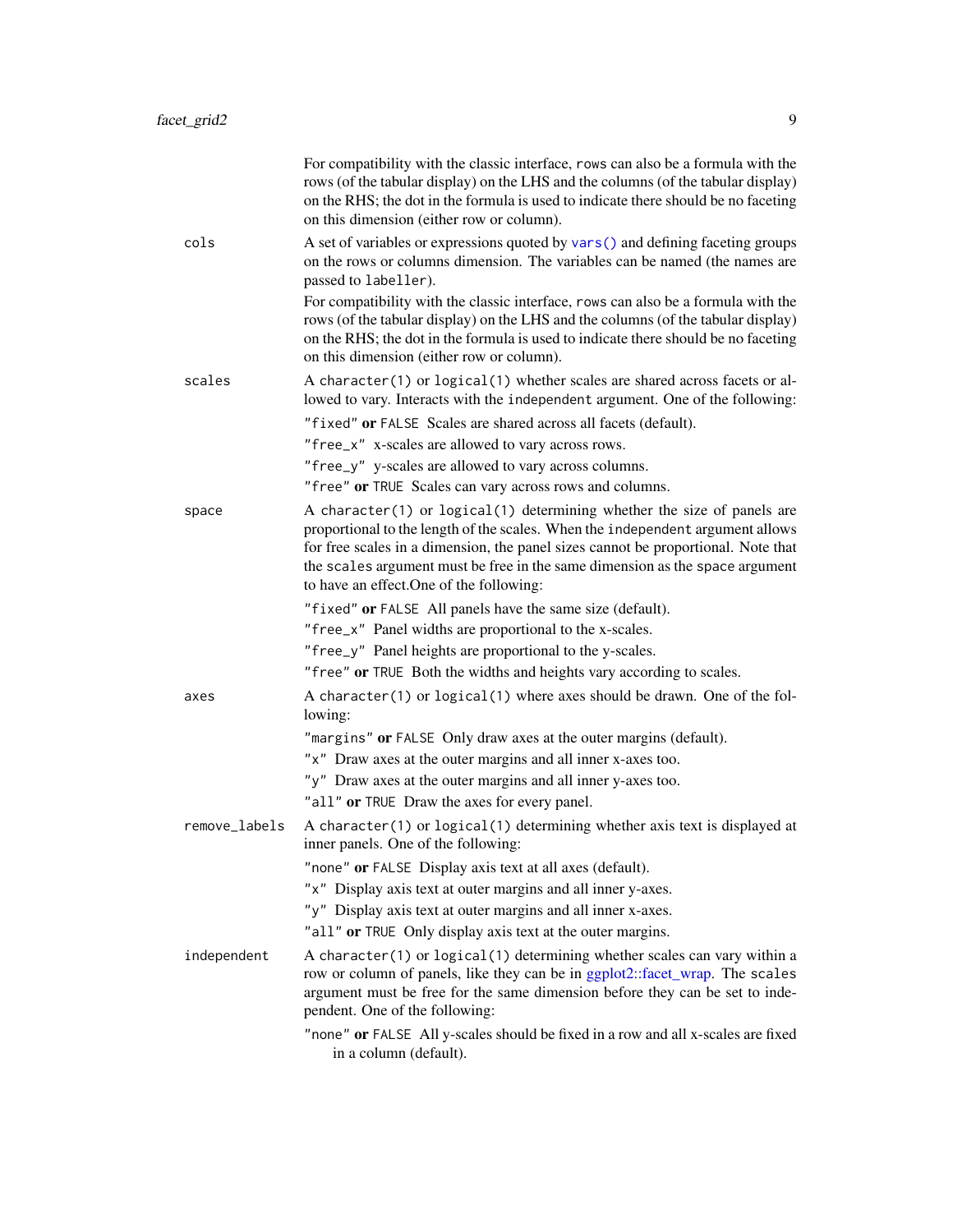For compatibility with the classic interface, `rows` can also be a formula with the rows (of the tabular display) on the LHS and the columns (of the tabular display) on the RHS; the dot in the formula is used to indicate there should be no faceting on this dimension (either row or column).

`cols`
: A set of variables or expressions quoted by `vars()` and defining faceting groups on the rows or columns dimension. The variables can be named (the names are passed to `labeller`).

  For compatibility with the classic interface, `rows` can also be a formula with the rows (of the tabular display) on the LHS and the columns (of the tabular display) on the RHS; the dot in the formula is used to indicate there should be no faceting on this dimension (either row or column).

`scales`
: A `character(1)` or `logical(1)` whether scales are shared across facets or allowed to vary. Interacts with the `independent` argument. One of the following:

  - `"fixed"` **or** `FALSE` Scales are shared across all facets (default).
  - `"free_x"` x-scales are allowed to vary across rows.
  - `"free_y"` y-scales are allowed to vary across columns.
  - `"free"` **or** `TRUE` Scales can vary across rows and columns.

`space`
: A `character(1)` or `logical(1)` determining whether the size of panels are proportional to the length of the scales. When the `independent` argument allows for free scales in a dimension, the panel sizes cannot be proportional. Note that the `scales` argument must be free in the same dimension as the `space` argument to have an effect.One of the following:

  - `"fixed"` **or** `FALSE` All panels have the same size (default).
  - `"free_x"` Panel widths are proportional to the x-scales.
  - `"free_y"` Panel heights are proportional to the y-scales.
  - `"free"` **or** `TRUE` Both the widths and heights vary according to scales.

`axes`
: A `character(1)` or `logical(1)` where axes should be drawn. One of the following:

  - `"margins"` **or** `FALSE` Only draw axes at the outer margins (default).
  - `"x"` Draw axes at the outer margins and all inner x-axes too.
  - `"y"` Draw axes at the outer margins and all inner y-axes too.
  - `"all"` **or** `TRUE` Draw the axes for every panel.

`remove_labels`
: A `character(1)` or `logical(1)` determining whether axis text is displayed at inner panels. One of the following:

  - `"none"` **or** `FALSE` Display axis text at all axes (default).
  - `"x"` Display axis text at outer margins and all inner y-axes.
  - `"y"` Display axis text at outer margins and all inner x-axes.
  - `"all"` **or** `TRUE` Only display axis text at the outer margins.

`independent`
: A `character(1)` or `logical(1)` determining whether scales can vary within a row or column of panels, like they can be in ggplot2::facet_wrap. The `scales` argument must be free for the same dimension before they can be set to independent. One of the following:

  - `"none"` **or** `FALSE` All y-scales should be fixed in a row and all x-scales are fixed in a column (default).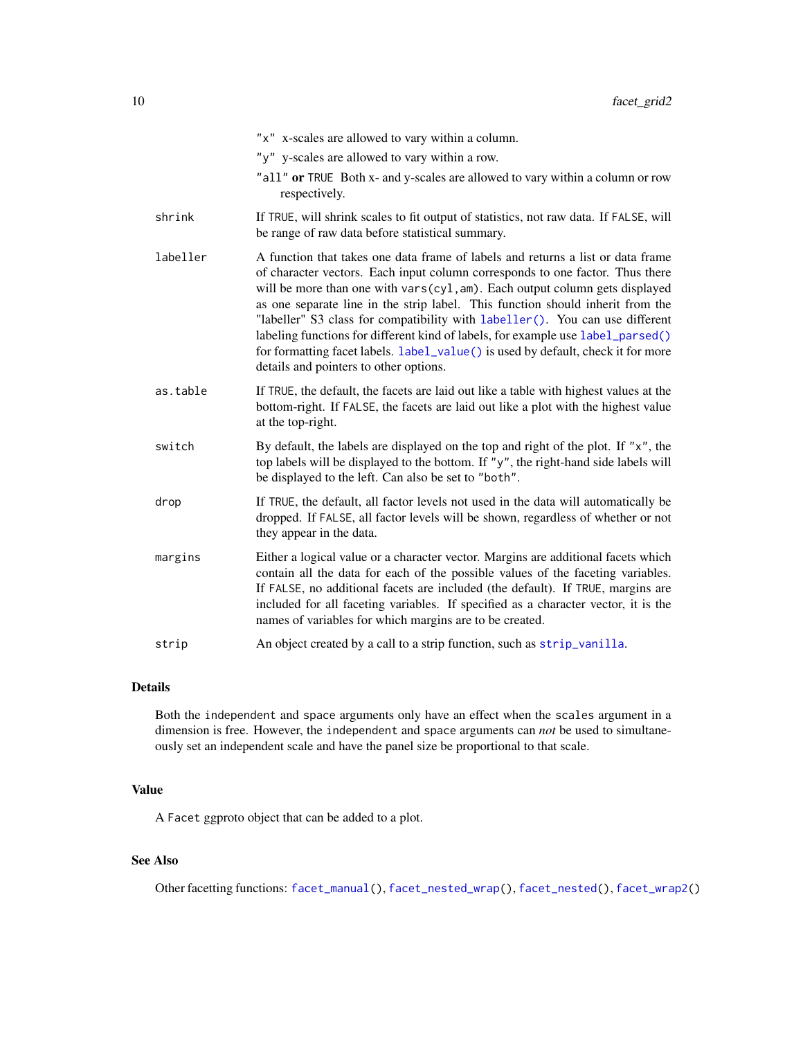"x" x-scales are allowed to vary within a column.

"y" y-scales are allowed to vary within a row.

"all" **or** TRUE Both x- and y-scales are allowed to vary within a column or row respectively.

| | |
|---|---|
| `shrink` | If TRUE, will shrink scales to fit output of statistics, not raw data. If FALSE, will be range of raw data before statistical summary. |
| `labeller` | A function that takes one data frame of labels and returns a list or data frame of character vectors. Each input column corresponds to one factor. Thus there will be more than one with `vars(cyl,am)`. Each output column gets displayed as one separate line in the strip label. This function should inherit from the "labeller" S3 class for compatibility with `labeller()`. You can use different labeling functions for different kind of labels, for example use `label_parsed()` for formatting facet labels. `label_value()` is used by default, check it for more details and pointers to other options. |
| `as.table` | If TRUE, the default, the facets are laid out like a table with highest values at the bottom-right. If FALSE, the facets are laid out like a plot with the highest value at the top-right. |
| `switch` | By default, the labels are displayed on the top and right of the plot. If "x", the top labels will be displayed to the bottom. If "y", the right-hand side labels will be displayed to the left. Can also be set to "both". |
| `drop` | If TRUE, the default, all factor levels not used in the data will automatically be dropped. If FALSE, all factor levels will be shown, regardless of whether or not they appear in the data. |
| `margins` | Either a logical value or a character vector. Margins are additional facets which contain all the data for each of the possible values of the faceting variables. If FALSE, no additional facets are included (the default). If TRUE, margins are included for all faceting variables. If specified as a character vector, it is the names of variables for which margins are to be created. |
| `strip` | An object created by a call to a strip function, such as `strip_vanilla`. |

## Details

Both the `independent` and `space` arguments only have an effect when the `scales` argument in a dimension is free. However, the `independent` and `space` arguments can *not* be used to simultaneously set an independent scale and have the panel size be proportional to that scale.

## Value

A `Facet` ggproto object that can be added to a plot.

## See Also

Other facetting functions: `facet_manual()`, `facet_nested_wrap()`, `facet_nested()`, `facet_wrap2()`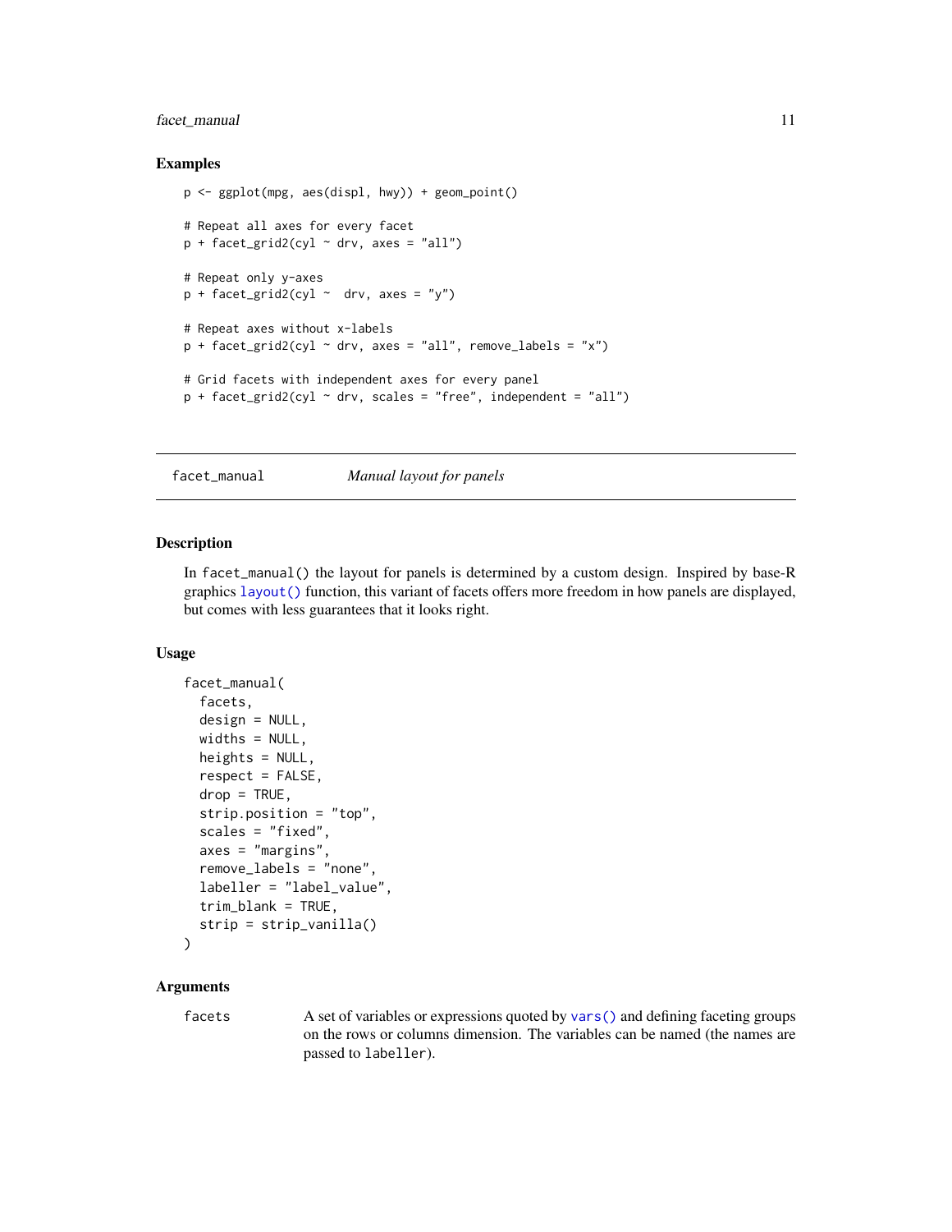### Examples

```
p <- ggplot(mpg, aes(displ, hwy)) + geom_point()

# Repeat all axes for every facet
p + facet_grid2(cyl ~ drv, axes = "all")

# Repeat only y-axes
p + facet_grid2(cyl ~  drv, axes = "y")

# Repeat axes without x-labels
p + facet_grid2(cyl ~ drv, axes = "all", remove_labels = "x")

# Grid facets with independent axes for every panel
p + facet_grid2(cyl ~ drv, scales = "free", independent = "all")
```

---

## facet_manual — *Manual layout for panels*

### Description

In facet_manual() the layout for panels is determined by a custom design. Inspired by base-R graphics layout() function, this variant of facets offers more freedom in how panels are displayed, but comes with less guarantees that it looks right.

### Usage

```
facet_manual(
  facets,
  design = NULL,
  widths = NULL,
  heights = NULL,
  respect = FALSE,
  drop = TRUE,
  strip.position = "top",
  scales = "fixed",
  axes = "margins",
  remove_labels = "none",
  labeller = "label_value",
  trim_blank = TRUE,
  strip = strip_vanilla()
)
```

### Arguments

| | |
|---|---|
| facets | A set of variables or expressions quoted by vars() and defining faceting groups on the rows or columns dimension. The variables can be named (the names are passed to labeller). |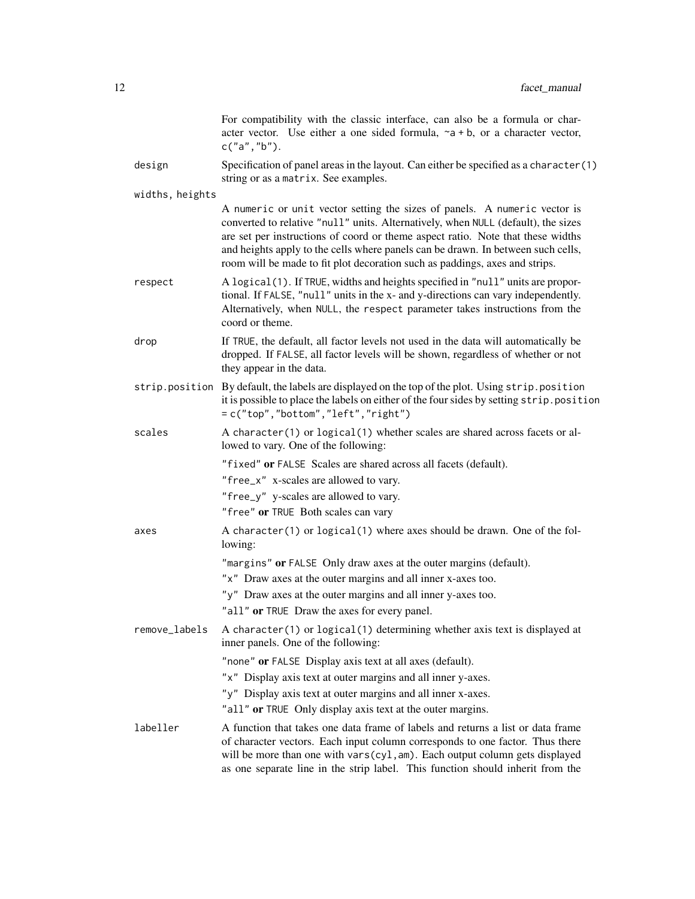For compatibility with the classic interface, can also be a formula or character vector. Use either a one sided formula, `~a + b`, or a character vector, `c("a","b")`.

`design`
: Specification of panel areas in the layout. Can either be specified as a `character(1)` string or as a `matrix`. See examples.

`widths, heights`
: A `numeric` or `unit` vector setting the sizes of panels. A `numeric` vector is converted to relative `"null"` units. Alternatively, when `NULL` (default), the sizes are set per instructions of coord or theme aspect ratio. Note that these widths and heights apply to the cells where panels can be drawn. In between such cells, room will be made to fit plot decoration such as paddings, axes and strips.

`respect`
: A `logical(1)`. If `TRUE`, widths and heights specified in `"null"` units are proportional. If `FALSE`, `"null"` units in the x- and y-directions can vary independently. Alternatively, when `NULL`, the `respect` parameter takes instructions from the coord or theme.

`drop`
: If `TRUE`, the default, all factor levels not used in the data will automatically be dropped. If `FALSE`, all factor levels will be shown, regardless of whether or not they appear in the data.

`strip.position`
: By default, the labels are displayed on the top of the plot. Using `strip.position` it is possible to place the labels on either of the four sides by setting `strip.position = c("top","bottom","left","right")`

`scales`
: A `character(1)` or `logical(1)` whether scales are shared across facets or allowed to vary. One of the following:

  - `"fixed"` **or** `FALSE` Scales are shared across all facets (default).
  - `"free_x"` x-scales are allowed to vary.
  - `"free_y"` y-scales are allowed to vary.
  - `"free"` **or** `TRUE` Both scales can vary

`axes`
: A `character(1)` or `logical(1)` where axes should be drawn. One of the following:

  - `"margins"` **or** `FALSE` Only draw axes at the outer margins (default).
  - `"x"` Draw axes at the outer margins and all inner x-axes too.
  - `"y"` Draw axes at the outer margins and all inner y-axes too.
  - `"all"` **or** `TRUE` Draw the axes for every panel.

`remove_labels`
: A `character(1)` or `logical(1)` determining whether axis text is displayed at inner panels. One of the following:

  - `"none"` **or** `FALSE` Display axis text at all axes (default).
  - `"x"` Display axis text at outer margins and all inner y-axes.
  - `"y"` Display axis text at outer margins and all inner x-axes.
  - `"all"` **or** `TRUE` Only display axis text at the outer margins.

`labeller`
: A function that takes one data frame of labels and returns a list or data frame of character vectors. Each input column corresponds to one factor. Thus there will be more than one with `vars(cyl,am)`. Each output column gets displayed as one separate line in the strip label. This function should inherit from the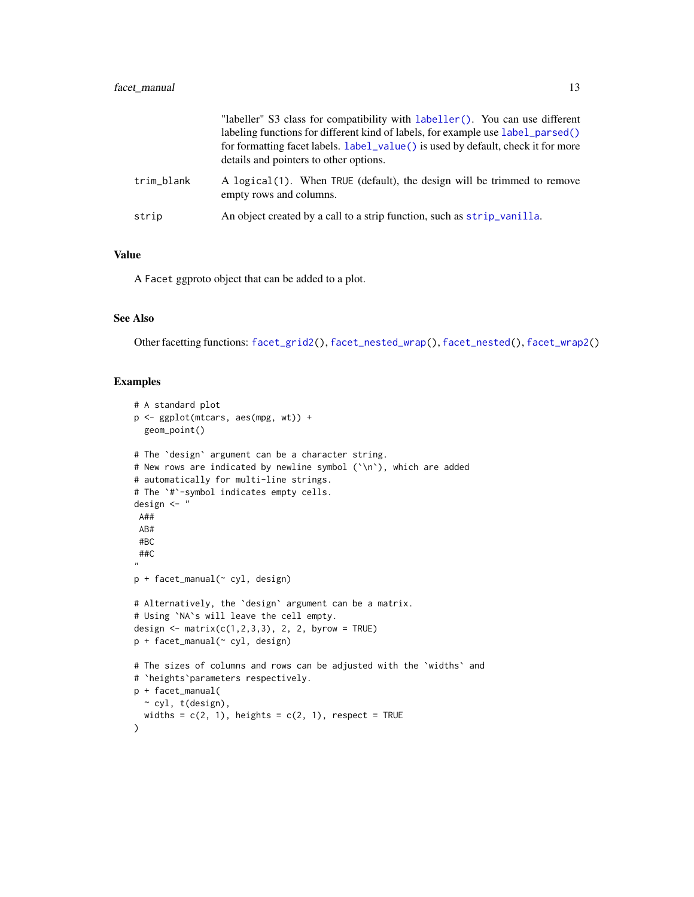"labeller" S3 class for compatibility with `labeller()`. You can use different labeling functions for different kind of labels, for example use `label_parsed()` for formatting facet labels. `label_value()` is used by default, check it for more details and pointers to other options.

`trim_blank`
: A `logical(1)`. When `TRUE` (default), the design will be trimmed to remove empty rows and columns.

`strip`
: An object created by a call to a strip function, such as `strip_vanilla`.

## Value

A `Facet` ggproto object that can be added to a plot.

## See Also

Other facetting functions: `facet_grid2()`, `facet_nested_wrap()`, `facet_nested()`, `facet_wrap2()`

## Examples

```
# A standard plot
p <- ggplot(mtcars, aes(mpg, wt)) +
  geom_point()

# The `design` argument can be a character string.
# New rows are indicated by newline symbol (`\n`), which are added
# automatically for multi-line strings.
# The `#`-symbol indicates empty cells.
design <- "
 A##
 AB#
 #BC
 ##C
"
p + facet_manual(~ cyl, design)

# Alternatively, the `design` argument can be a matrix.
# Using `NA`s will leave the cell empty.
design <- matrix(c(1,2,3,3), 2, 2, byrow = TRUE)
p + facet_manual(~ cyl, design)

# The sizes of columns and rows can be adjusted with the `widths` and
# `heights`parameters respectively.
p + facet_manual(
  ~ cyl, t(design),
  widths = c(2, 1), heights = c(2, 1), respect = TRUE
)
```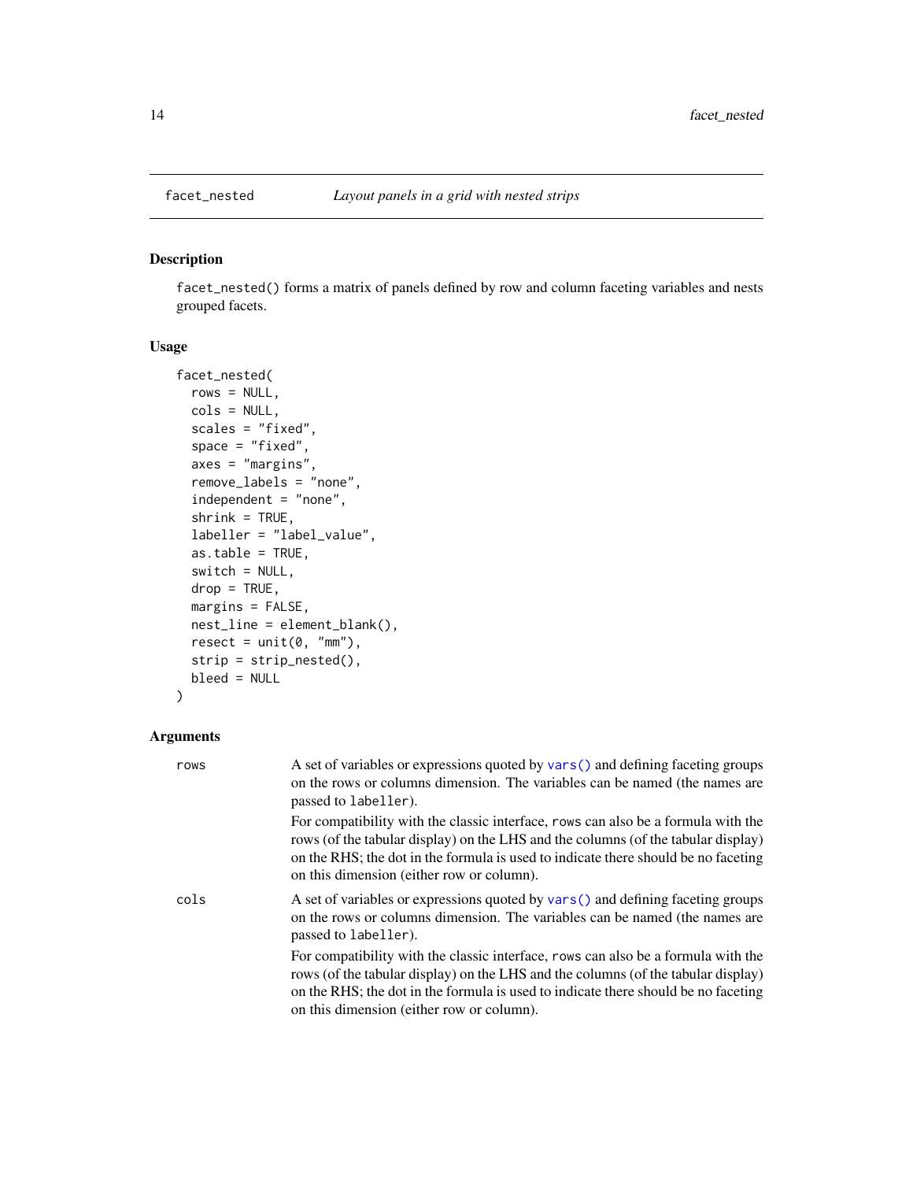## facet_nested *Layout panels in a grid with nested strips*

### Description

`facet_nested()` forms a matrix of panels defined by row and column faceting variables and nests grouped facets.

### Usage

```
facet_nested(
  rows = NULL,
  cols = NULL,
  scales = "fixed",
  space = "fixed",
  axes = "margins",
  remove_labels = "none",
  independent = "none",
  shrink = TRUE,
  labeller = "label_value",
  as.table = TRUE,
  switch = NULL,
  drop = TRUE,
  margins = FALSE,
  nest_line = element_blank(),
  resect = unit(0, "mm"),
  strip = strip_nested(),
  bleed = NULL
)
```

### Arguments

| | |
|---|---|
| `rows` | A set of variables or expressions quoted by `vars()` and defining faceting groups on the rows or columns dimension. The variables can be named (the names are passed to `labeller`).<br><br>For compatibility with the classic interface, `rows` can also be a formula with the rows (of the tabular display) on the LHS and the columns (of the tabular display) on the RHS; the dot in the formula is used to indicate there should be no faceting on this dimension (either row or column). |
| `cols` | A set of variables or expressions quoted by `vars()` and defining faceting groups on the rows or columns dimension. The variables can be named (the names are passed to `labeller`).<br><br>For compatibility with the classic interface, `rows` can also be a formula with the rows (of the tabular display) on the LHS and the columns (of the tabular display) on the RHS; the dot in the formula is used to indicate there should be no faceting on this dimension (either row or column). |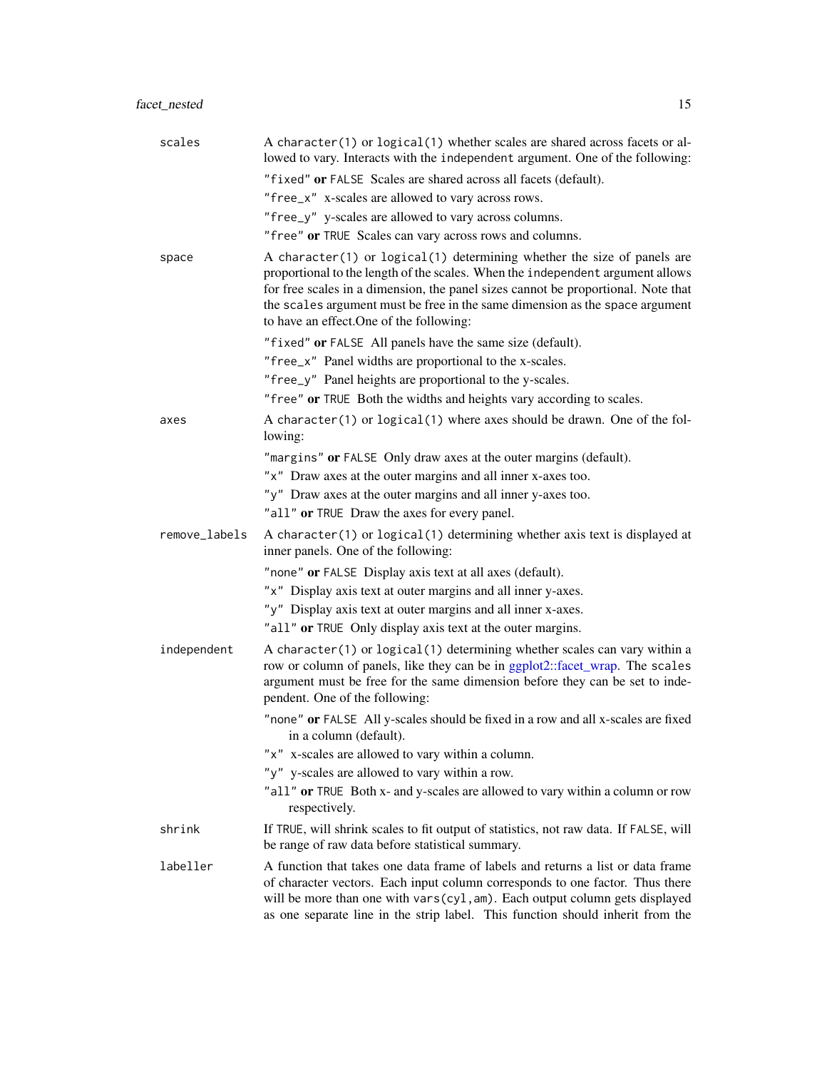**scales**
: A `character(1)` or `logical(1)` whether scales are shared across facets or allowed to vary. Interacts with the `independent` argument. One of the following:

  - `"fixed"` **or** `FALSE` Scales are shared across all facets (default).
  - `"free_x"` x-scales are allowed to vary across rows.
  - `"free_y"` y-scales are allowed to vary across columns.
  - `"free"` **or** `TRUE` Scales can vary across rows and columns.

**space**
: A `character(1)` or `logical(1)` determining whether the size of panels are proportional to the length of the scales. When the `independent` argument allows for free scales in a dimension, the panel sizes cannot be proportional. Note that the `scales` argument must be free in the same dimension as the `space` argument to have an effect.One of the following:

  - `"fixed"` **or** `FALSE` All panels have the same size (default).
  - `"free_x"` Panel widths are proportional to the x-scales.
  - `"free_y"` Panel heights are proportional to the y-scales.
  - `"free"` **or** `TRUE` Both the widths and heights vary according to scales.

**axes**
: A `character(1)` or `logical(1)` where axes should be drawn. One of the following:

  - `"margins"` **or** `FALSE` Only draw axes at the outer margins (default).
  - `"x"` Draw axes at the outer margins and all inner x-axes too.
  - `"y"` Draw axes at the outer margins and all inner y-axes too.
  - `"all"` **or** `TRUE` Draw the axes for every panel.

**remove_labels**
: A `character(1)` or `logical(1)` determining whether axis text is displayed at inner panels. One of the following:

  - `"none"` **or** `FALSE` Display axis text at all axes (default).
  - `"x"` Display axis text at outer margins and all inner y-axes.
  - `"y"` Display axis text at outer margins and all inner x-axes.
  - `"all"` **or** `TRUE` Only display axis text at the outer margins.

**independent**
: A `character(1)` or `logical(1)` determining whether scales can vary within a row or column of panels, like they can be in ggplot2::facet_wrap. The `scales` argument must be free for the same dimension before they can be set to independent. One of the following:

  - `"none"` **or** `FALSE` All y-scales should be fixed in a row and all x-scales are fixed in a column (default).
  - `"x"` x-scales are allowed to vary within a column.
  - `"y"` y-scales are allowed to vary within a row.
  - `"all"` **or** `TRUE` Both x- and y-scales are allowed to vary within a column or row respectively.

**shrink**
: If `TRUE`, will shrink scales to fit output of statistics, not raw data. If `FALSE`, will be range of raw data before statistical summary.

**labeller**
: A function that takes one data frame of labels and returns a list or data frame of character vectors. Each input column corresponds to one factor. Thus there will be more than one with `vars(cyl,am)`. Each output column gets displayed as one separate line in the strip label. This function should inherit from the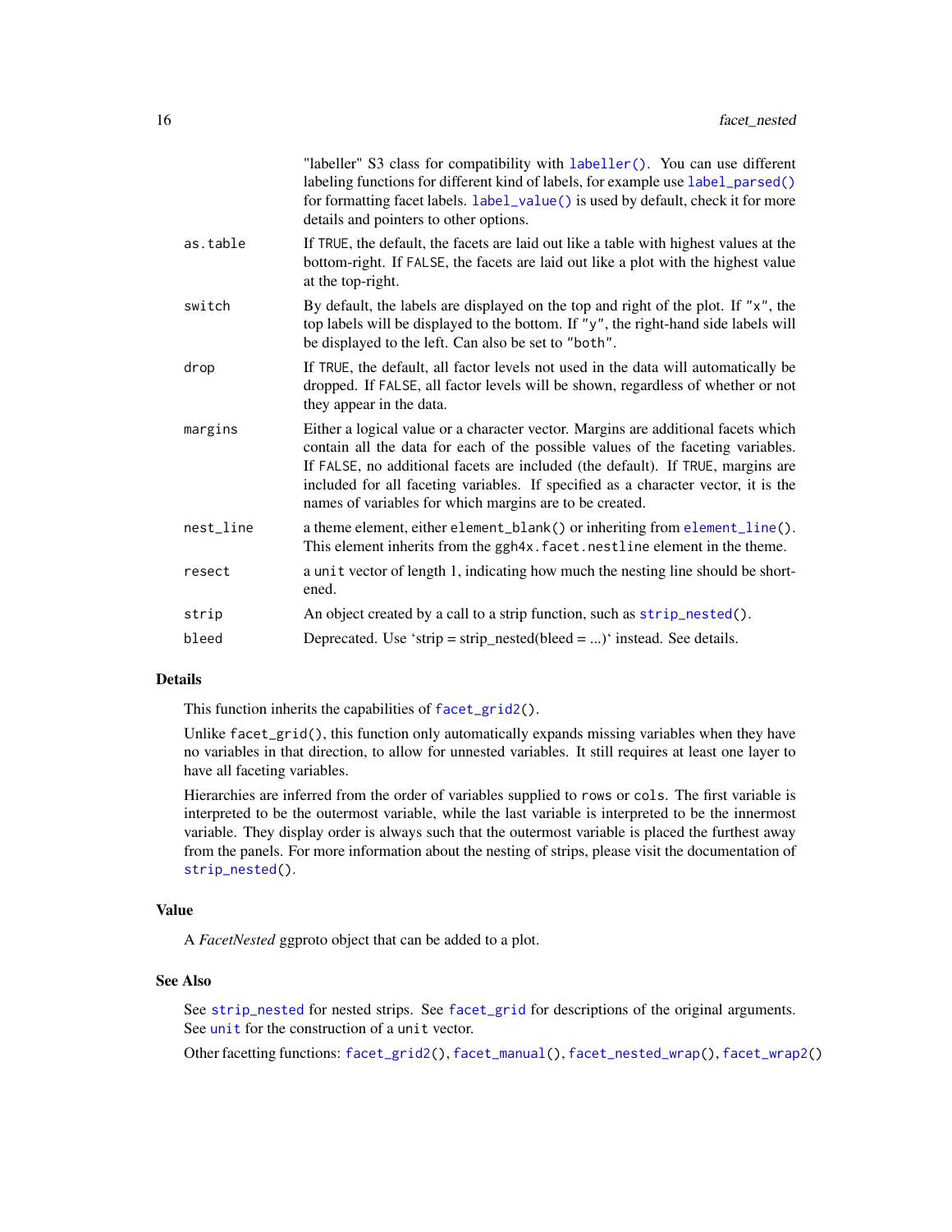|  |  |
| --- | --- |
|  | "labeller" S3 class for compatibility with labeller(). You can use different labeling functions for different kind of labels, for example use label_parsed() for formatting facet labels. label_value() is used by default, check it for more details and pointers to other options. |
| as.table | If TRUE, the default, the facets are laid out like a table with highest values at the bottom-right. If FALSE, the facets are laid out like a plot with the highest value at the top-right. |
| switch | By default, the labels are displayed on the top and right of the plot. If "x", the top labels will be displayed to the bottom. If "y", the right-hand side labels will be displayed to the left. Can also be set to "both". |
| drop | If TRUE, the default, all factor levels not used in the data will automatically be dropped. If FALSE, all factor levels will be shown, regardless of whether or not they appear in the data. |
| margins | Either a logical value or a character vector. Margins are additional facets which contain all the data for each of the possible values of the faceting variables. If FALSE, no additional facets are included (the default). If TRUE, margins are included for all faceting variables. If specified as a character vector, it is the names of variables for which margins are to be created. |
| nest_line | a theme element, either element_blank() or inheriting from element_line(). This element inherits from the ggh4x.facet.nestline element in the theme. |
| resect | a unit vector of length 1, indicating how much the nesting line should be shortened. |
| strip | An object created by a call to a strip function, such as strip_nested(). |
| bleed | Deprecated. Use 'strip = strip_nested(bleed = ...)' instead. See details. |

## Details

This function inherits the capabilities of facet_grid2().

Unlike facet_grid(), this function only automatically expands missing variables when they have no variables in that direction, to allow for unnested variables. It still requires at least one layer to have all faceting variables.

Hierarchies are inferred from the order of variables supplied to rows or cols. The first variable is interpreted to be the outermost variable, while the last variable is interpreted to be the innermost variable. They display order is always such that the outermost variable is placed the furthest away from the panels. For more information about the nesting of strips, please visit the documentation of strip_nested().

## Value

A *FacetNested* ggproto object that can be added to a plot.

## See Also

See strip_nested for nested strips. See facet_grid for descriptions of the original arguments. See unit for the construction of a unit vector.

Other facetting functions: facet_grid2(), facet_manual(), facet_nested_wrap(), facet_wrap2()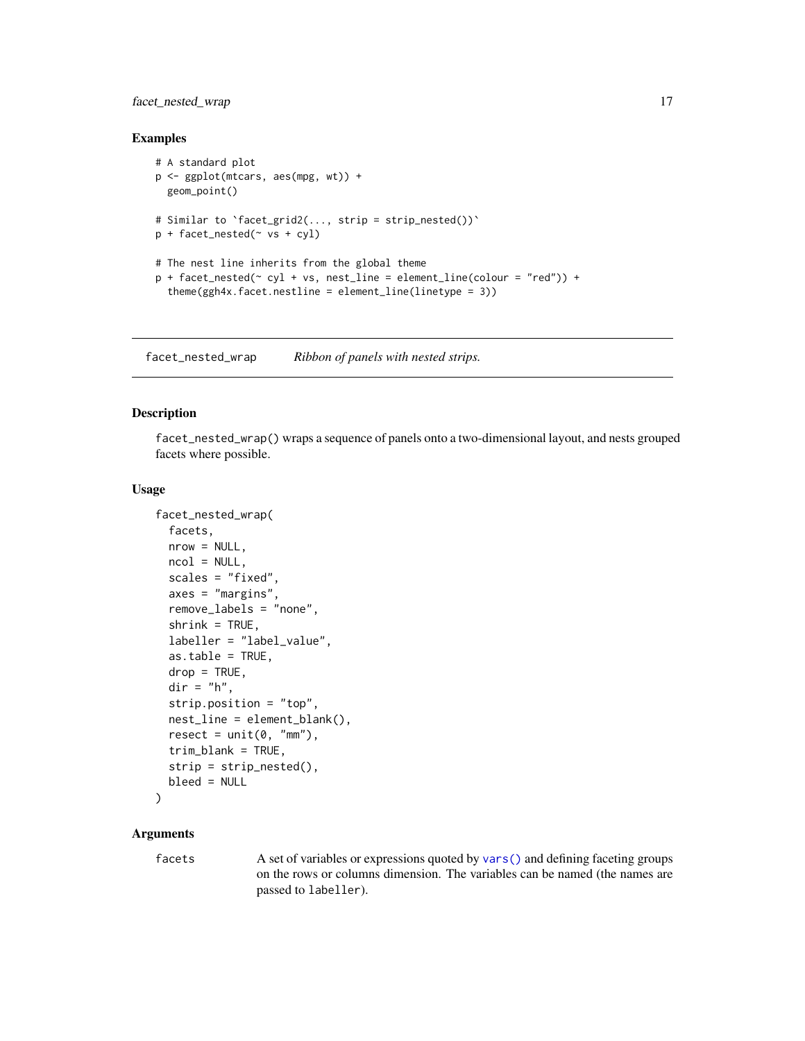## Examples

```
# A standard plot
p <- ggplot(mtcars, aes(mpg, wt)) +
  geom_point()

# Similar to `facet_grid2(..., strip = strip_nested())`
p + facet_nested(~ vs + cyl)

# The nest line inherits from the global theme
p + facet_nested(~ cyl + vs, nest_line = element_line(colour = "red")) +
  theme(ggh4x.facet.nestline = element_line(linetype = 3))
```

---

# facet_nested_wrap *Ribbon of panels with nested strips.*

---

## Description

`facet_nested_wrap()` wraps a sequence of panels onto a two-dimensional layout, and nests grouped facets where possible.

## Usage

```
facet_nested_wrap(
  facets,
  nrow = NULL,
  ncol = NULL,
  scales = "fixed",
  axes = "margins",
  remove_labels = "none",
  shrink = TRUE,
  labeller = "label_value",
  as.table = TRUE,
  drop = TRUE,
  dir = "h",
  strip.position = "top",
  nest_line = element_blank(),
  resect = unit(0, "mm"),
  trim_blank = TRUE,
  strip = strip_nested(),
  bleed = NULL
)
```

## Arguments

`facets` A set of variables or expressions quoted by `vars()` and defining faceting groups on the rows or columns dimension. The variables can be named (the names are passed to `labeller`).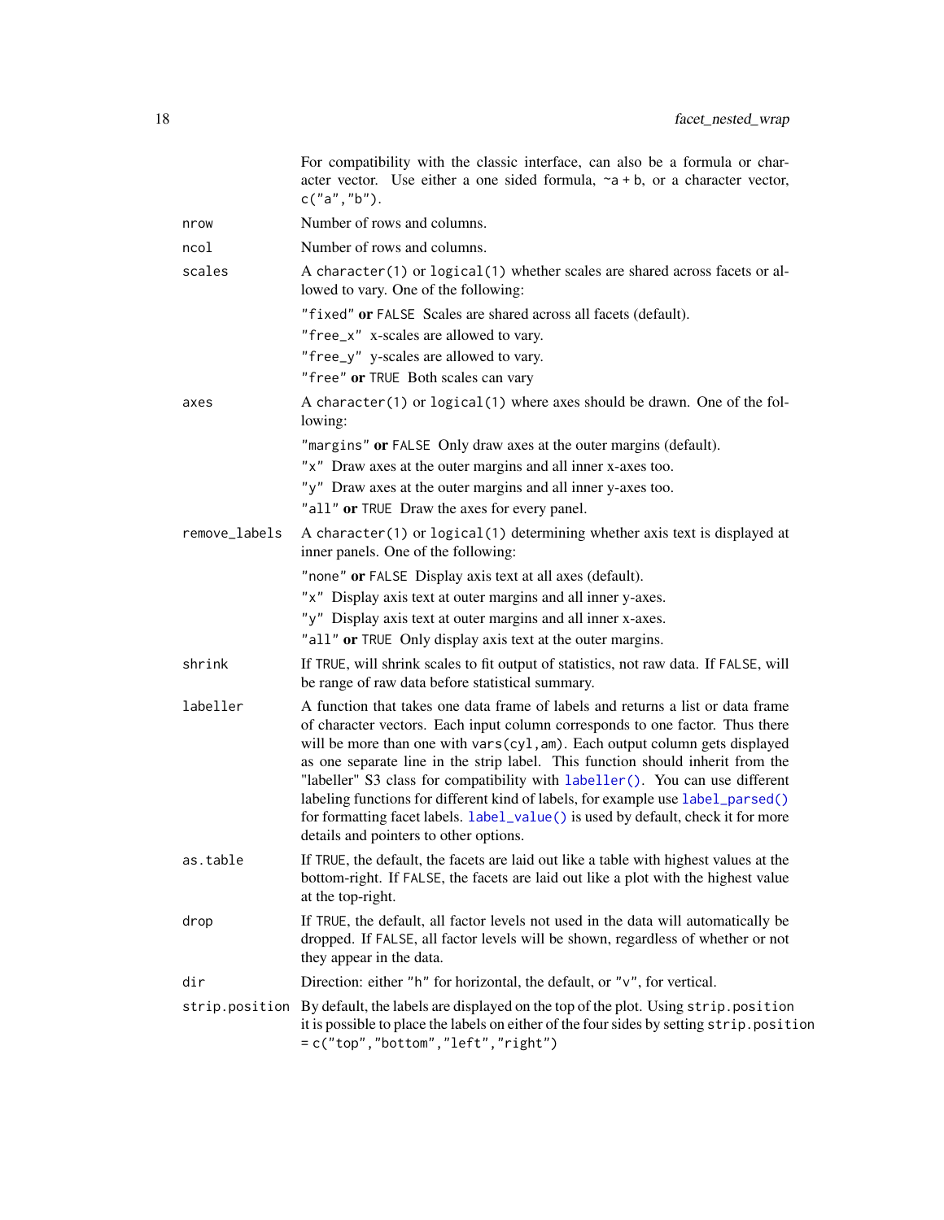For compatibility with the classic interface, can also be a formula or character vector. Use either a one sided formula, `~a + b`, or a character vector, `c("a","b")`.

`nrow`
: Number of rows and columns.

`ncol`
: Number of rows and columns.

`scales`
: A `character(1)` or `logical(1)` whether scales are shared across facets or allowed to vary. One of the following:

  - `"fixed"` **or** `FALSE` Scales are shared across all facets (default).
  - `"free_x"` x-scales are allowed to vary.
  - `"free_y"` y-scales are allowed to vary.
  - `"free"` **or** `TRUE` Both scales can vary

`axes`
: A `character(1)` or `logical(1)` where axes should be drawn. One of the following:

  - `"margins"` **or** `FALSE` Only draw axes at the outer margins (default).
  - `"x"` Draw axes at the outer margins and all inner x-axes too.
  - `"y"` Draw axes at the outer margins and all inner y-axes too.
  - `"all"` **or** `TRUE` Draw the axes for every panel.

`remove_labels`
: A `character(1)` or `logical(1)` determining whether axis text is displayed at inner panels. One of the following:

  - `"none"` **or** `FALSE` Display axis text at all axes (default).
  - `"x"` Display axis text at outer margins and all inner y-axes.
  - `"y"` Display axis text at outer margins and all inner x-axes.
  - `"all"` **or** `TRUE` Only display axis text at the outer margins.

`shrink`
: If `TRUE`, will shrink scales to fit output of statistics, not raw data. If `FALSE`, will be range of raw data before statistical summary.

`labeller`
: A function that takes one data frame of labels and returns a list or data frame of character vectors. Each input column corresponds to one factor. Thus there will be more than one with `vars(cyl,am)`. Each output column gets displayed as one separate line in the strip label. This function should inherit from the "labeller" S3 class for compatibility with `labeller()`. You can use different labeling functions for different kind of labels, for example use `label_parsed()` for formatting facet labels. `label_value()` is used by default, check it for more details and pointers to other options.

`as.table`
: If `TRUE`, the default, the facets are laid out like a table with highest values at the bottom-right. If `FALSE`, the facets are laid out like a plot with the highest value at the top-right.

`drop`
: If `TRUE`, the default, all factor levels not used in the data will automatically be dropped. If `FALSE`, all factor levels will be shown, regardless of whether or not they appear in the data.

`dir`
: Direction: either `"h"` for horizontal, the default, or `"v"`, for vertical.

`strip.position`
: By default, the labels are displayed on the top of the plot. Using `strip.position` it is possible to place the labels on either of the four sides by setting `strip.position = c("top","bottom","left","right")`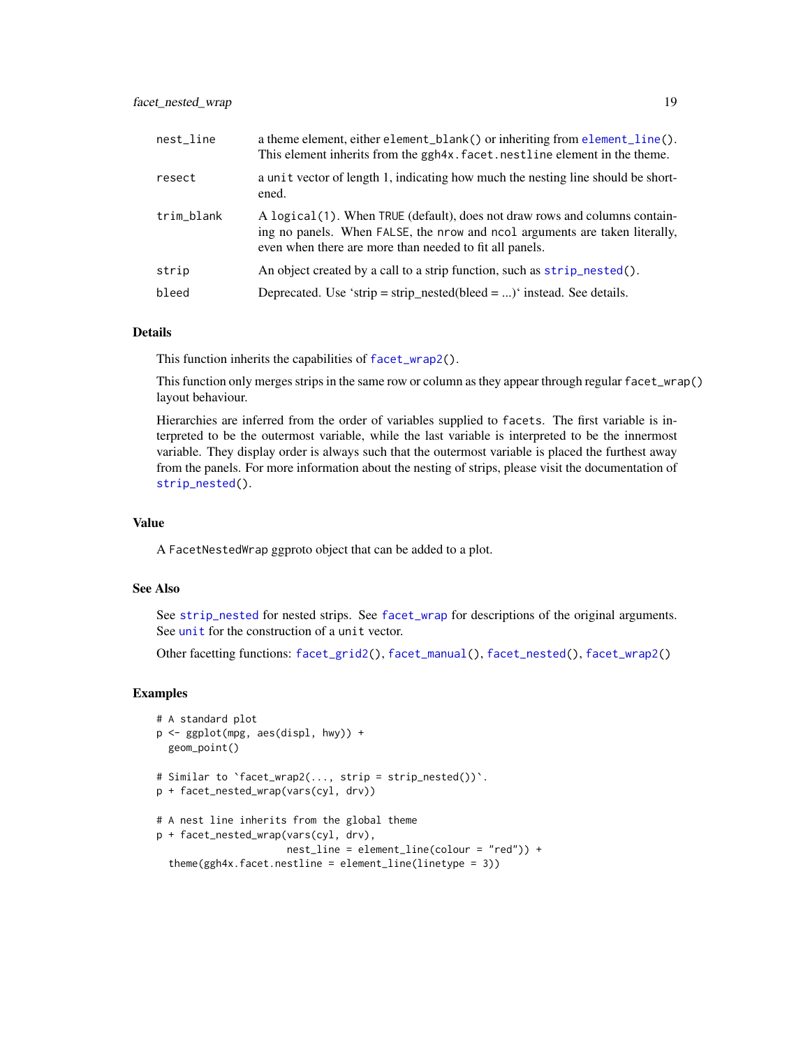| | |
|---|---|
| nest_line | a theme element, either `element_blank()` or inheriting from `element_line()`. This element inherits from the `ggh4x.facet.nestline` element in the theme. |
| resect | a `unit` vector of length 1, indicating how much the nesting line should be shortened. |
| trim_blank | A `logical(1)`. When `TRUE` (default), does not draw rows and columns containing no panels. When `FALSE`, the `nrow` and `ncol` arguments are taken literally, even when there are more than needed to fit all panels. |
| strip | An object created by a call to a strip function, such as `strip_nested()`. |
| bleed | Deprecated. Use 'strip = strip_nested(bleed = ...)' instead. See details. |

### Details

This function inherits the capabilities of `facet_wrap2()`.

This function only merges strips in the same row or column as they appear through regular `facet_wrap()` layout behaviour.

Hierarchies are inferred from the order of variables supplied to `facets`. The first variable is interpreted to be the outermost variable, while the last variable is interpreted to be the innermost variable. They display order is always such that the outermost variable is placed the furthest away from the panels. For more information about the nesting of strips, please visit the documentation of `strip_nested()`.

### Value

A `FacetNestedWrap` ggproto object that can be added to a plot.

### See Also

See `strip_nested` for nested strips. See `facet_wrap` for descriptions of the original arguments. See `unit` for the construction of a `unit` vector.

Other facetting functions: `facet_grid2()`, `facet_manual()`, `facet_nested()`, `facet_wrap2()`

### Examples

```
# A standard plot
p <- ggplot(mpg, aes(displ, hwy)) +
  geom_point()

# Similar to `facet_wrap2(..., strip = strip_nested())`.
p + facet_nested_wrap(vars(cyl, drv))

# A nest line inherits from the global theme
p + facet_nested_wrap(vars(cyl, drv),
                      nest_line = element_line(colour = "red")) +
  theme(ggh4x.facet.nestline = element_line(linetype = 3))
```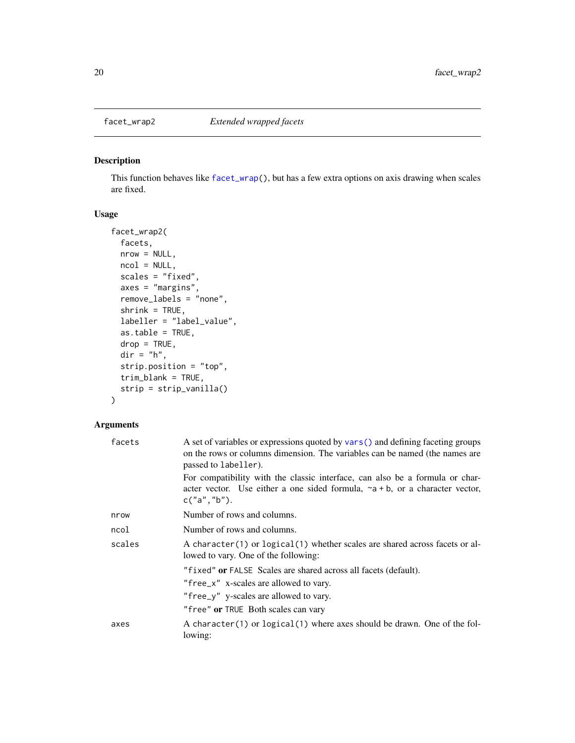facet_wrap2 *Extended wrapped facets*

## Description

This function behaves like `facet_wrap()`, but has a few extra options on axis drawing when scales are fixed.

## Usage

```
facet_wrap2(
  facets,
  nrow = NULL,
  ncol = NULL,
  scales = "fixed",
  axes = "margins",
  remove_labels = "none",
  shrink = TRUE,
  labeller = "label_value",
  as.table = TRUE,
  drop = TRUE,
  dir = "h",
  strip.position = "top",
  trim_blank = TRUE,
  strip = strip_vanilla()
)
```

## Arguments

`facets` A set of variables or expressions quoted by `vars()` and defining faceting groups on the rows or columns dimension. The variables can be named (the names are passed to `labeller`).

For compatibility with the classic interface, can also be a formula or character vector. Use either a one sided formula, `~a + b`, or a character vector, `c("a","b")`.

`nrow` Number of rows and columns.

`ncol` Number of rows and columns.

`scales` A `character(1)` or `logical(1)` whether scales are shared across facets or allowed to vary. One of the following:

- `"fixed"` **or** `FALSE` Scales are shared across all facets (default).
- `"free_x"` x-scales are allowed to vary.
- `"free_y"` y-scales are allowed to vary.
- `"free"` **or** `TRUE` Both scales can vary

`axes` A `character(1)` or `logical(1)` where axes should be drawn. One of the following: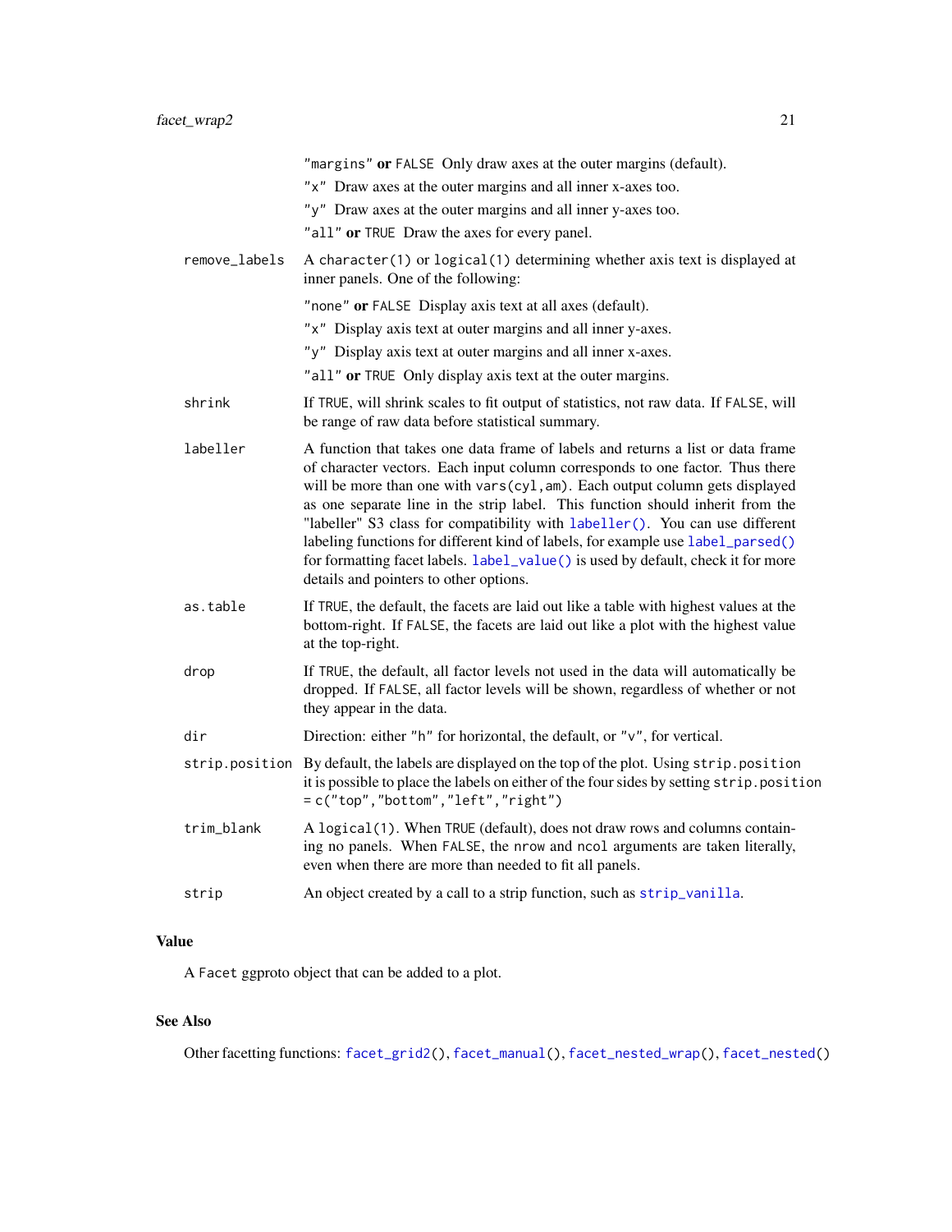"margins" **or** FALSE Only draw axes at the outer margins (default).

"x" Draw axes at the outer margins and all inner x-axes too.

"y" Draw axes at the outer margins and all inner y-axes too.

"all" **or** TRUE Draw the axes for every panel.

`remove_labels` A `character(1)` or `logical(1)` determining whether axis text is displayed at inner panels. One of the following:

"none" **or** FALSE Display axis text at all axes (default).

"x" Display axis text at outer margins and all inner y-axes.

"y" Display axis text at outer margins and all inner x-axes.

"all" **or** TRUE Only display axis text at the outer margins.

`shrink` If TRUE, will shrink scales to fit output of statistics, not raw data. If FALSE, will be range of raw data before statistical summary.

`labeller` A function that takes one data frame of labels and returns a list or data frame of character vectors. Each input column corresponds to one factor. Thus there will be more than one with `vars(cyl,am)`. Each output column gets displayed as one separate line in the strip label. This function should inherit from the "labeller" S3 class for compatibility with `labeller()`. You can use different labeling functions for different kind of labels, for example use `label_parsed()` for formatting facet labels. `label_value()` is used by default, check it for more details and pointers to other options.

`as.table` If TRUE, the default, the facets are laid out like a table with highest values at the bottom-right. If FALSE, the facets are laid out like a plot with the highest value at the top-right.

`drop` If TRUE, the default, all factor levels not used in the data will automatically be dropped. If FALSE, all factor levels will be shown, regardless of whether or not they appear in the data.

`dir` Direction: either "h" for horizontal, the default, or "v", for vertical.

`strip.position` By default, the labels are displayed on the top of the plot. Using `strip.position` it is possible to place the labels on either of the four sides by setting `strip.position = c("top","bottom","left","right")`

`trim_blank` A `logical(1)`. When TRUE (default), does not draw rows and columns containing no panels. When FALSE, the `nrow` and `ncol` arguments are taken literally, even when there are more than needed to fit all panels.

`strip` An object created by a call to a strip function, such as `strip_vanilla`.

## Value

A Facet ggproto object that can be added to a plot.

## See Also

Other facetting functions: `facet_grid2()`, `facet_manual()`, `facet_nested_wrap()`, `facet_nested()`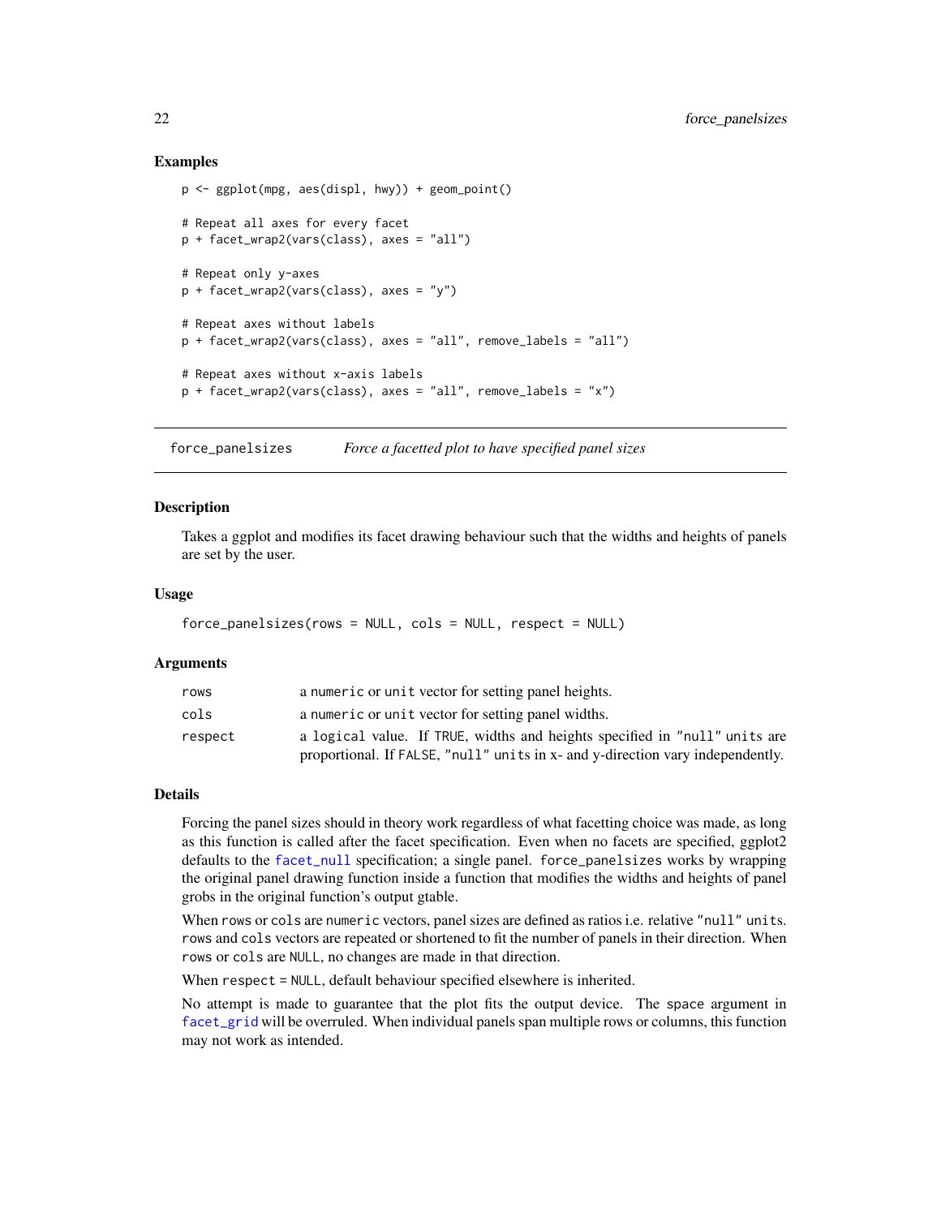### Examples

```
p <- ggplot(mpg, aes(displ, hwy)) + geom_point()

# Repeat all axes for every facet
p + facet_wrap2(vars(class), axes = "all")

# Repeat only y-axes
p + facet_wrap2(vars(class), axes = "y")

# Repeat axes without labels
p + facet_wrap2(vars(class), axes = "all", remove_labels = "all")

# Repeat axes without x-axis labels
p + facet_wrap2(vars(class), axes = "all", remove_labels = "x")
```

---

## force_panelsizes — *Force a facetted plot to have specified panel sizes*

### Description

Takes a ggplot and modifies its facet drawing behaviour such that the widths and heights of panels are set by the user.

### Usage

```
force_panelsizes(rows = NULL, cols = NULL, respect = NULL)
```

### Arguments

| | |
|---|---|
| `rows` | a `numeric` or `unit` vector for setting panel heights. |
| `cols` | a `numeric` or `unit` vector for setting panel widths. |
| `respect` | a `logical` value. If `TRUE`, widths and heights specified in `"null"` `units` are proportional. If `FALSE`, `"null"` `units` in x- and y-direction vary independently. |

### Details

Forcing the panel sizes should in theory work regardless of what facetting choice was made, as long as this function is called after the facet specification. Even when no facets are specified, ggplot2 defaults to the `facet_null` specification; a single panel. `force_panelsizes` works by wrapping the original panel drawing function inside a function that modifies the widths and heights of panel grobs in the original function's output gtable.

When `rows` or `cols` are `numeric` vectors, panel sizes are defined as ratios i.e. relative `"null"` `units`. `rows` and `cols` vectors are repeated or shortened to fit the number of panels in their direction. When `rows` or `cols` are `NULL`, no changes are made in that direction.

When `respect = NULL`, default behaviour specified elsewhere is inherited.

No attempt is made to guarantee that the plot fits the output device. The `space` argument in `facet_grid` will be overruled. When individual panels span multiple rows or columns, this function may not work as intended.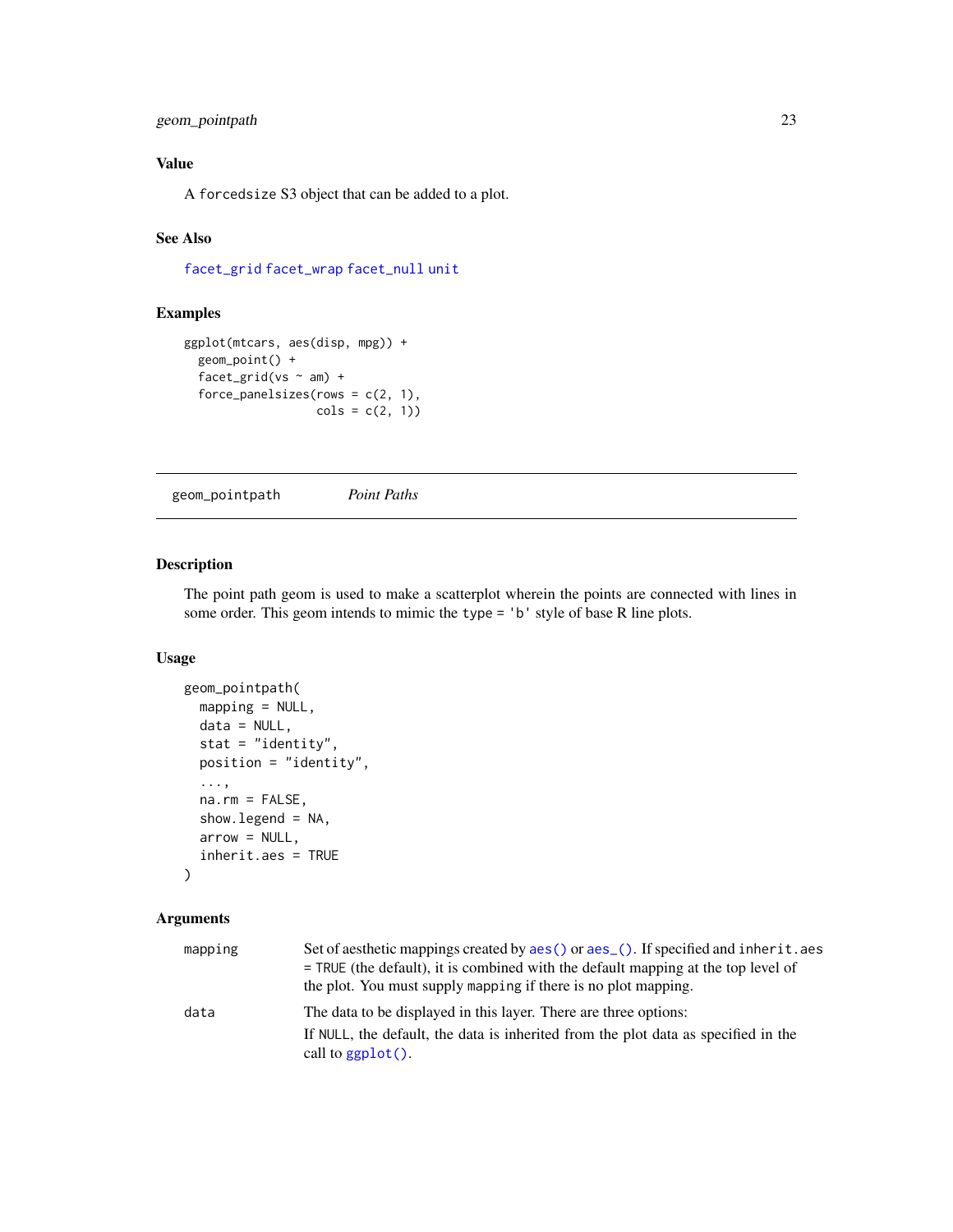### Value

A `forcedsize` S3 object that can be added to a plot.

### See Also

facet_grid facet_wrap facet_null unit

### Examples

```
ggplot(mtcars, aes(disp, mpg)) +
  geom_point() +
  facet_grid(vs ~ am) +
  force_panelsizes(rows = c(2, 1),
                   cols = c(2, 1))
```

---

## geom_pointpath *Point Paths*

### Description

The point path geom is used to make a scatterplot wherein the points are connected with lines in some order. This geom intends to mimic the `type = 'b'` style of base R line plots.

### Usage

```
geom_pointpath(
  mapping = NULL,
  data = NULL,
  stat = "identity",
  position = "identity",
  ...,
  na.rm = FALSE,
  show.legend = NA,
  arrow = NULL,
  inherit.aes = TRUE
)
```

### Arguments

| | |
|---|---|
| `mapping` | Set of aesthetic mappings created by `aes()` or `aes_()`. If specified and `inherit.aes = TRUE` (the default), it is combined with the default mapping at the top level of the plot. You must supply `mapping` if there is no plot mapping. |
| `data` | The data to be displayed in this layer. There are three options: If `NULL`, the default, the data is inherited from the plot data as specified in the call to `ggplot()`. |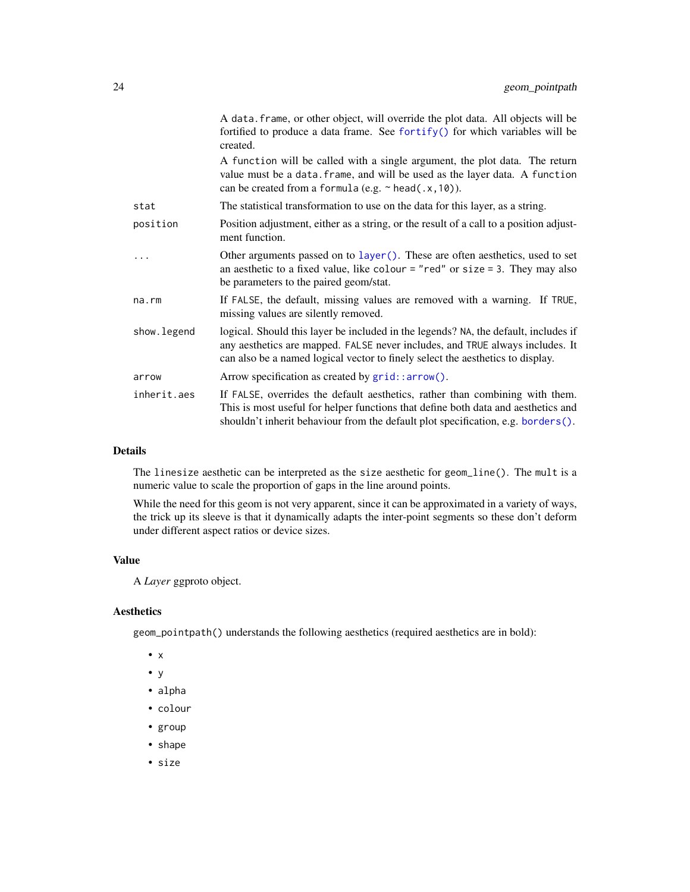| | |
|---|---|
| | A `data.frame`, or other object, will override the plot data. All objects will be fortified to produce a data frame. See `fortify()` for which variables will be created. |
| | A `function` will be called with a single argument, the plot data. The return value must be a `data.frame`, and will be used as the layer data. A `function` can be created from a `formula` (e.g. `~ head(.x, 10)`). |
| `stat` | The statistical transformation to use on the data for this layer, as a string. |
| `position` | Position adjustment, either as a string, or the result of a call to a position adjustment function. |
| `...` | Other arguments passed on to `layer()`. These are often aesthetics, used to set an aesthetic to a fixed value, like `colour = "red"` or `size = 3`. They may also be parameters to the paired geom/stat. |
| `na.rm` | If `FALSE`, the default, missing values are removed with a warning. If `TRUE`, missing values are silently removed. |
| `show.legend` | logical. Should this layer be included in the legends? `NA`, the default, includes if any aesthetics are mapped. `FALSE` never includes, and `TRUE` always includes. It can also be a named logical vector to finely select the aesthetics to display. |
| `arrow` | Arrow specification as created by `grid::arrow()`. |
| `inherit.aes` | If `FALSE`, overrides the default aesthetics, rather than combining with them. This is most useful for helper functions that define both data and aesthetics and shouldn't inherit behaviour from the default plot specification, e.g. `borders()`. |

## Details

The `linesize` aesthetic can be interpreted as the `size` aesthetic for `geom_line()`. The `mult` is a numeric value to scale the proportion of gaps in the line around points.

While the need for this geom is not very apparent, since it can be approximated in a variety of ways, the trick up its sleeve is that it dynamically adapts the inter-point segments so these don't deform under different aspect ratios or device sizes.

## Value

A *Layer* ggproto object.

## Aesthetics

`geom_pointpath()` understands the following aesthetics (required aesthetics are in bold):

- `x`
- `y`
- `alpha`
- `colour`
- `group`
- `shape`
- `size`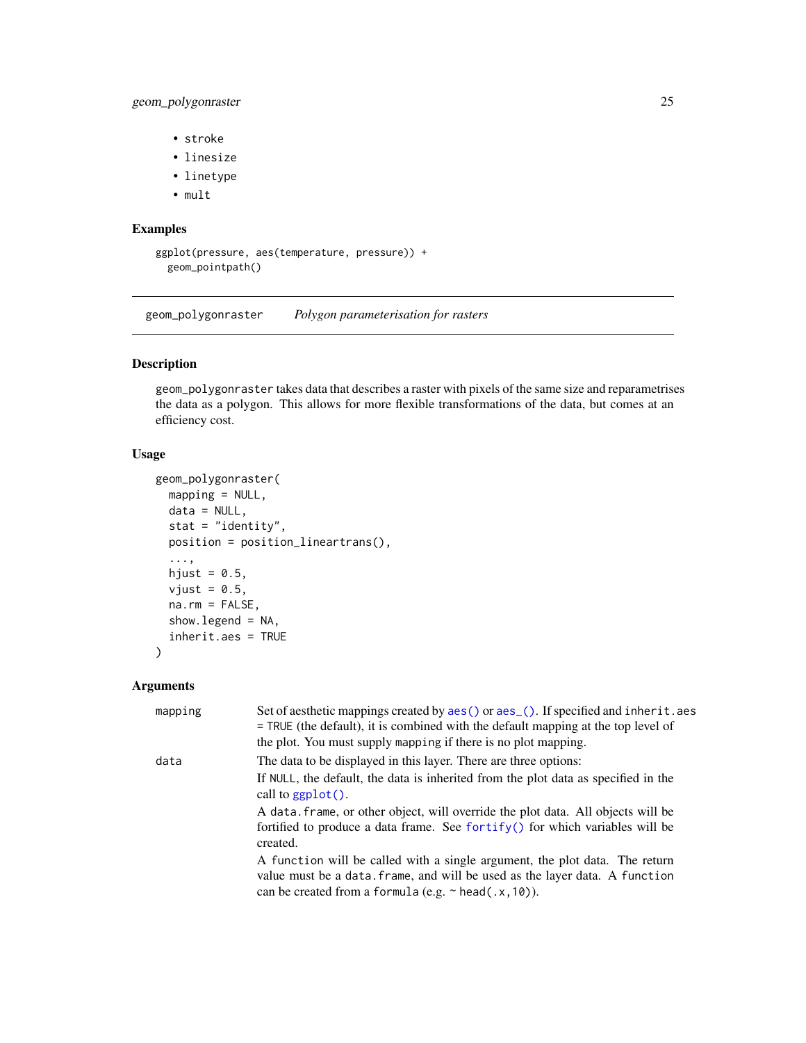- stroke
- linesize
- linetype
- mult

## Examples

```
ggplot(pressure, aes(temperature, pressure)) +
  geom_pointpath()
```

---

# geom_polygonraster    *Polygon parameterisation for rasters*

---

## Description

geom_polygonraster takes data that describes a raster with pixels of the same size and reparametrises the data as a polygon. This allows for more flexible transformations of the data, but comes at an efficiency cost.

## Usage

```
geom_polygonraster(
  mapping = NULL,
  data = NULL,
  stat = "identity",
  position = position_lineartrans(),
  ...,
  hjust = 0.5,
  vjust = 0.5,
  na.rm = FALSE,
  show.legend = NA,
  inherit.aes = TRUE
)
```

## Arguments

| | |
|---|---|
| mapping | Set of aesthetic mappings created by aes() or aes_(). If specified and inherit.aes = TRUE (the default), it is combined with the default mapping at the top level of the plot. You must supply mapping if there is no plot mapping. |
| data | The data to be displayed in this layer. There are three options:<br>If NULL, the default, the data is inherited from the plot data as specified in the call to ggplot().<br>A data.frame, or other object, will override the plot data. All objects will be fortified to produce a data frame. See fortify() for which variables will be created.<br>A function will be called with a single argument, the plot data. The return value must be a data.frame, and will be used as the layer data. A function can be created from a formula (e.g. ~ head(.x,10)). |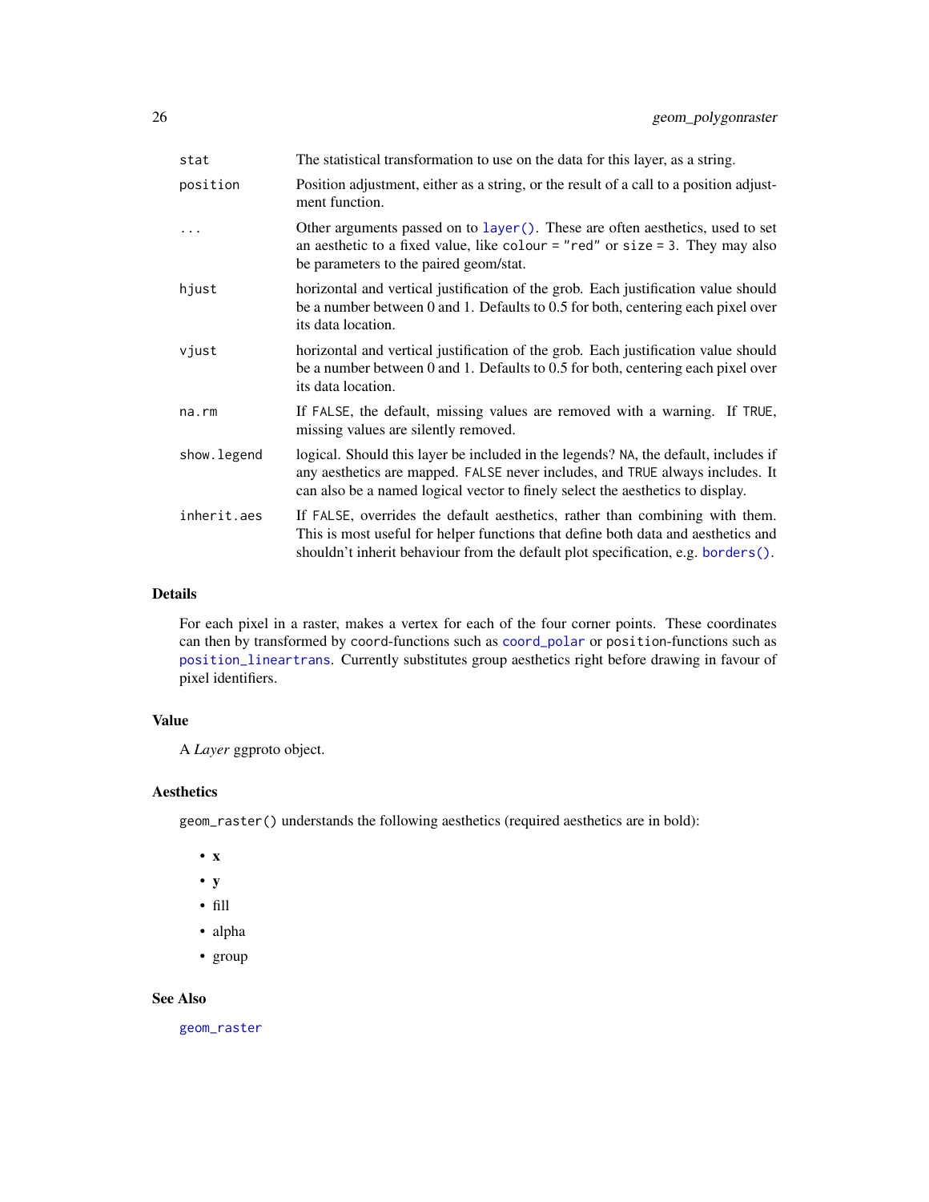| | |
|---|---|
| `stat` | The statistical transformation to use on the data for this layer, as a string. |
| `position` | Position adjustment, either as a string, or the result of a call to a position adjustment function. |
| `...` | Other arguments passed on to `layer()`. These are often aesthetics, used to set an aesthetic to a fixed value, like `colour = "red"` or `size = 3`. They may also be parameters to the paired geom/stat. |
| `hjust` | horizontal and vertical justification of the grob. Each justification value should be a number between 0 and 1. Defaults to 0.5 for both, centering each pixel over its data location. |
| `vjust` | horizontal and vertical justification of the grob. Each justification value should be a number between 0 and 1. Defaults to 0.5 for both, centering each pixel over its data location. |
| `na.rm` | If `FALSE`, the default, missing values are removed with a warning. If `TRUE`, missing values are silently removed. |
| `show.legend` | logical. Should this layer be included in the legends? `NA`, the default, includes if any aesthetics are mapped. `FALSE` never includes, and `TRUE` always includes. It can also be a named logical vector to finely select the aesthetics to display. |
| `inherit.aes` | If `FALSE`, overrides the default aesthetics, rather than combining with them. This is most useful for helper functions that define both data and aesthetics and shouldn't inherit behaviour from the default plot specification, e.g. `borders()`. |

## Details

For each pixel in a raster, makes a vertex for each of the four corner points. These coordinates can then by transformed by `coord`-functions such as `coord_polar` or `position`-functions such as `position_lineartrans`. Currently substitutes group aesthetics right before drawing in favour of pixel identifiers.

## Value

A *Layer* ggproto object.

## Aesthetics

`geom_raster()` understands the following aesthetics (required aesthetics are in bold):

- **x**
- **y**
- fill
- alpha
- group

## See Also

`geom_raster`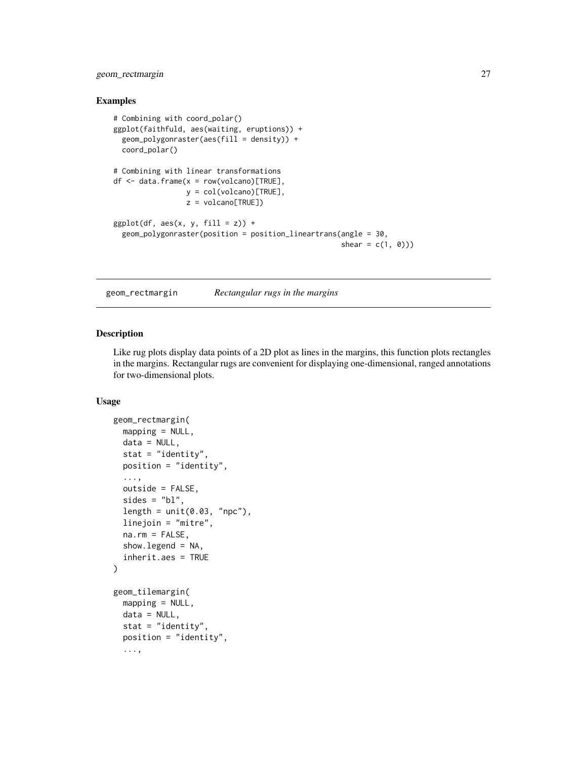## Examples

```
# Combining with coord_polar()
ggplot(faithfuld, aes(waiting, eruptions)) +
  geom_polygonraster(aes(fill = density)) +
  coord_polar()

# Combining with linear transformations
df <- data.frame(x = row(volcano)[TRUE],
                 y = col(volcano)[TRUE],
                 z = volcano[TRUE])

ggplot(df, aes(x, y, fill = z)) +
  geom_polygonraster(position = position_lineartrans(angle = 30,
                                                     shear = c(1, 0)))
```

---

# geom_rectmargin    *Rectangular rugs in the margins*

---

## Description

Like rug plots display data points of a 2D plot as lines in the margins, this function plots rectangles in the margins. Rectangular rugs are convenient for displaying one-dimensional, ranged annotations for two-dimensional plots.

## Usage

```
geom_rectmargin(
  mapping = NULL,
  data = NULL,
  stat = "identity",
  position = "identity",
  ...,
  outside = FALSE,
  sides = "bl",
  length = unit(0.03, "npc"),
  linejoin = "mitre",
  na.rm = FALSE,
  show.legend = NA,
  inherit.aes = TRUE
)

geom_tilemargin(
  mapping = NULL,
  data = NULL,
  stat = "identity",
  position = "identity",
  ...,
```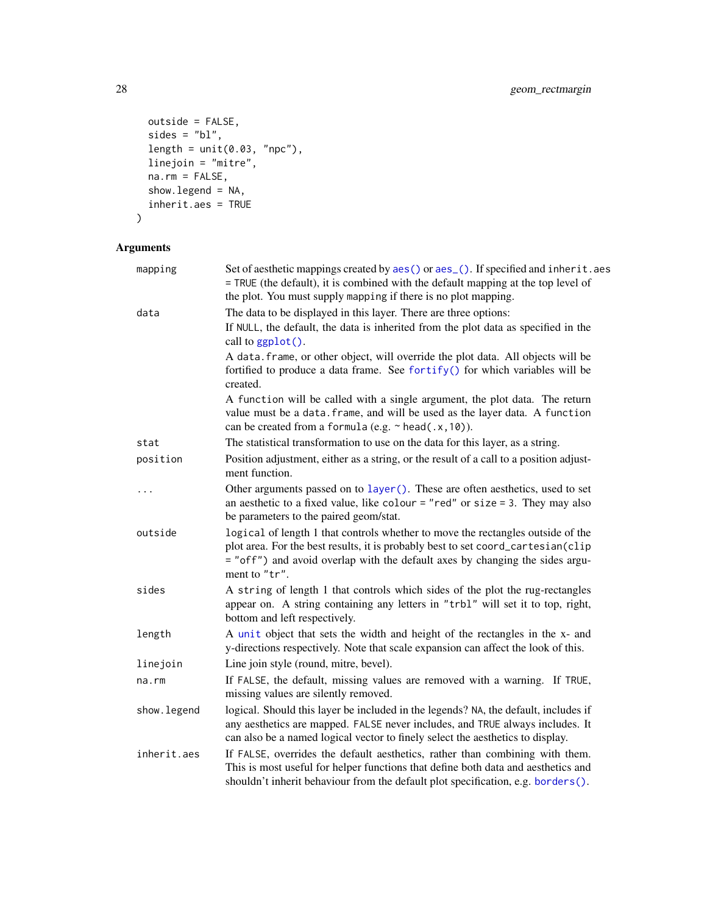```
  outside = FALSE,
  sides = "bl",
  length = unit(0.03, "npc"),
  linejoin = "mitre",
  na.rm = FALSE,
  show.legend = NA,
  inherit.aes = TRUE
)
```

## Arguments

| | |
|---|---|
| `mapping` | Set of aesthetic mappings created by `aes()` or `aes_()`. If specified and `inherit.aes = TRUE` (the default), it is combined with the default mapping at the top level of the plot. You must supply `mapping` if there is no plot mapping. |
| `data` | The data to be displayed in this layer. There are three options: <br> If `NULL`, the default, the data is inherited from the plot data as specified in the call to `ggplot()`. <br> A `data.frame`, or other object, will override the plot data. All objects will be fortified to produce a data frame. See `fortify()` for which variables will be created. <br> A `function` will be called with a single argument, the plot data. The return value must be a `data.frame`, and will be used as the layer data. A `function` can be created from a `formula` (e.g. `~ head(.x, 10)`). |
| `stat` | The statistical transformation to use on the data for this layer, as a string. |
| `position` | Position adjustment, either as a string, or the result of a call to a position adjustment function. |
| `...` | Other arguments passed on to `layer()`. These are often aesthetics, used to set an aesthetic to a fixed value, like `colour = "red"` or `size = 3`. They may also be parameters to the paired geom/stat. |
| `outside` | `logical` of length 1 that controls whether to move the rectangles outside of the plot area. For the best results, it is probably best to set `coord_cartesian(clip = "off")` and avoid overlap with the default axes by changing the sides argument to `"tr"`. |
| `sides` | A `string` of length 1 that controls which sides of the plot the rug-rectangles appear on. A string containing any letters in `"trbl"` will set it to top, right, bottom and left respectively. |
| `length` | A `unit` object that sets the width and height of the rectangles in the x- and y-directions respectively. Note that scale expansion can affect the look of this. |
| `linejoin` | Line join style (round, mitre, bevel). |
| `na.rm` | If `FALSE`, the default, missing values are removed with a warning. If `TRUE`, missing values are silently removed. |
| `show.legend` | logical. Should this layer be included in the legends? `NA`, the default, includes if any aesthetics are mapped. `FALSE` never includes, and `TRUE` always includes. It can also be a named logical vector to finely select the aesthetics to display. |
| `inherit.aes` | If `FALSE`, overrides the default aesthetics, rather than combining with them. This is most useful for helper functions that define both data and aesthetics and shouldn't inherit behaviour from the default plot specification, e.g. `borders()`. |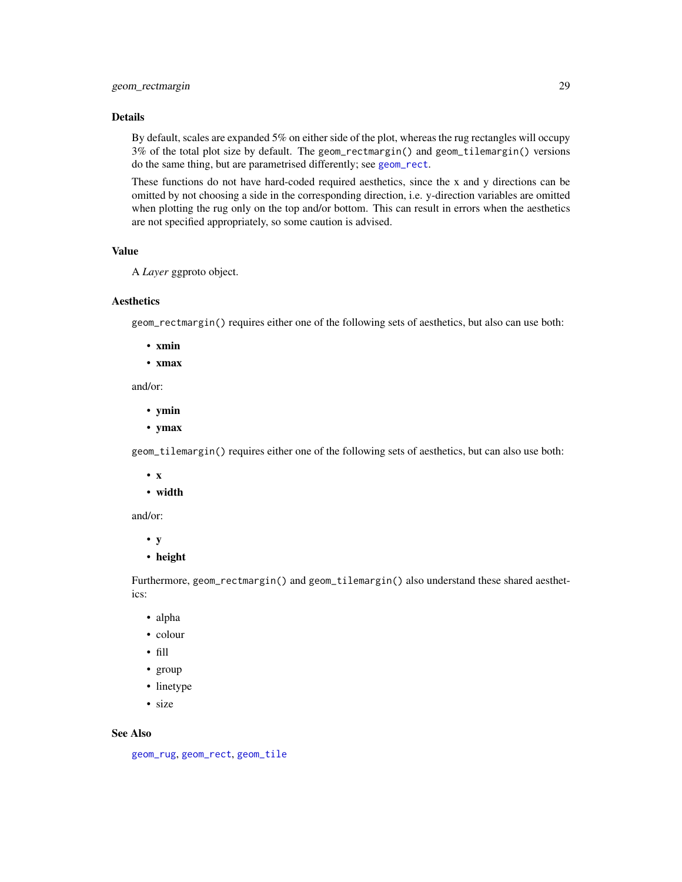### Details

By default, scales are expanded 5% on either side of the plot, whereas the rug rectangles will occupy 3% of the total plot size by default. The `geom_rectmargin()` and `geom_tilemargin()` versions do the same thing, but are parametrised differently; see `geom_rect`.

These functions do not have hard-coded required aesthetics, since the x and y directions can be omitted by not choosing a side in the corresponding direction, i.e. y-direction variables are omitted when plotting the rug only on the top and/or bottom. This can result in errors when the aesthetics are not specified appropriately, so some caution is advised.

### Value

A *Layer* ggproto object.

### Aesthetics

`geom_rectmargin()` requires either one of the following sets of aesthetics, but also can use both:

- **xmin**
- **xmax**

and/or:

- **ymin**
- **ymax**

`geom_tilemargin()` requires either one of the following sets of aesthetics, but can also use both:

- **x**
- **width**

and/or:

- **y**
- **height**

Furthermore, `geom_rectmargin()` and `geom_tilemargin()` also understand these shared aesthetics:

- alpha
- colour
- fill
- group
- linetype
- size

### See Also

`geom_rug`, `geom_rect`, `geom_tile`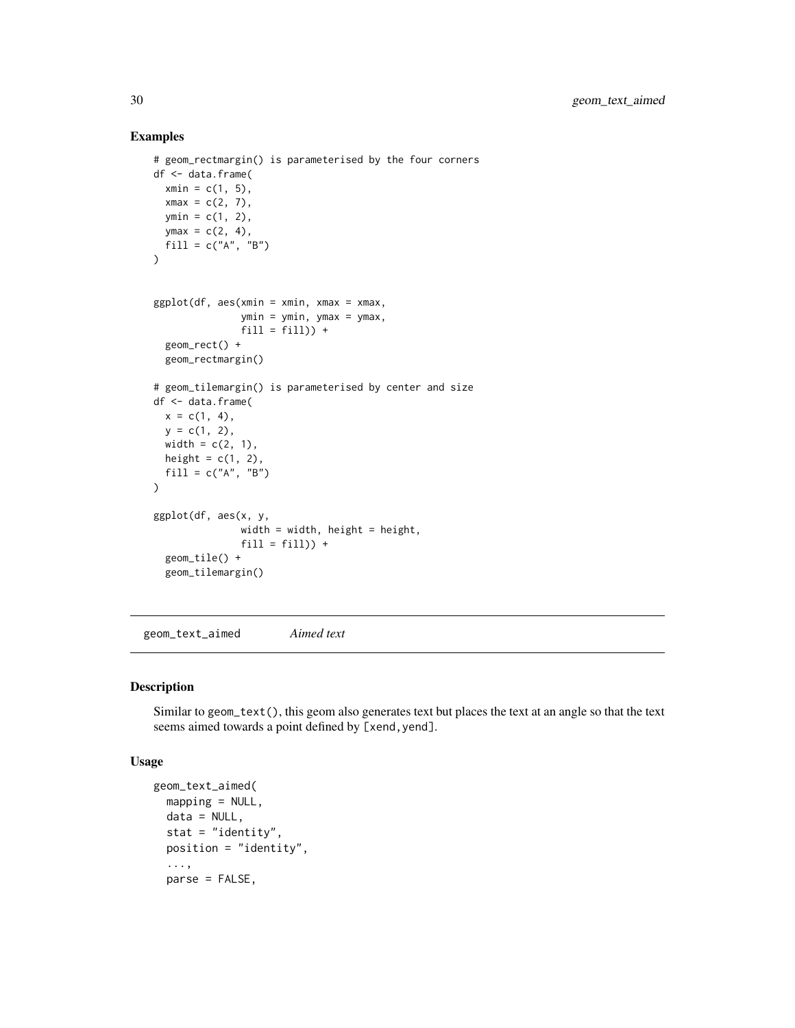### Examples

```
# geom_rectmargin() is parameterised by the four corners
df <- data.frame(
  xmin = c(1, 5),
  xmax = c(2, 7),
  ymin = c(1, 2),
  ymax = c(2, 4),
  fill = c("A", "B")
)


ggplot(df, aes(xmin = xmin, xmax = xmax,
               ymin = ymin, ymax = ymax,
               fill = fill)) +
  geom_rect() +
  geom_rectmargin()

# geom_tilemargin() is parameterised by center and size
df <- data.frame(
  x = c(1, 4),
  y = c(1, 2),
  width = c(2, 1),
  height = c(1, 2),
  fill = c("A", "B")
)

ggplot(df, aes(x, y,
               width = width, height = height,
               fill = fill)) +
  geom_tile() +
  geom_tilemargin()
```

---

## geom_text_aimed *Aimed text*

---

### Description

Similar to `geom_text()`, this geom also generates text but places the text at an angle so that the text seems aimed towards a point defined by `[xend,yend]`.

### Usage

```
geom_text_aimed(
  mapping = NULL,
  data = NULL,
  stat = "identity",
  position = "identity",
  ...,
  parse = FALSE,
```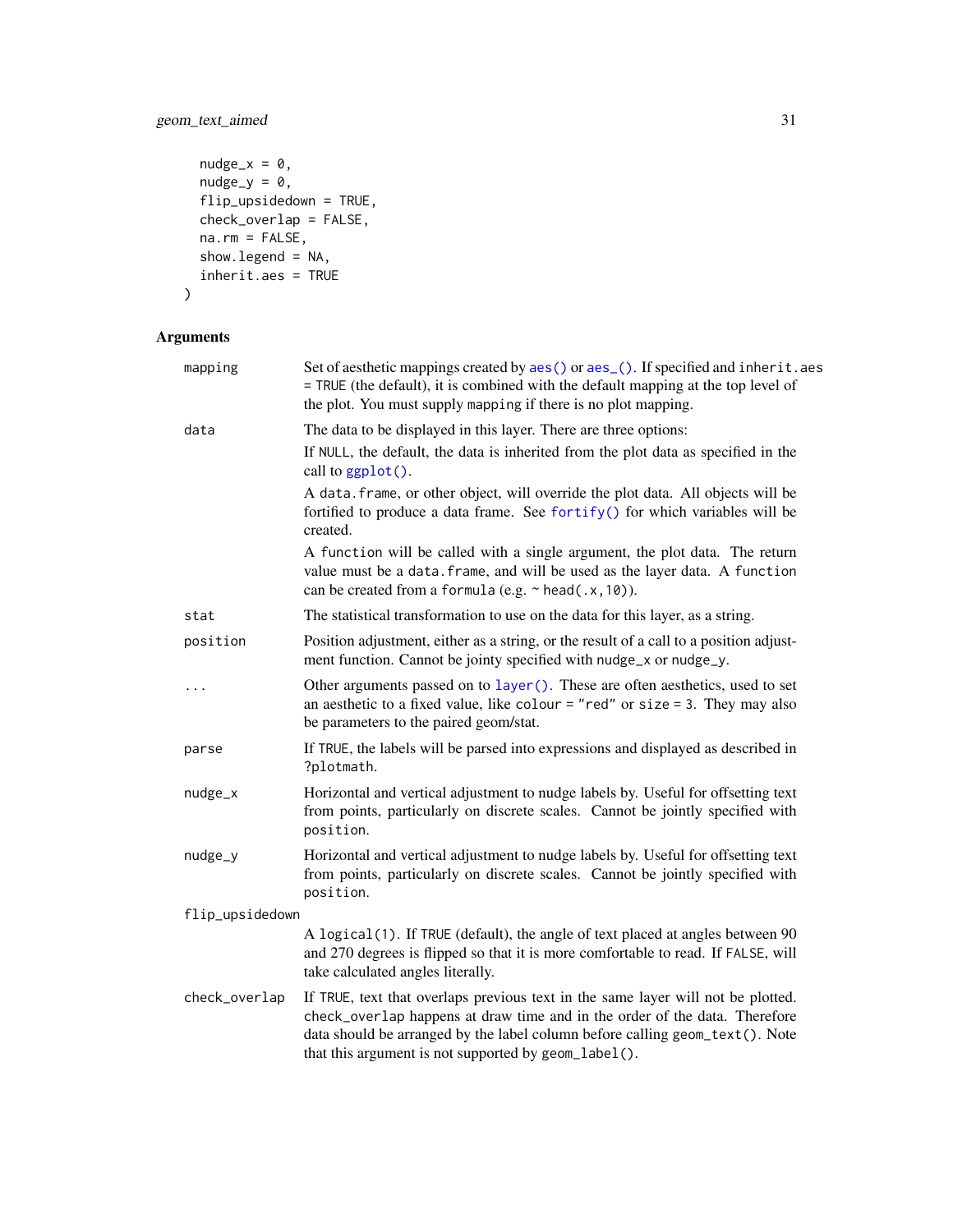```
  nudge_x = 0,
  nudge_y = 0,
  flip_upsidedown = TRUE,
  check_overlap = FALSE,
  na.rm = FALSE,
  show.legend = NA,
  inherit.aes = TRUE
)
```

## Arguments

| | |
|---|---|
| `mapping` | Set of aesthetic mappings created by `aes()` or `aes_()`. If specified and `inherit.aes = TRUE` (the default), it is combined with the default mapping at the top level of the plot. You must supply `mapping` if there is no plot mapping. |
| `data` | The data to be displayed in this layer. There are three options:<br>If `NULL`, the default, the data is inherited from the plot data as specified in the call to `ggplot()`.<br>A `data.frame`, or other object, will override the plot data. All objects will be fortified to produce a data frame. See `fortify()` for which variables will be created.<br>A `function` will be called with a single argument, the plot data. The return value must be a `data.frame`, and will be used as the layer data. A `function` can be created from a `formula` (e.g. `~ head(.x, 10)`). |
| `stat` | The statistical transformation to use on the data for this layer, as a string. |
| `position` | Position adjustment, either as a string, or the result of a call to a position adjustment function. Cannot be jointy specified with `nudge_x` or `nudge_y`. |
| `...` | Other arguments passed on to `layer()`. These are often aesthetics, used to set an aesthetic to a fixed value, like `colour = "red"` or `size = 3`. They may also be parameters to the paired geom/stat. |
| `parse` | If `TRUE`, the labels will be parsed into expressions and displayed as described in `?plotmath`. |
| `nudge_x` | Horizontal and vertical adjustment to nudge labels by. Useful for offsetting text from points, particularly on discrete scales. Cannot be jointly specified with `position`. |
| `nudge_y` | Horizontal and vertical adjustment to nudge labels by. Useful for offsetting text from points, particularly on discrete scales. Cannot be jointly specified with `position`. |
| `flip_upsidedown` | A `logical(1)`. If `TRUE` (default), the angle of text placed at angles between 90 and 270 degrees is flipped so that it is more comfortable to read. If `FALSE`, will take calculated angles literally. |
| `check_overlap` | If `TRUE`, text that overlaps previous text in the same layer will not be plotted. `check_overlap` happens at draw time and in the order of the data. Therefore data should be arranged by the label column before calling `geom_text()`. Note that this argument is not supported by `geom_label()`. |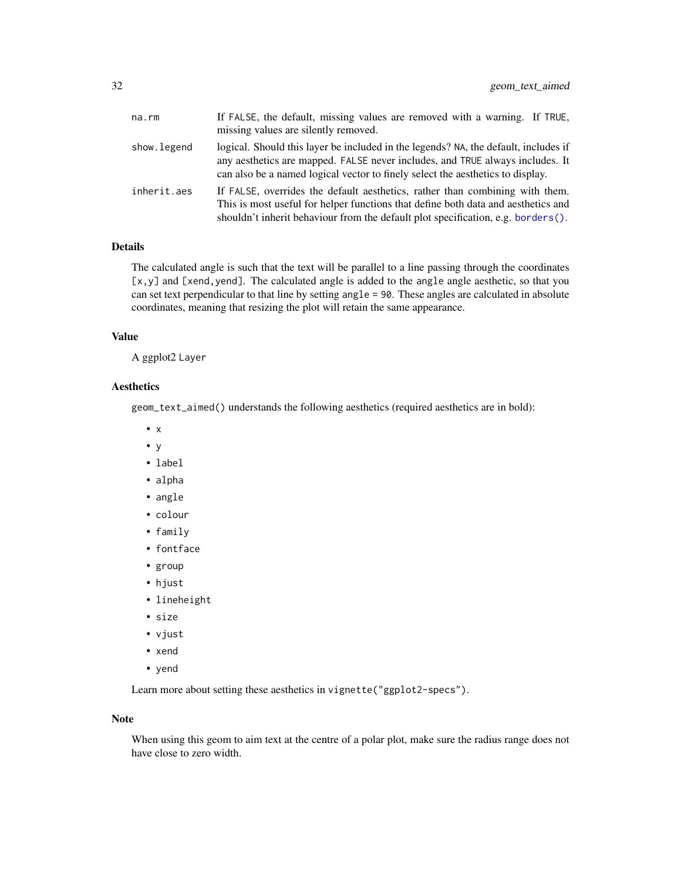| | |
|---|---|
| na.rm | If FALSE, the default, missing values are removed with a warning. If TRUE, missing values are silently removed. |
| show.legend | logical. Should this layer be included in the legends? NA, the default, includes if any aesthetics are mapped. FALSE never includes, and TRUE always includes. It can also be a named logical vector to finely select the aesthetics to display. |
| inherit.aes | If FALSE, overrides the default aesthetics, rather than combining with them. This is most useful for helper functions that define both data and aesthetics and shouldn't inherit behaviour from the default plot specification, e.g. borders(). |

## Details

The calculated angle is such that the text will be parallel to a line passing through the coordinates [x,y] and [xend,yend]. The calculated angle is added to the angle angle aesthetic, so that you can set text perpendicular to that line by setting angle = 90. These angles are calculated in absolute coordinates, meaning that resizing the plot will retain the same appearance.

## Value

A ggplot2 Layer

## Aesthetics

geom_text_aimed() understands the following aesthetics (required aesthetics are in bold):

- x
- y
- label
- alpha
- angle
- colour
- family
- fontface
- group
- hjust
- lineheight
- size
- vjust
- xend
- yend

Learn more about setting these aesthetics in vignette("ggplot2-specs").

## Note

When using this geom to aim text at the centre of a polar plot, make sure the radius range does not have close to zero width.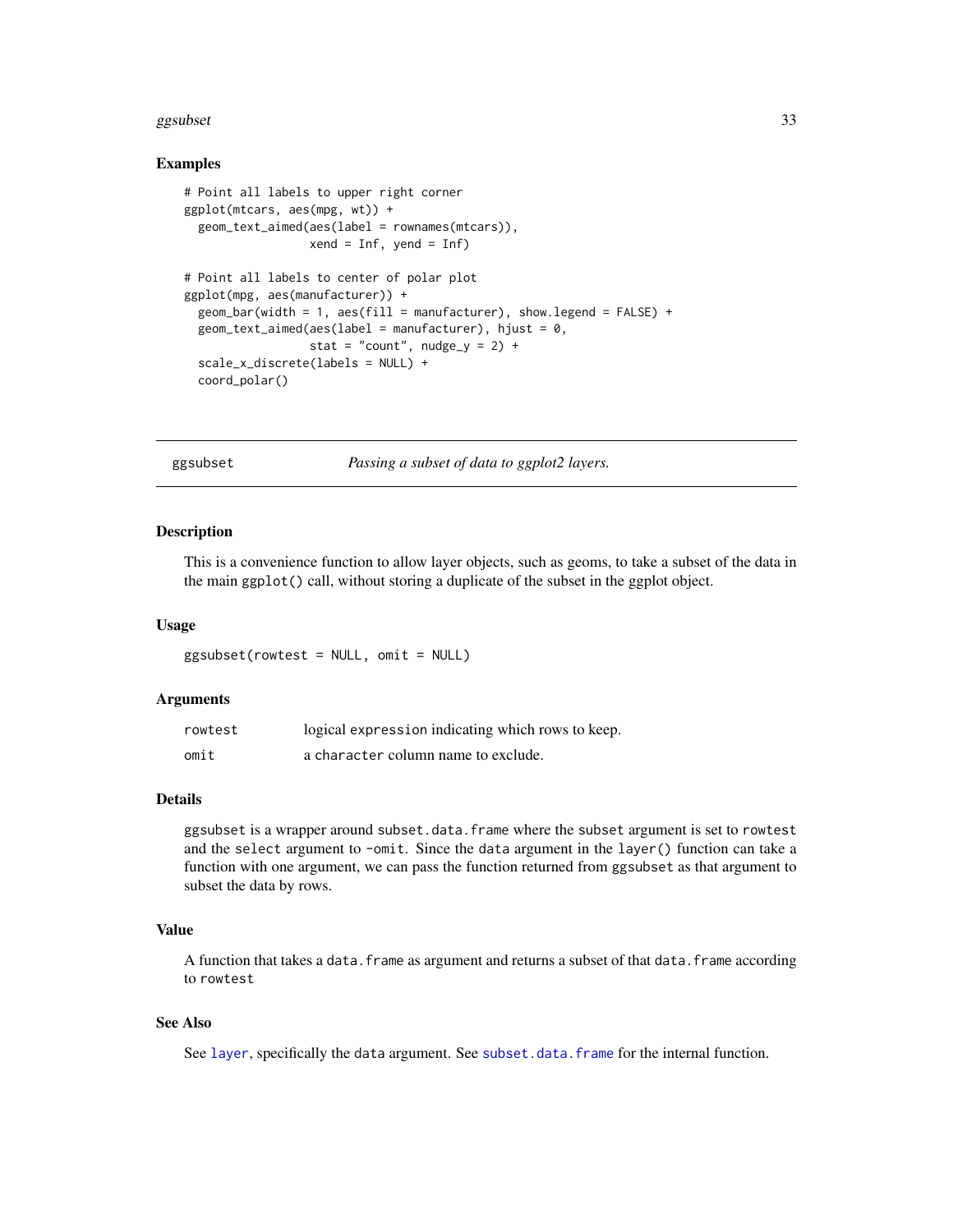## Examples

```
# Point all labels to upper right corner
ggplot(mtcars, aes(mpg, wt)) +
  geom_text_aimed(aes(label = rownames(mtcars)),
                  xend = Inf, yend = Inf)

# Point all labels to center of polar plot
ggplot(mpg, aes(manufacturer)) +
  geom_bar(width = 1, aes(fill = manufacturer), show.legend = FALSE) +
  geom_text_aimed(aes(label = manufacturer), hjust = 0,
                  stat = "count", nudge_y = 2) +
  scale_x_discrete(labels = NULL) +
  coord_polar()
```

---

# ggsubset — *Passing a subset of data to ggplot2 layers.*

## Description

This is a convenience function to allow layer objects, such as geoms, to take a subset of the data in the main `ggplot()` call, without storing a duplicate of the subset in the ggplot object.

## Usage

```
ggsubset(rowtest = NULL, omit = NULL)
```

## Arguments

| | |
|---|---|
| `rowtest` | logical `expression` indicating which rows to keep. |
| `omit` | a `character` column name to exclude. |

## Details

`ggsubset` is a wrapper around `subset.data.frame` where the `subset` argument is set to `rowtest` and the `select` argument to `-omit`. Since the `data` argument in the `layer()` function can take a function with one argument, we can pass the function returned from `ggsubset` as that argument to subset the data by rows.

## Value

A function that takes a `data.frame` as argument and returns a subset of that `data.frame` according to `rowtest`

## See Also

See `layer`, specifically the `data` argument. See `subset.data.frame` for the internal function.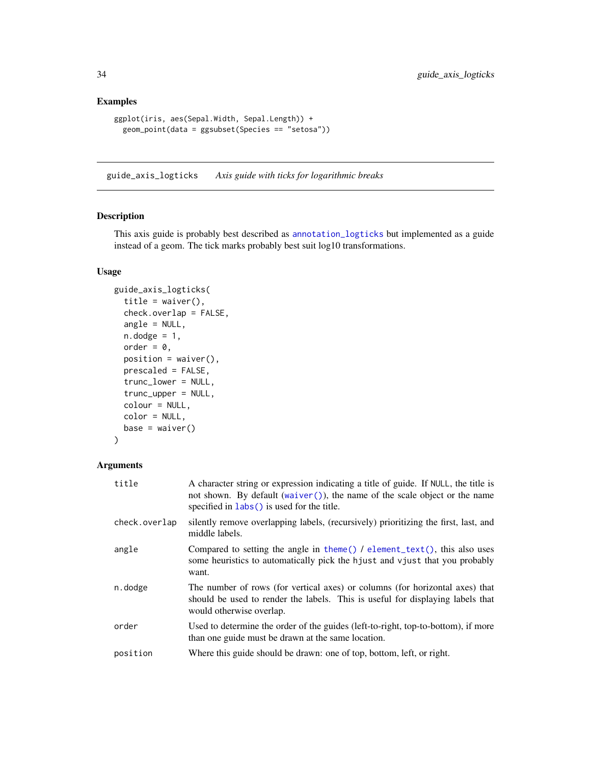### Examples

```
ggplot(iris, aes(Sepal.Width, Sepal.Length)) +
  geom_point(data = ggsubset(Species == "setosa"))
```

---

## guide_axis_logticks *Axis guide with ticks for logarithmic breaks*

---

### Description

This axis guide is probably best described as annotation_logticks but implemented as a guide instead of a geom. The tick marks probably best suit log10 transformations.

### Usage

```
guide_axis_logticks(
  title = waiver(),
  check.overlap = FALSE,
  angle = NULL,
  n.dodge = 1,
  order = 0,
  position = waiver(),
  prescaled = FALSE,
  trunc_lower = NULL,
  trunc_upper = NULL,
  colour = NULL,
  color = NULL,
  base = waiver()
)
```

### Arguments

| | |
|---|---|
| title | A character string or expression indicating a title of guide. If NULL, the title is not shown. By default (waiver()), the name of the scale object or the name specified in labs() is used for the title. |
| check.overlap | silently remove overlapping labels, (recursively) prioritizing the first, last, and middle labels. |
| angle | Compared to setting the angle in theme() / element_text(), this also uses some heuristics to automatically pick the hjust and vjust that you probably want. |
| n.dodge | The number of rows (for vertical axes) or columns (for horizontal axes) that should be used to render the labels. This is useful for displaying labels that would otherwise overlap. |
| order | Used to determine the order of the guides (left-to-right, top-to-bottom), if more than one guide must be drawn at the same location. |
| position | Where this guide should be drawn: one of top, bottom, left, or right. |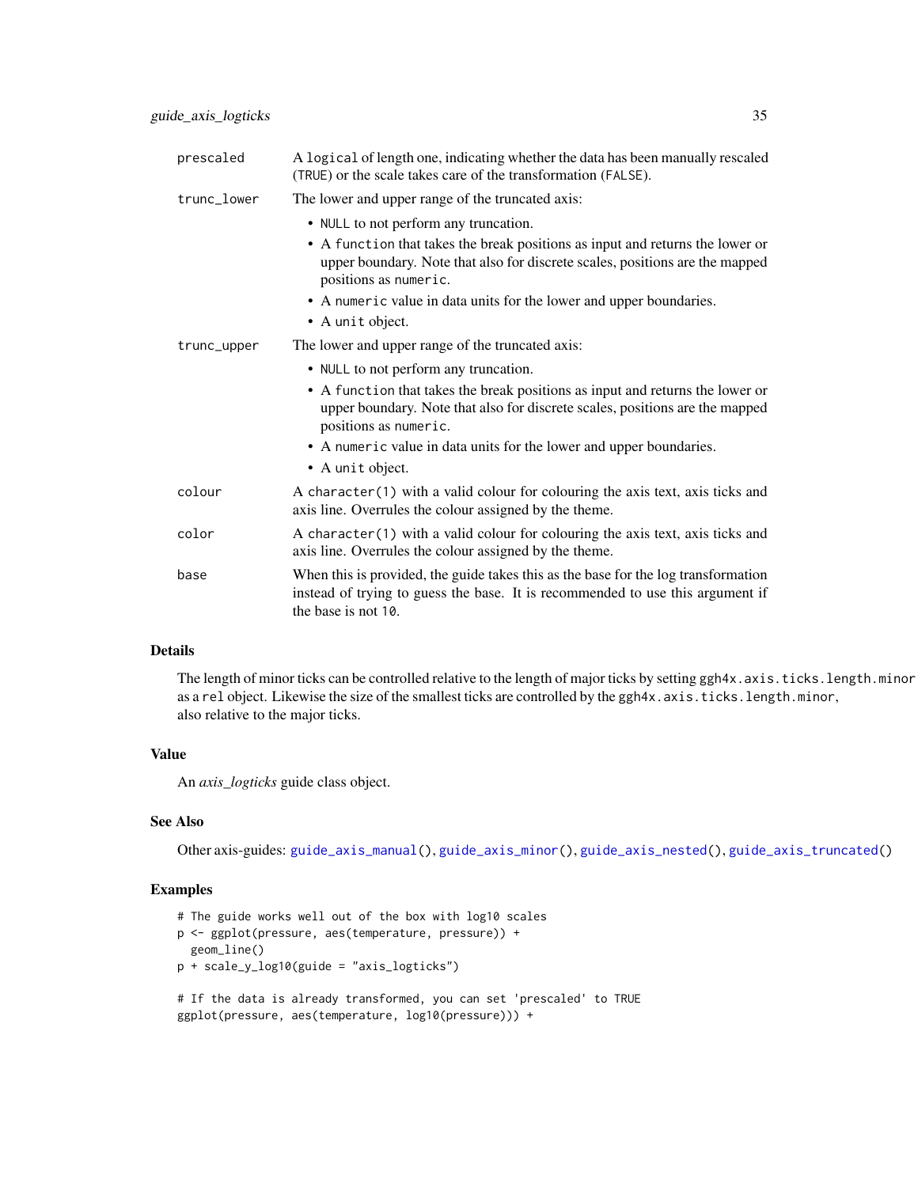| | |
|---|---|
| prescaled | A logical of length one, indicating whether the data has been manually rescaled (TRUE) or the scale takes care of the transformation (FALSE). |
| trunc_lower | The lower and upper range of the truncated axis:<br>• NULL to not perform any truncation.<br>• A function that takes the break positions as input and returns the lower or upper boundary. Note that also for discrete scales, positions are the mapped positions as numeric.<br>• A numeric value in data units for the lower and upper boundaries.<br>• A unit object. |
| trunc_upper | The lower and upper range of the truncated axis:<br>• NULL to not perform any truncation.<br>• A function that takes the break positions as input and returns the lower or upper boundary. Note that also for discrete scales, positions are the mapped positions as numeric.<br>• A numeric value in data units for the lower and upper boundaries.<br>• A unit object. |
| colour | A character(1) with a valid colour for colouring the axis text, axis ticks and axis line. Overrules the colour assigned by the theme. |
| color | A character(1) with a valid colour for colouring the axis text, axis ticks and axis line. Overrules the colour assigned by the theme. |
| base | When this is provided, the guide takes this as the base for the log transformation instead of trying to guess the base. It is recommended to use this argument if the base is not 10. |

## Details

The length of minor ticks can be controlled relative to the length of major ticks by setting ggh4x.axis.ticks.length.minor as a rel object. Likewise the size of the smallest ticks are controlled by the ggh4x.axis.ticks.length.minor, also relative to the major ticks.

## Value

An *axis_logticks* guide class object.

## See Also

Other axis-guides: guide_axis_manual(), guide_axis_minor(), guide_axis_nested(), guide_axis_truncated()

## Examples

```
# The guide works well out of the box with log10 scales
p <- ggplot(pressure, aes(temperature, pressure)) +
  geom_line()
p + scale_y_log10(guide = "axis_logticks")

# If the data is already transformed, you can set 'prescaled' to TRUE
ggplot(pressure, aes(temperature, log10(pressure))) +
```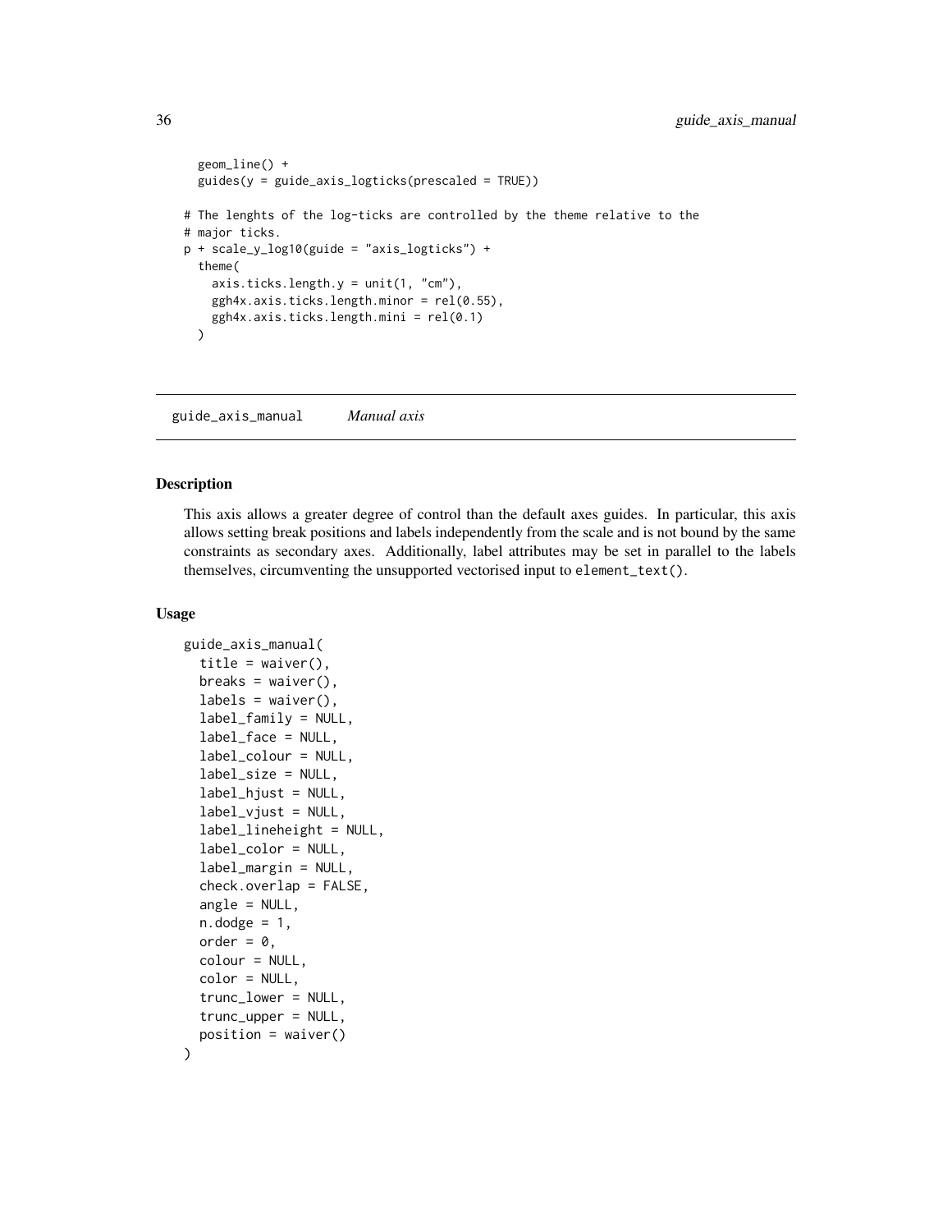```
  geom_line() +
  guides(y = guide_axis_logticks(prescaled = TRUE))

# The lenghts of the log-ticks are controlled by the theme relative to the
# major ticks.
p + scale_y_log10(guide = "axis_logticks") +
  theme(
    axis.ticks.length.y = unit(1, "cm"),
    ggh4x.axis.ticks.length.minor = rel(0.55),
    ggh4x.axis.ticks.length.mini = rel(0.1)
  )
```

## guide_axis_manual *Manual axis*

### Description

This axis allows a greater degree of control than the default axes guides. In particular, this axis allows setting break positions and labels independently from the scale and is not bound by the same constraints as secondary axes. Additionally, label attributes may be set in parallel to the labels themselves, circumventing the unsupported vectorised input to `element_text()`.

### Usage

```
guide_axis_manual(
  title = waiver(),
  breaks = waiver(),
  labels = waiver(),
  label_family = NULL,
  label_face = NULL,
  label_colour = NULL,
  label_size = NULL,
  label_hjust = NULL,
  label_vjust = NULL,
  label_lineheight = NULL,
  label_color = NULL,
  label_margin = NULL,
  check.overlap = FALSE,
  angle = NULL,
  n.dodge = 1,
  order = 0,
  colour = NULL,
  color = NULL,
  trunc_lower = NULL,
  trunc_upper = NULL,
  position = waiver()
)
```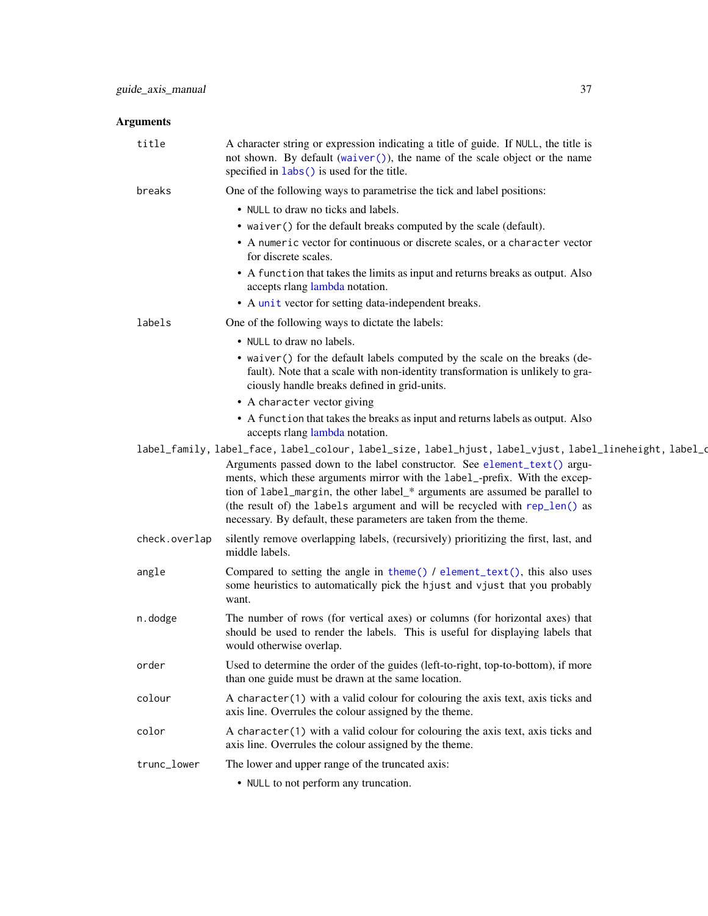## Arguments

`title` — A character string or expression indicating a title of guide. If NULL, the title is not shown. By default (`waiver()`), the name of the scale object or the name specified in `labs()` is used for the title.

`breaks` — One of the following ways to parametrise the tick and label positions:

- NULL to draw no ticks and labels.
- `waiver()` for the default breaks computed by the scale (default).
- A numeric vector for continuous or discrete scales, or a character vector for discrete scales.
- A function that takes the limits as input and returns breaks as output. Also accepts rlang lambda notation.
- A `unit` vector for setting data-independent breaks.

`labels` — One of the following ways to dictate the labels:

- NULL to draw no labels.
- `waiver()` for the default labels computed by the scale on the breaks (default). Note that a scale with non-identity transformation is unlikely to graciously handle breaks defined in grid-units.
- A character vector giving
- A function that takes the breaks as input and returns labels as output. Also accepts rlang lambda notation.

`label_family, label_face, label_colour, label_size, label_hjust, label_vjust, label_lineheight, label_c`
Arguments passed down to the label constructor. See `element_text()` arguments, which these arguments mirror with the `label_`-prefix. With the exception of `label_margin`, the other label_* arguments are assumed be parallel to (the result of) the `labels` argument and will be recycled with `rep_len()` as necessary. By default, these parameters are taken from the theme.

`check.overlap` — silently remove overlapping labels, (recursively) prioritizing the first, last, and middle labels.

`angle` — Compared to setting the angle in `theme()` / `element_text()`, this also uses some heuristics to automatically pick the `hjust` and `vjust` that you probably want.

`n.dodge` — The number of rows (for vertical axes) or columns (for horizontal axes) that should be used to render the labels. This is useful for displaying labels that would otherwise overlap.

`order` — Used to determine the order of the guides (left-to-right, top-to-bottom), if more than one guide must be drawn at the same location.

`colour` — A `character(1)` with a valid colour for colouring the axis text, axis ticks and axis line. Overrules the colour assigned by the theme.

`color` — A `character(1)` with a valid colour for colouring the axis text, axis ticks and axis line. Overrules the colour assigned by the theme.

`trunc_lower` — The lower and upper range of the truncated axis:

- NULL to not perform any truncation.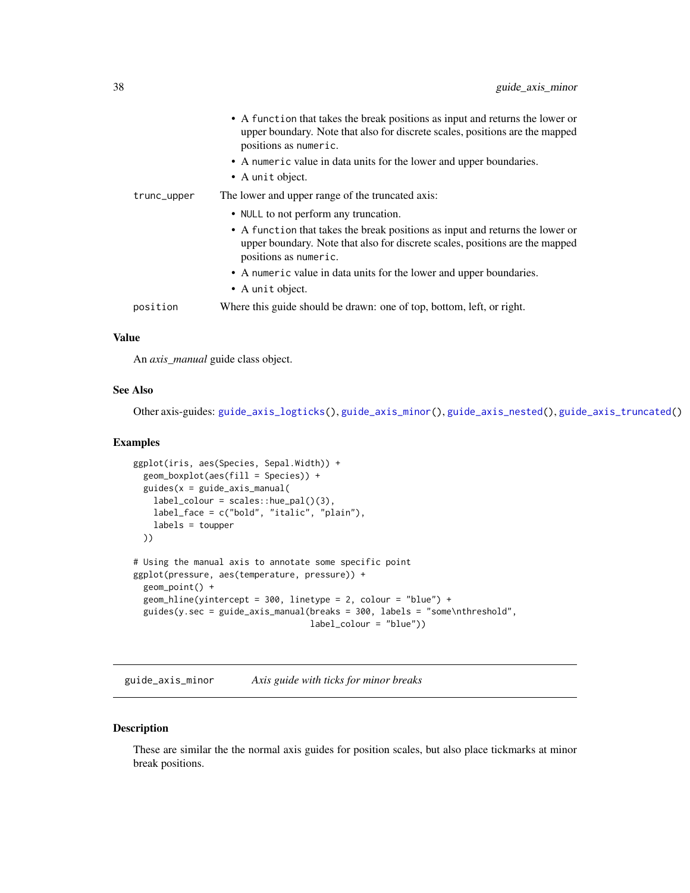- A `function` that takes the break positions as input and returns the lower or upper boundary. Note that also for discrete scales, positions are the mapped positions as `numeric`.
- A `numeric` value in data units for the lower and upper boundaries.
- A `unit` object.

`trunc_upper` The lower and upper range of the truncated axis:

- `NULL` to not perform any truncation.
- A `function` that takes the break positions as input and returns the lower or upper boundary. Note that also for discrete scales, positions are the mapped positions as `numeric`.
- A `numeric` value in data units for the lower and upper boundaries.
- A `unit` object.

`position` Where this guide should be drawn: one of top, bottom, left, or right.

### Value

An *axis_manual* guide class object.

### See Also

Other axis-guides: `guide_axis_logticks()`, `guide_axis_minor()`, `guide_axis_nested()`, `guide_axis_truncated()`

### Examples

```
ggplot(iris, aes(Species, Sepal.Width)) +
  geom_boxplot(aes(fill = Species)) +
  guides(x = guide_axis_manual(
    label_colour = scales::hue_pal()(3),
    label_face = c("bold", "italic", "plain"),
    labels = toupper
  ))

# Using the manual axis to annotate some specific point
ggplot(pressure, aes(temperature, pressure)) +
  geom_point() +
  geom_hline(yintercept = 300, linetype = 2, colour = "blue") +
  guides(y.sec = guide_axis_manual(breaks = 300, labels = "some\nthreshold",
                                   label_colour = "blue"))
```

## guide_axis_minor *Axis guide with ticks for minor breaks*

### Description

These are similar the the normal axis guides for position scales, but also place tickmarks at minor break positions.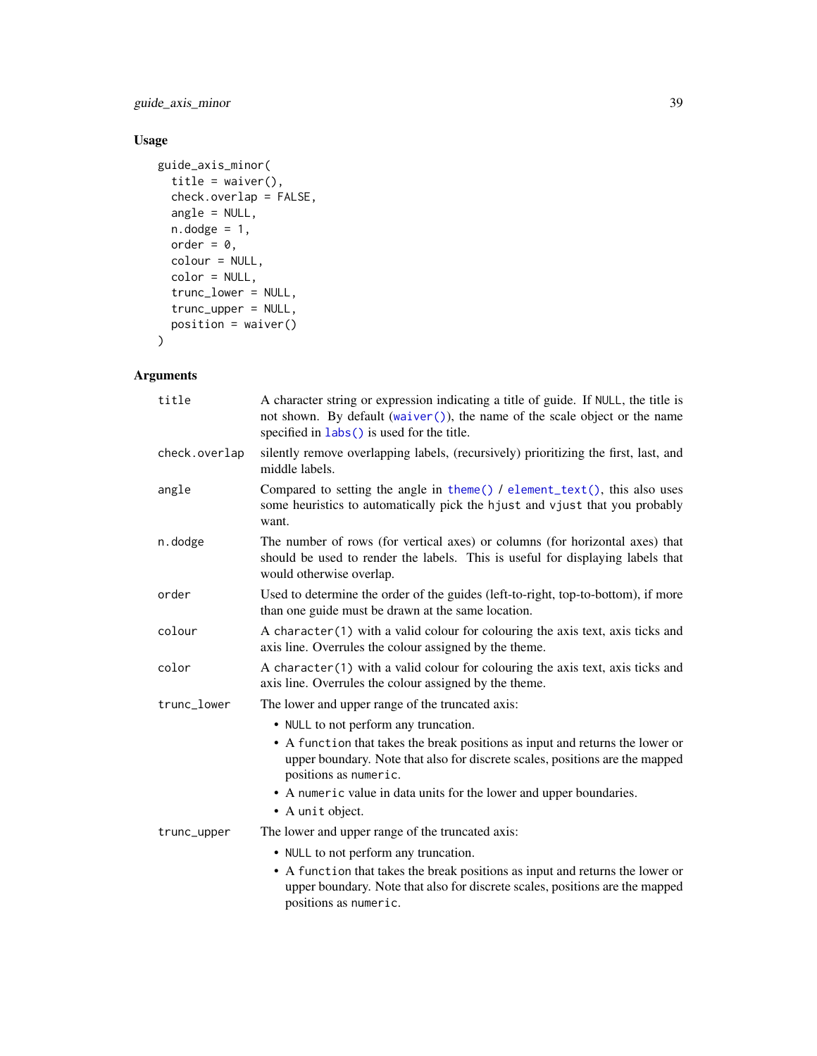## Usage

```
guide_axis_minor(
  title = waiver(),
  check.overlap = FALSE,
  angle = NULL,
  n.dodge = 1,
  order = 0,
  colour = NULL,
  color = NULL,
  trunc_lower = NULL,
  trunc_upper = NULL,
  position = waiver()
)
```

## Arguments

`title` — A character string or expression indicating a title of guide. If `NULL`, the title is not shown. By default (`waiver()`), the name of the scale object or the name specified in `labs()` is used for the title.

`check.overlap` — silently remove overlapping labels, (recursively) prioritizing the first, last, and middle labels.

`angle` — Compared to setting the angle in `theme()` / `element_text()`, this also uses some heuristics to automatically pick the `hjust` and `vjust` that you probably want.

`n.dodge` — The number of rows (for vertical axes) or columns (for horizontal axes) that should be used to render the labels. This is useful for displaying labels that would otherwise overlap.

`order` — Used to determine the order of the guides (left-to-right, top-to-bottom), if more than one guide must be drawn at the same location.

`colour` — A `character(1)` with a valid colour for colouring the axis text, axis ticks and axis line. Overrules the colour assigned by the theme.

`color` — A `character(1)` with a valid colour for colouring the axis text, axis ticks and axis line. Overrules the colour assigned by the theme.

`trunc_lower` — The lower and upper range of the truncated axis:

- `NULL` to not perform any truncation.
- A `function` that takes the break positions as input and returns the lower or upper boundary. Note that also for discrete scales, positions are the mapped positions as `numeric`.
- A `numeric` value in data units for the lower and upper boundaries.
- A `unit` object.

`trunc_upper` — The lower and upper range of the truncated axis:

- `NULL` to not perform any truncation.
- A `function` that takes the break positions as input and returns the lower or upper boundary. Note that also for discrete scales, positions are the mapped positions as `numeric`.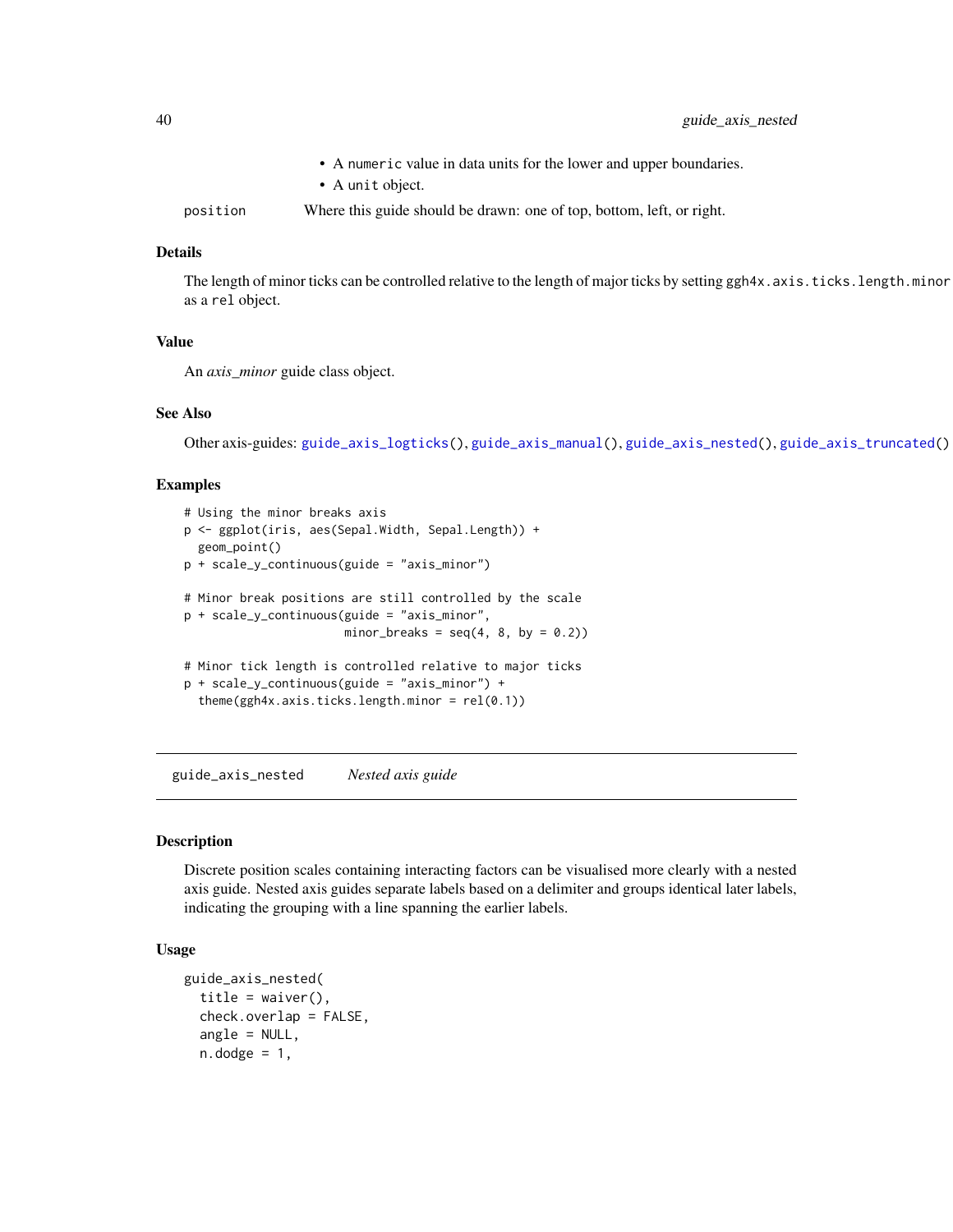- A `numeric` value in data units for the lower and upper boundaries.
- A `unit` object.

`position` Where this guide should be drawn: one of top, bottom, left, or right.

### Details

The length of minor ticks can be controlled relative to the length of major ticks by setting `ggh4x.axis.ticks.length.minor` as a `rel` object.

### Value

An *axis_minor* guide class object.

### See Also

Other axis-guides: `guide_axis_logticks()`, `guide_axis_manual()`, `guide_axis_nested()`, `guide_axis_truncated()`

### Examples

```
# Using the minor breaks axis
p <- ggplot(iris, aes(Sepal.Width, Sepal.Length)) +
  geom_point()
p + scale_y_continuous(guide = "axis_minor")

# Minor break positions are still controlled by the scale
p + scale_y_continuous(guide = "axis_minor",
                       minor_breaks = seq(4, 8, by = 0.2))

# Minor tick length is controlled relative to major ticks
p + scale_y_continuous(guide = "axis_minor") +
  theme(ggh4x.axis.ticks.length.minor = rel(0.1))
```

---

## guide_axis_nested *Nested axis guide*

### Description

Discrete position scales containing interacting factors can be visualised more clearly with a nested axis guide. Nested axis guides separate labels based on a delimiter and groups identical later labels, indicating the grouping with a line spanning the earlier labels.

### Usage

```
guide_axis_nested(
  title = waiver(),
  check.overlap = FALSE,
  angle = NULL,
  n.dodge = 1,
```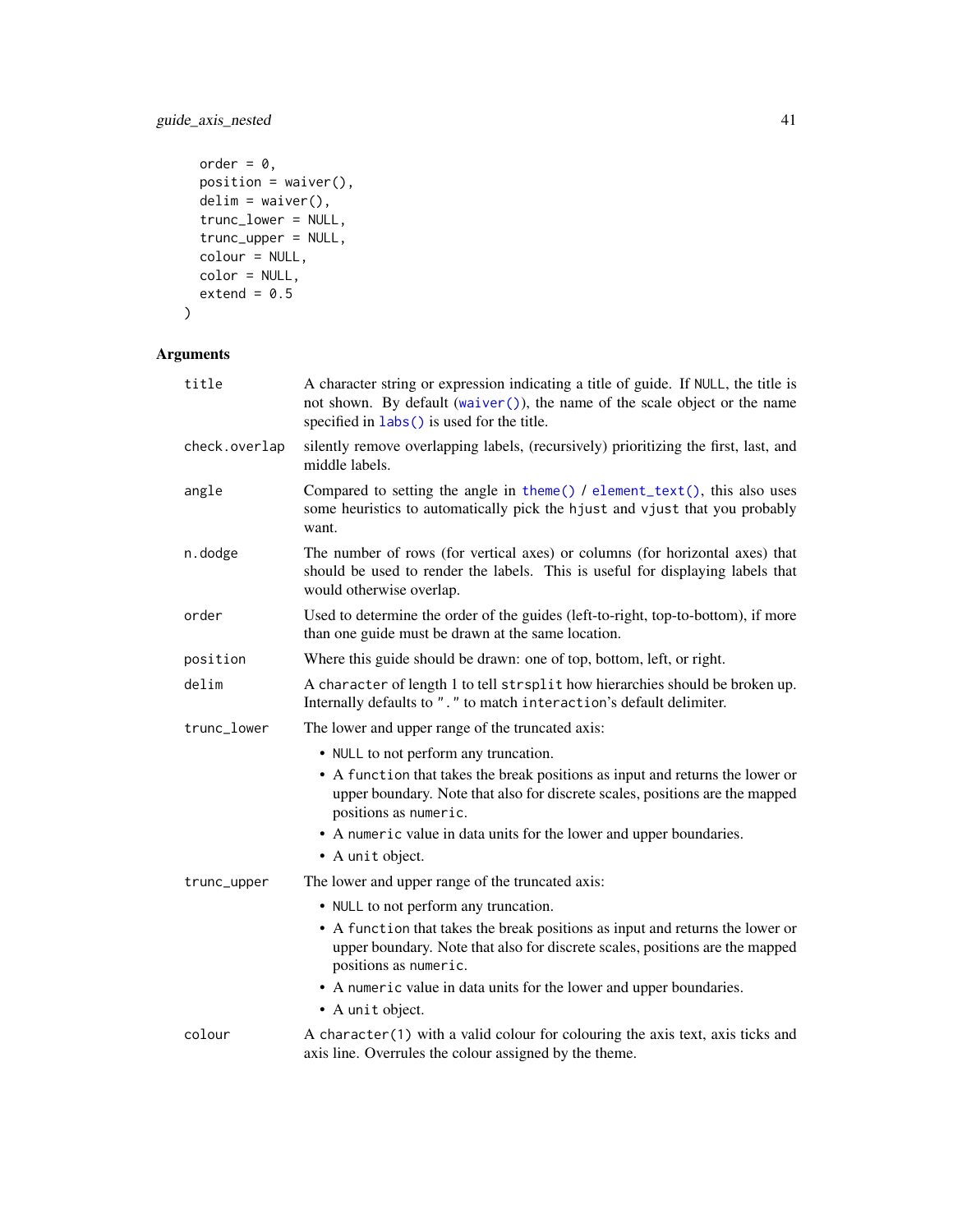```
  order = 0,
  position = waiver(),
  delim = waiver(),
  trunc_lower = NULL,
  trunc_upper = NULL,
  colour = NULL,
  color = NULL,
  extend = 0.5
)
```

## Arguments

`title` — A character string or expression indicating a title of guide. If NULL, the title is not shown. By default (`waiver()`), the name of the scale object or the name specified in `labs()` is used for the title.

`check.overlap` — silently remove overlapping labels, (recursively) prioritizing the first, last, and middle labels.

`angle` — Compared to setting the angle in `theme()` / `element_text()`, this also uses some heuristics to automatically pick the `hjust` and `vjust` that you probably want.

`n.dodge` — The number of rows (for vertical axes) or columns (for horizontal axes) that should be used to render the labels. This is useful for displaying labels that would otherwise overlap.

`order` — Used to determine the order of the guides (left-to-right, top-to-bottom), if more than one guide must be drawn at the same location.

`position` — Where this guide should be drawn: one of top, bottom, left, or right.

`delim` — A `character` of length 1 to tell `strsplit` how hierarchies should be broken up. Internally defaults to `"."` to match `interaction`'s default delimiter.

`trunc_lower` — The lower and upper range of the truncated axis:

- `NULL` to not perform any truncation.
- A `function` that takes the break positions as input and returns the lower or upper boundary. Note that also for discrete scales, positions are the mapped positions as `numeric`.
- A `numeric` value in data units for the lower and upper boundaries.
- A `unit` object.

`trunc_upper` — The lower and upper range of the truncated axis:

- `NULL` to not perform any truncation.
- A `function` that takes the break positions as input and returns the lower or upper boundary. Note that also for discrete scales, positions are the mapped positions as `numeric`.
- A `numeric` value in data units for the lower and upper boundaries.
- A `unit` object.

`colour` — A `character(1)` with a valid colour for colouring the axis text, axis ticks and axis line. Overrules the colour assigned by the theme.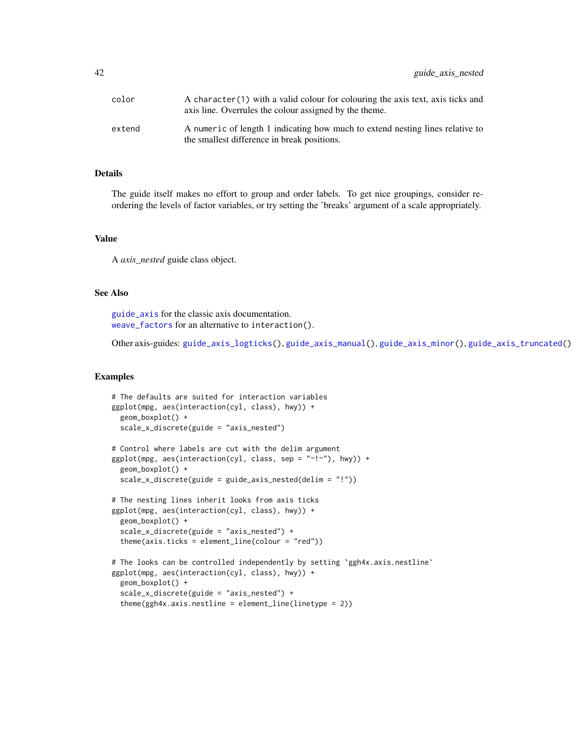| | |
|---|---|
| color | A `character(1)` with a valid colour for colouring the axis text, axis ticks and axis line. Overrules the colour assigned by the theme. |
| extend | A `numeric` of length 1 indicating how much to extend nesting lines relative to the smallest difference in break positions. |

## Details

The guide itself makes no effort to group and order labels. To get nice groupings, consider re-ordering the levels of factor variables, or try setting the 'breaks' argument of a scale appropriately.

## Value

A *axis_nested* guide class object.

## See Also

`guide_axis` for the classic axis documentation.
`weave_factors` for an alternative to `interaction()`.

Other axis-guides: `guide_axis_logticks()`, `guide_axis_manual()`, `guide_axis_minor()`, `guide_axis_truncated()`

## Examples

```
# The defaults are suited for interaction variables
ggplot(mpg, aes(interaction(cyl, class), hwy)) +
  geom_boxplot() +
  scale_x_discrete(guide = "axis_nested")

# Control where labels are cut with the delim argument
ggplot(mpg, aes(interaction(cyl, class, sep = "~!~"), hwy)) +
  geom_boxplot() +
  scale_x_discrete(guide = guide_axis_nested(delim = "!"))

# The nesting lines inherit looks from axis ticks
ggplot(mpg, aes(interaction(cyl, class), hwy)) +
  geom_boxplot() +
  scale_x_discrete(guide = "axis_nested") +
  theme(axis.ticks = element_line(colour = "red"))

# The looks can be controlled independently by setting `ggh4x.axis.nestline`
ggplot(mpg, aes(interaction(cyl, class), hwy)) +
  geom_boxplot() +
  scale_x_discrete(guide = "axis_nested") +
  theme(ggh4x.axis.nestline = element_line(linetype = 2))
```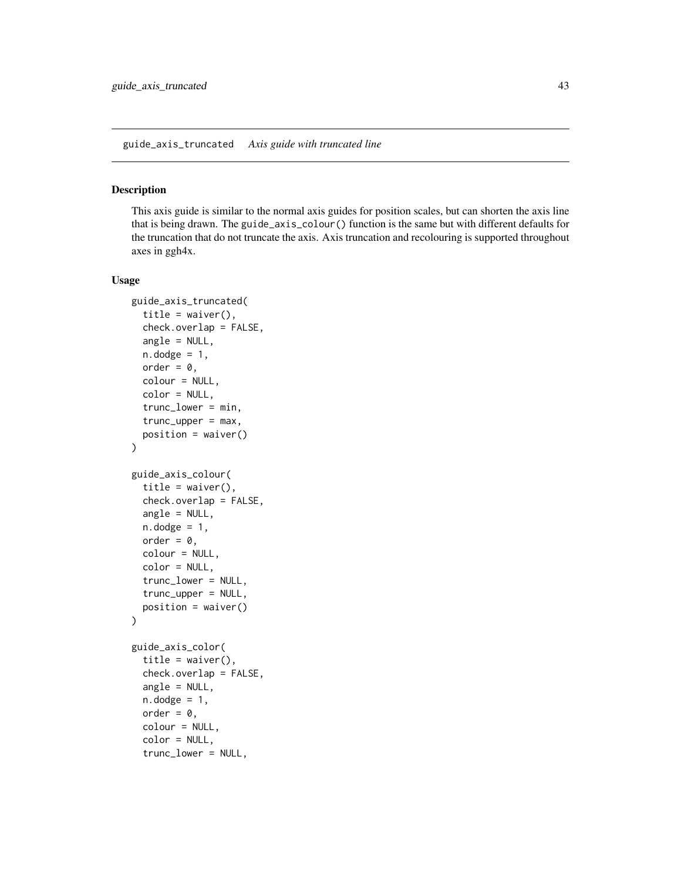## guide_axis_truncated *Axis guide with truncated line*

### Description

This axis guide is similar to the normal axis guides for position scales, but can shorten the axis line that is being drawn. The `guide_axis_colour()` function is the same but with different defaults for the truncation that do not truncate the axis. Axis truncation and recolouring is supported throughout axes in ggh4x.

### Usage

```
guide_axis_truncated(
  title = waiver(),
  check.overlap = FALSE,
  angle = NULL,
  n.dodge = 1,
  order = 0,
  colour = NULL,
  color = NULL,
  trunc_lower = min,
  trunc_upper = max,
  position = waiver()
)

guide_axis_colour(
  title = waiver(),
  check.overlap = FALSE,
  angle = NULL,
  n.dodge = 1,
  order = 0,
  colour = NULL,
  color = NULL,
  trunc_lower = NULL,
  trunc_upper = NULL,
  position = waiver()
)

guide_axis_color(
  title = waiver(),
  check.overlap = FALSE,
  angle = NULL,
  n.dodge = 1,
  order = 0,
  colour = NULL,
  color = NULL,
  trunc_lower = NULL,
```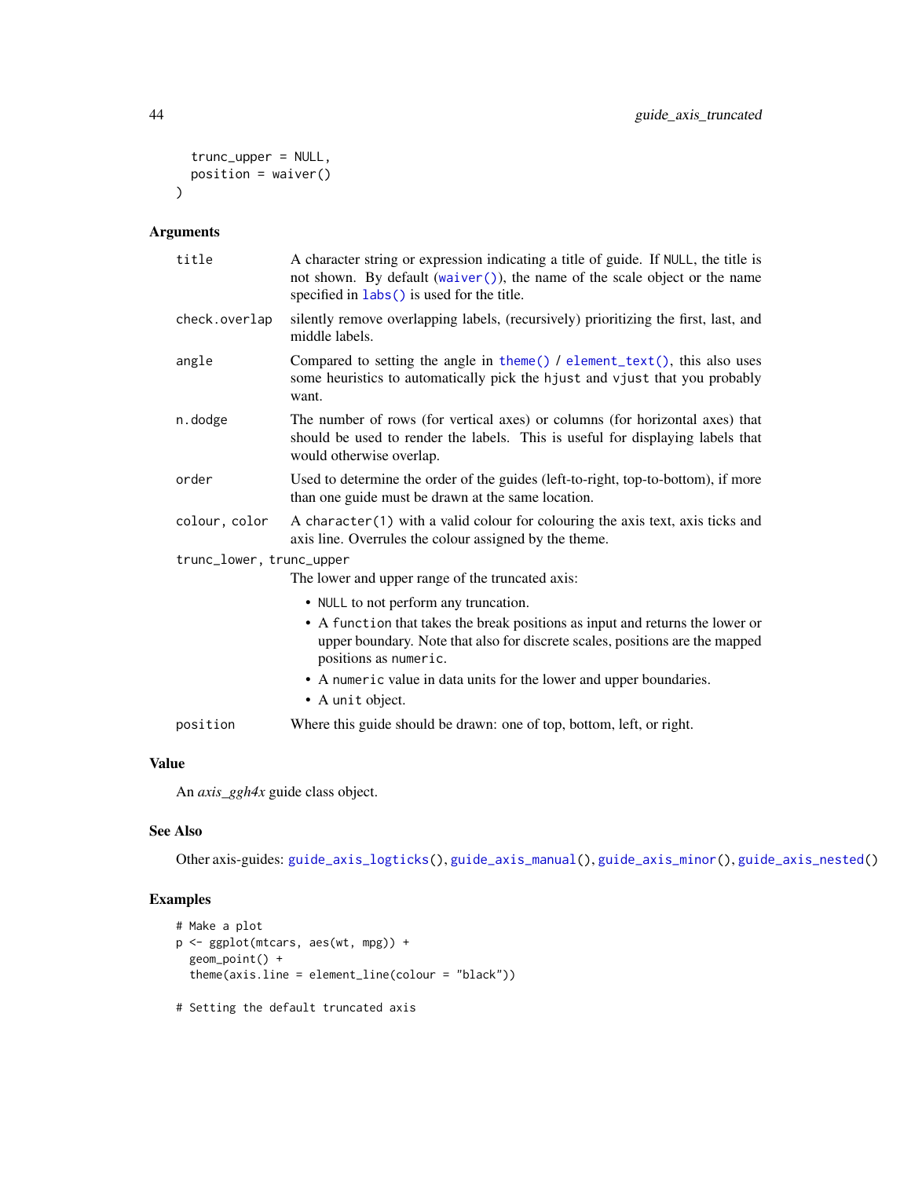```
  trunc_upper = NULL,
  position = waiver()
)
```

## Arguments

| | |
|---|---|
| title | A character string or expression indicating a title of guide. If NULL, the title is not shown. By default (waiver()), the name of the scale object or the name specified in labs() is used for the title. |
| check.overlap | silently remove overlapping labels, (recursively) prioritizing the first, last, and middle labels. |
| angle | Compared to setting the angle in theme() / element_text(), this also uses some heuristics to automatically pick the hjust and vjust that you probably want. |
| n.dodge | The number of rows (for vertical axes) or columns (for horizontal axes) that should be used to render the labels. This is useful for displaying labels that would otherwise overlap. |
| order | Used to determine the order of the guides (left-to-right, top-to-bottom), if more than one guide must be drawn at the same location. |
| colour, color | A character(1) with a valid colour for colouring the axis text, axis ticks and axis line. Overrules the colour assigned by the theme. |
| trunc_lower, trunc_upper | The lower and upper range of the truncated axis:<br>• NULL to not perform any truncation.<br>• A function that takes the break positions as input and returns the lower or upper boundary. Note that also for discrete scales, positions are the mapped positions as numeric.<br>• A numeric value in data units for the lower and upper boundaries.<br>• A unit object. |
| position | Where this guide should be drawn: one of top, bottom, left, or right. |

## Value

An *axis_ggh4x* guide class object.

## See Also

Other axis-guides: guide_axis_logticks(), guide_axis_manual(), guide_axis_minor(), guide_axis_nested()

## Examples

```
# Make a plot
p <- ggplot(mtcars, aes(wt, mpg)) +
  geom_point() +
  theme(axis.line = element_line(colour = "black"))

# Setting the default truncated axis
```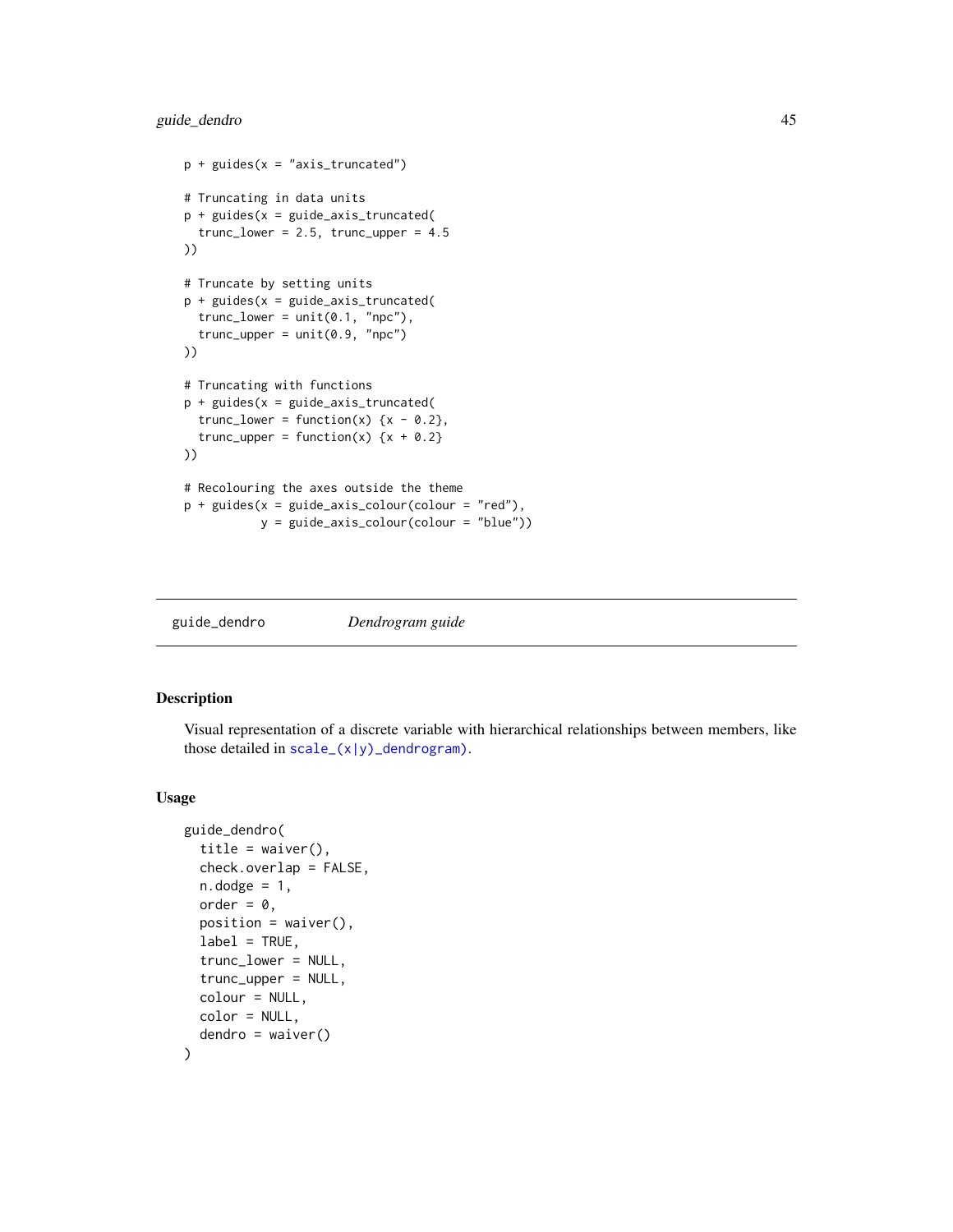```
p + guides(x = "axis_truncated")

# Truncating in data units
p + guides(x = guide_axis_truncated(
  trunc_lower = 2.5, trunc_upper = 4.5
))

# Truncate by setting units
p + guides(x = guide_axis_truncated(
  trunc_lower = unit(0.1, "npc"),
  trunc_upper = unit(0.9, "npc")
))

# Truncating with functions
p + guides(x = guide_axis_truncated(
  trunc_lower = function(x) {x - 0.2},
  trunc_upper = function(x) {x + 0.2}
))

# Recolouring the axes outside the theme
p + guides(x = guide_axis_colour(colour = "red"),
           y = guide_axis_colour(colour = "blue"))
```

---

## guide_dendro    *Dendrogram guide*

---

### Description

Visual representation of a discrete variable with hierarchical relationships between members, like those detailed in scale_(x|y)_dendrogram).

### Usage

```
guide_dendro(
  title = waiver(),
  check.overlap = FALSE,
  n.dodge = 1,
  order = 0,
  position = waiver(),
  label = TRUE,
  trunc_lower = NULL,
  trunc_upper = NULL,
  colour = NULL,
  color = NULL,
  dendro = waiver()
)
```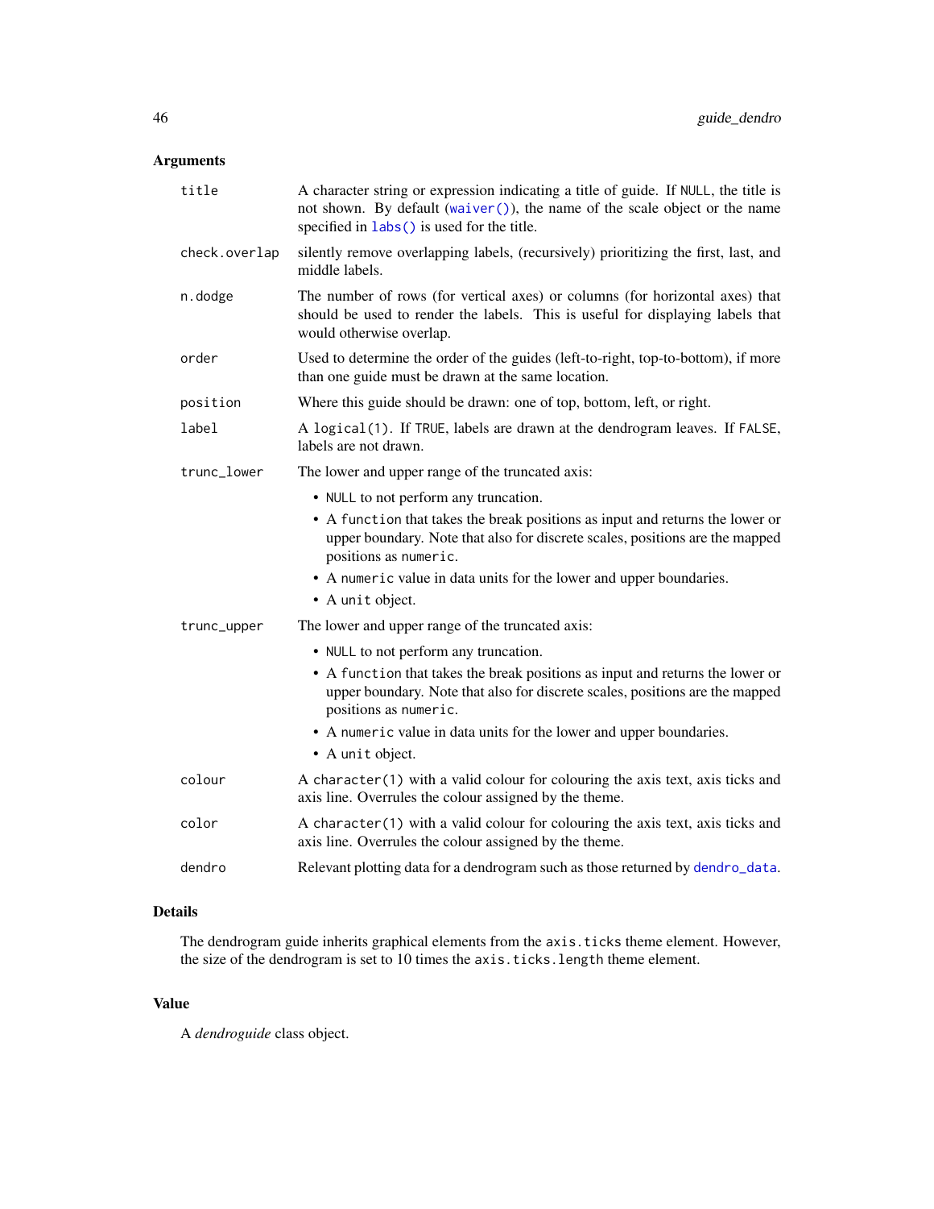## Arguments

| | |
|---|---|
| `title` | A character string or expression indicating a title of guide. If `NULL`, the title is not shown. By default (`waiver()`), the name of the scale object or the name specified in `labs()` is used for the title. |
| `check.overlap` | silently remove overlapping labels, (recursively) prioritizing the first, last, and middle labels. |
| `n.dodge` | The number of rows (for vertical axes) or columns (for horizontal axes) that should be used to render the labels. This is useful for displaying labels that would otherwise overlap. |
| `order` | Used to determine the order of the guides (left-to-right, top-to-bottom), if more than one guide must be drawn at the same location. |
| `position` | Where this guide should be drawn: one of top, bottom, left, or right. |
| `label` | A `logical(1)`. If `TRUE`, labels are drawn at the dendrogram leaves. If `FALSE`, labels are not drawn. |
| `trunc_lower` | The lower and upper range of the truncated axis:<br>• `NULL` to not perform any truncation.<br>• A `function` that takes the break positions as input and returns the lower or upper boundary. Note that also for discrete scales, positions are the mapped positions as `numeric`.<br>• A `numeric` value in data units for the lower and upper boundaries.<br>• A `unit` object. |
| `trunc_upper` | The lower and upper range of the truncated axis:<br>• `NULL` to not perform any truncation.<br>• A `function` that takes the break positions as input and returns the lower or upper boundary. Note that also for discrete scales, positions are the mapped positions as `numeric`.<br>• A `numeric` value in data units for the lower and upper boundaries.<br>• A `unit` object. |
| `colour` | A `character(1)` with a valid colour for colouring the axis text, axis ticks and axis line. Overrules the colour assigned by the theme. |
| `color` | A `character(1)` with a valid colour for colouring the axis text, axis ticks and axis line. Overrules the colour assigned by the theme. |
| `dendro` | Relevant plotting data for a dendrogram such as those returned by `dendro_data`. |

## Details

The dendrogram guide inherits graphical elements from the `axis.ticks` theme element. However, the size of the dendrogram is set to 10 times the `axis.ticks.length` theme element.

## Value

A *dendroguide* class object.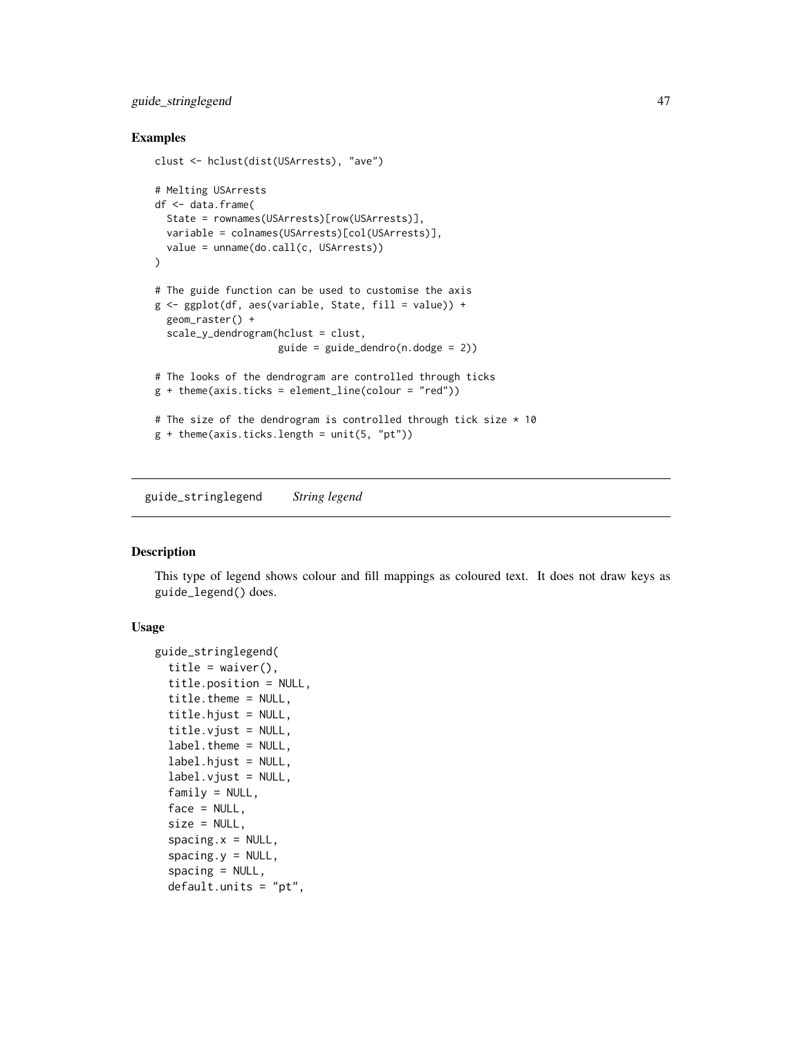## Examples

```
clust <- hclust(dist(USArrests), "ave")

# Melting USArrests
df <- data.frame(
  State = rownames(USArrests)[row(USArrests)],
  variable = colnames(USArrests)[col(USArrests)],
  value = unname(do.call(c, USArrests))
)

# The guide function can be used to customise the axis
g <- ggplot(df, aes(variable, State, fill = value)) +
  geom_raster() +
  scale_y_dendrogram(hclust = clust,
                     guide = guide_dendro(n.dodge = 2))

# The looks of the dendrogram are controlled through ticks
g + theme(axis.ticks = element_line(colour = "red"))

# The size of the dendrogram is controlled through tick size * 10
g + theme(axis.ticks.length = unit(5, "pt"))
```

---

# guide_stringlegend    *String legend*

---

## Description

This type of legend shows colour and fill mappings as coloured text. It does not draw keys as guide_legend() does.

## Usage

```
guide_stringlegend(
  title = waiver(),
  title.position = NULL,
  title.theme = NULL,
  title.hjust = NULL,
  title.vjust = NULL,
  label.theme = NULL,
  label.hjust = NULL,
  label.vjust = NULL,
  family = NULL,
  face = NULL,
  size = NULL,
  spacing.x = NULL,
  spacing.y = NULL,
  spacing = NULL,
  default.units = "pt",
```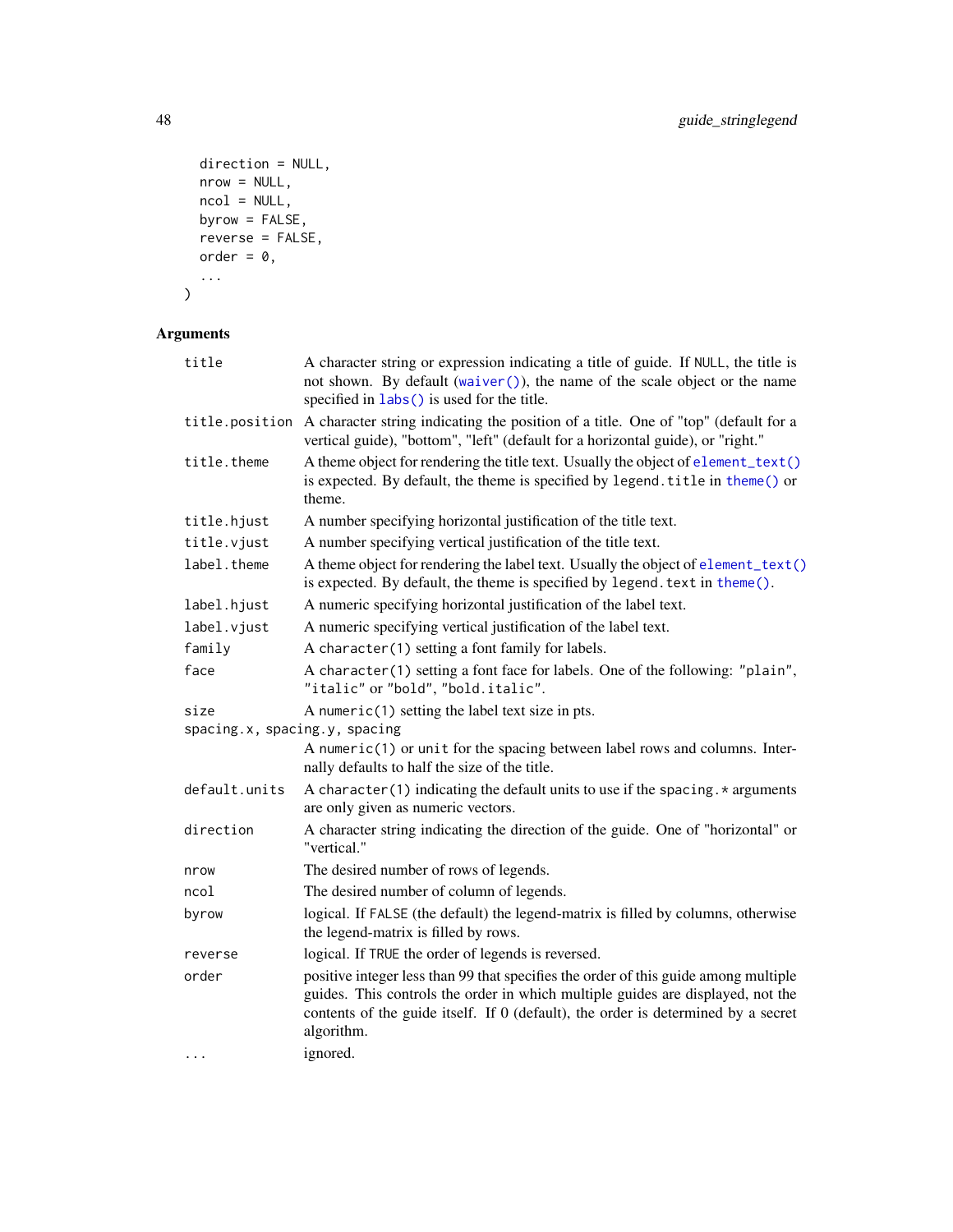```
  direction = NULL,
  nrow = NULL,
  ncol = NULL,
  byrow = FALSE,
  reverse = FALSE,
  order = 0,
  ...
)
```

## Arguments

| Argument | Description |
|---|---|
| `title` | A character string or expression indicating a title of guide. If `NULL`, the title is not shown. By default (`waiver()`), the name of the scale object or the name specified in `labs()` is used for the title. |
| `title.position` | A character string indicating the position of a title. One of "top" (default for a vertical guide), "bottom", "left" (default for a horizontal guide), or "right." |
| `title.theme` | A theme object for rendering the title text. Usually the object of `element_text()` is expected. By default, the theme is specified by `legend.title` in `theme()` or theme. |
| `title.hjust` | A number specifying horizontal justification of the title text. |
| `title.vjust` | A number specifying vertical justification of the title text. |
| `label.theme` | A theme object for rendering the label text. Usually the object of `element_text()` is expected. By default, the theme is specified by `legend.text` in `theme()`. |
| `label.hjust` | A numeric specifying horizontal justification of the label text. |
| `label.vjust` | A numeric specifying vertical justification of the label text. |
| `family` | A `character(1)` setting a font family for labels. |
| `face` | A `character(1)` setting a font face for labels. One of the following: `"plain"`, `"italic"` or `"bold"`, `"bold.italic"`. |
| `size` | A `numeric(1)` setting the label text size in pts. |
| `spacing.x, spacing.y, spacing` | A `numeric(1)` or `unit` for the spacing between label rows and columns. Internally defaults to half the size of the title. |
| `default.units` | A `character(1)` indicating the default units to use if the `spacing.*` arguments are only given as numeric vectors. |
| `direction` | A character string indicating the direction of the guide. One of "horizontal" or "vertical." |
| `nrow` | The desired number of rows of legends. |
| `ncol` | The desired number of column of legends. |
| `byrow` | logical. If `FALSE` (the default) the legend-matrix is filled by columns, otherwise the legend-matrix is filled by rows. |
| `reverse` | logical. If `TRUE` the order of legends is reversed. |
| `order` | positive integer less than 99 that specifies the order of this guide among multiple guides. This controls the order in which multiple guides are displayed, not the contents of the guide itself. If 0 (default), the order is determined by a secret algorithm. |
| `...` | ignored. |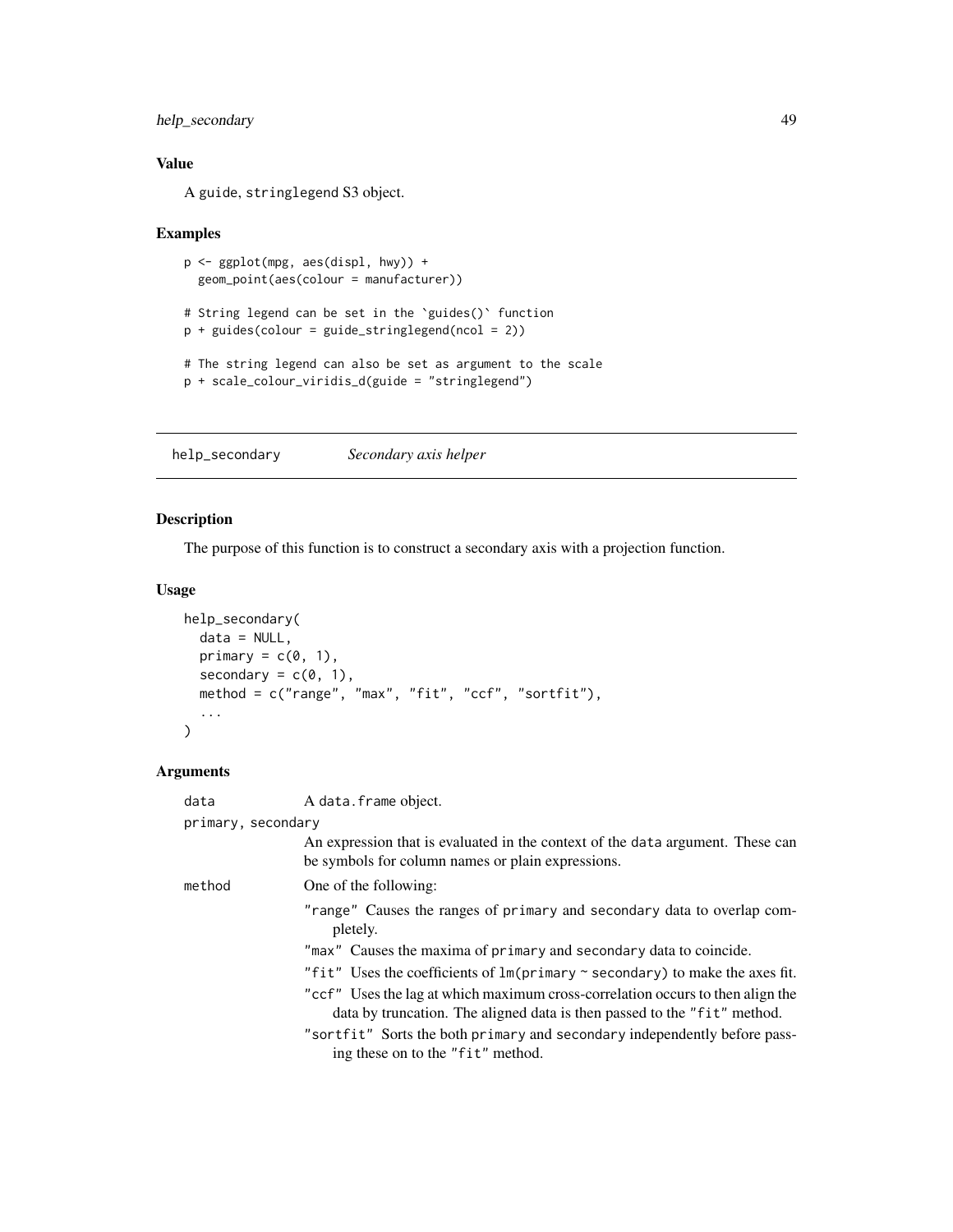### Value

A guide, stringlegend S3 object.

### Examples

```
p <- ggplot(mpg, aes(displ, hwy)) +
  geom_point(aes(colour = manufacturer))

# String legend can be set in the `guides()` function
p + guides(colour = guide_stringlegend(ncol = 2))

# The string legend can also be set as argument to the scale
p + scale_colour_viridis_d(guide = "stringlegend")
```

---

## help_secondary *Secondary axis helper*

### Description

The purpose of this function is to construct a secondary axis with a projection function.

### Usage

```
help_secondary(
  data = NULL,
  primary = c(0, 1),
  secondary = c(0, 1),
  method = c("range", "max", "fit", "ccf", "sortfit"),
  ...
)
```

### Arguments

| | |
|---|---|
| data | A data.frame object. |
| primary, secondary | An expression that is evaluated in the context of the data argument. These can be symbols for column names or plain expressions. |
| method | One of the following:<br>"range" Causes the ranges of primary and secondary data to overlap completely.<br>"max" Causes the maxima of primary and secondary data to coincide.<br>"fit" Uses the coefficients of lm(primary ~ secondary) to make the axes fit.<br>"ccf" Uses the lag at which maximum cross-correlation occurs to then align the data by truncation. The aligned data is then passed to the "fit" method.<br>"sortfit" Sorts the both primary and secondary independently before passing these on to the "fit" method. |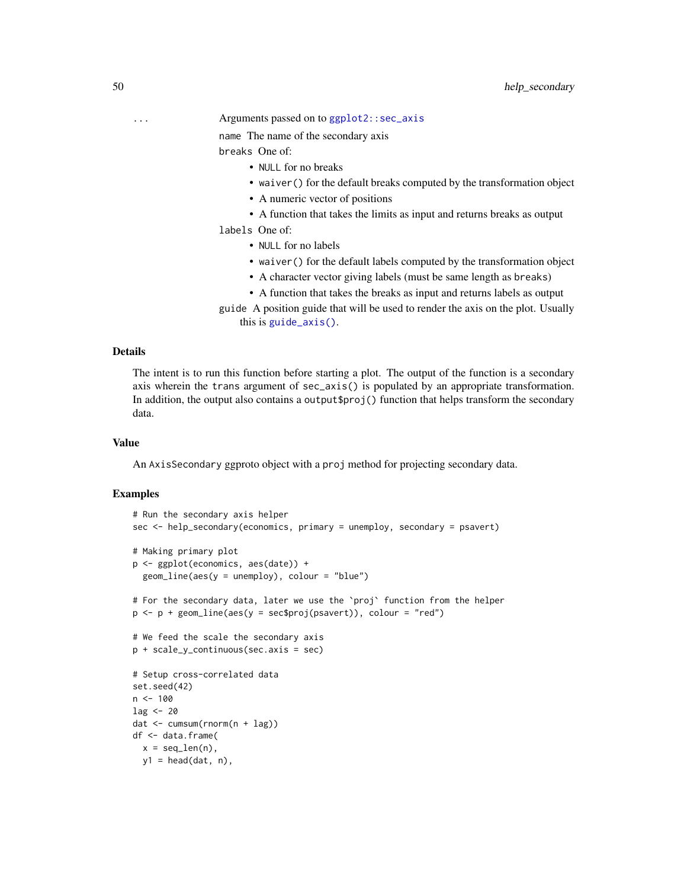`...` Arguments passed on to `ggplot2::sec_axis`

`name` The name of the secondary axis

`breaks` One of:

- `NULL` for no breaks
- `waiver()` for the default breaks computed by the transformation object
- A numeric vector of positions
- A function that takes the limits as input and returns breaks as output

`labels` One of:

- `NULL` for no labels
- `waiver()` for the default labels computed by the transformation object
- A character vector giving labels (must be same length as `breaks`)
- A function that takes the breaks as input and returns labels as output

`guide` A position guide that will be used to render the axis on the plot. Usually this is `guide_axis()`.

## Details

The intent is to run this function before starting a plot. The output of the function is a secondary axis wherein the `trans` argument of `sec_axis()` is populated by an appropriate transformation. In addition, the output also contains a `output$proj()` function that helps transform the secondary data.

## Value

An `AxisSecondary` ggproto object with a `proj` method for projecting secondary data.

## Examples

```
# Run the secondary axis helper
sec <- help_secondary(economics, primary = unemploy, secondary = psavert)

# Making primary plot
p <- ggplot(economics, aes(date)) +
  geom_line(aes(y = unemploy), colour = "blue")

# For the secondary data, later we use the `proj` function from the helper
p <- p + geom_line(aes(y = sec$proj(psavert)), colour = "red")

# We feed the scale the secondary axis
p + scale_y_continuous(sec.axis = sec)

# Setup cross-correlated data
set.seed(42)
n <- 100
lag <- 20
dat <- cumsum(rnorm(n + lag))
df <- data.frame(
  x = seq_len(n),
  y1 = head(dat, n),
```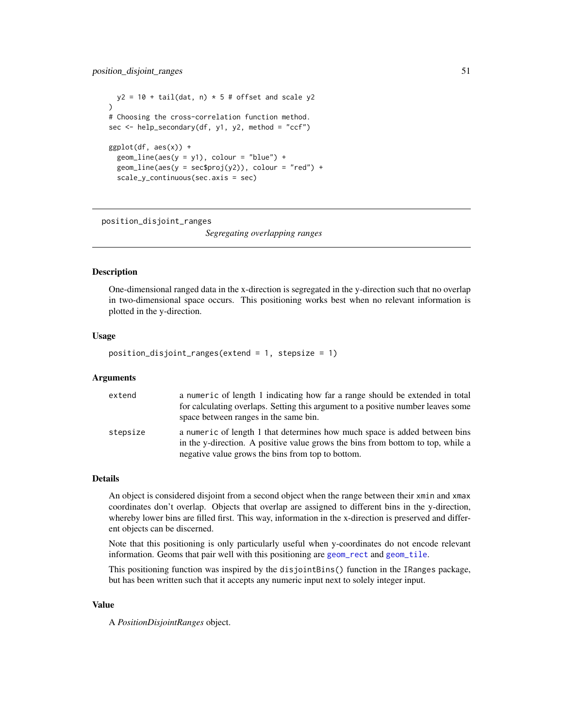```
  y2 = 10 + tail(dat, n) * 5 # offset and scale y2
)
# Choosing the cross-correlation function method.
sec <- help_secondary(df, y1, y2, method = "ccf")

ggplot(df, aes(x)) +
  geom_line(aes(y = y1), colour = "blue") +
  geom_line(aes(y = sec$proj(y2)), colour = "red") +
  scale_y_continuous(sec.axis = sec)
```

## position_disjoint_ranges

*Segregating overlapping ranges*

### Description

One-dimensional ranged data in the x-direction is segregated in the y-direction such that no overlap in two-dimensional space occurs. This positioning works best when no relevant information is plotted in the y-direction.

### Usage

```
position_disjoint_ranges(extend = 1, stepsize = 1)
```

### Arguments

| | |
|---|---|
| `extend` | a `numeric` of length 1 indicating how far a range should be extended in total for calculating overlaps. Setting this argument to a positive number leaves some space between ranges in the same bin. |
| `stepsize` | a `numeric` of length 1 that determines how much space is added between bins in the y-direction. A positive value grows the bins from bottom to top, while a negative value grows the bins from top to bottom. |

### Details

An object is considered disjoint from a second object when the range between their `xmin` and `xmax` coordinates don't overlap. Objects that overlap are assigned to different bins in the y-direction, whereby lower bins are filled first. This way, information in the x-direction is preserved and different objects can be discerned.

Note that this positioning is only particularly useful when y-coordinates do not encode relevant information. Geoms that pair well with this positioning are `geom_rect` and `geom_tile`.

This positioning function was inspired by the `disjointBins()` function in the `IRanges` package, but has been written such that it accepts any numeric input next to solely integer input.

### Value

A *PositionDisjointRanges* object.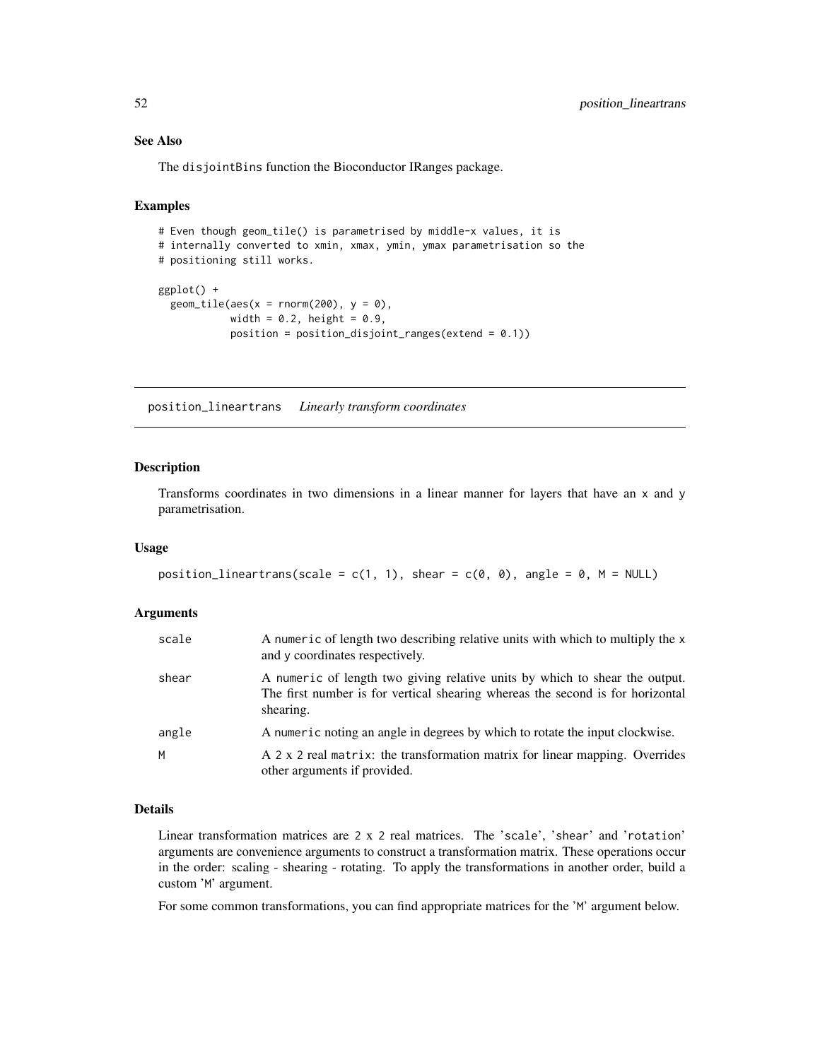### See Also

The disjointBins function the Bioconductor IRanges package.

### Examples

```
# Even though geom_tile() is parametrised by middle-x values, it is
# internally converted to xmin, xmax, ymin, ymax parametrisation so the
# positioning still works.

ggplot() +
  geom_tile(aes(x = rnorm(200), y = 0),
            width = 0.2, height = 0.9,
            position = position_disjoint_ranges(extend = 0.1))
```

---

## position_lineartrans    *Linearly transform coordinates*

### Description

Transforms coordinates in two dimensions in a linear manner for layers that have an x and y parametrisation.

### Usage

```
position_lineartrans(scale = c(1, 1), shear = c(0, 0), angle = 0, M = NULL)
```

### Arguments

| | |
|---|---|
| scale | A numeric of length two describing relative units with which to multiply the x and y coordinates respectively. |
| shear | A numeric of length two giving relative units by which to shear the output. The first number is for vertical shearing whereas the second is for horizontal shearing. |
| angle | A numeric noting an angle in degrees by which to rotate the input clockwise. |
| M | A 2 x 2 real matrix: the transformation matrix for linear mapping. Overrides other arguments if provided. |

### Details

Linear transformation matrices are 2 x 2 real matrices. The 'scale', 'shear' and 'rotation' arguments are convenience arguments to construct a transformation matrix. These operations occur in the order: scaling - shearing - rotating. To apply the transformations in another order, build a custom 'M' argument.

For some common transformations, you can find appropriate matrices for the 'M' argument below.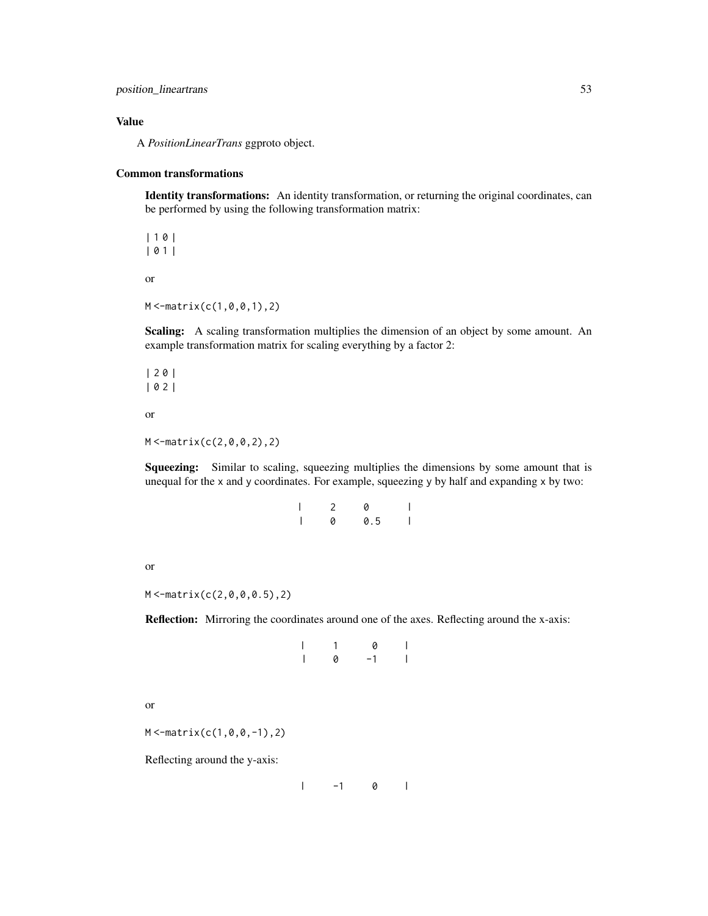## Value

A *PositionLinearTrans* ggproto object.

## Common transformations

**Identity transformations:** An identity transformation, or returning the original coordinates, can be performed by using the following transformation matrix:

```
| 1 0 |
| 0 1 |
```

or

```
M <- matrix(c(1,0,0,1),2)
```

**Scaling:** A scaling transformation multiplies the dimension of an object by some amount. An example transformation matrix for scaling everything by a factor 2:

```
| 2 0 |
| 0 2 |
```

or

```
M <- matrix(c(2,0,0,2),2)
```

**Squeezing:** Similar to scaling, squeezing multiplies the dimensions by some amount that is unequal for the x and y coordinates. For example, squeezing y by half and expanding x by two:

```
|   2   0     |
|   0   0.5   |
```

or

```
M <- matrix(c(2,0,0,0.5),2)
```

**Reflection:** Mirroring the coordinates around one of the axes. Reflecting around the x-axis:

```
|   1    0   |
|   0   -1   |
```

or

```
M <- matrix(c(1,0,0,-1),2)
```

Reflecting around the y-axis:

```
|   -1   0   |
```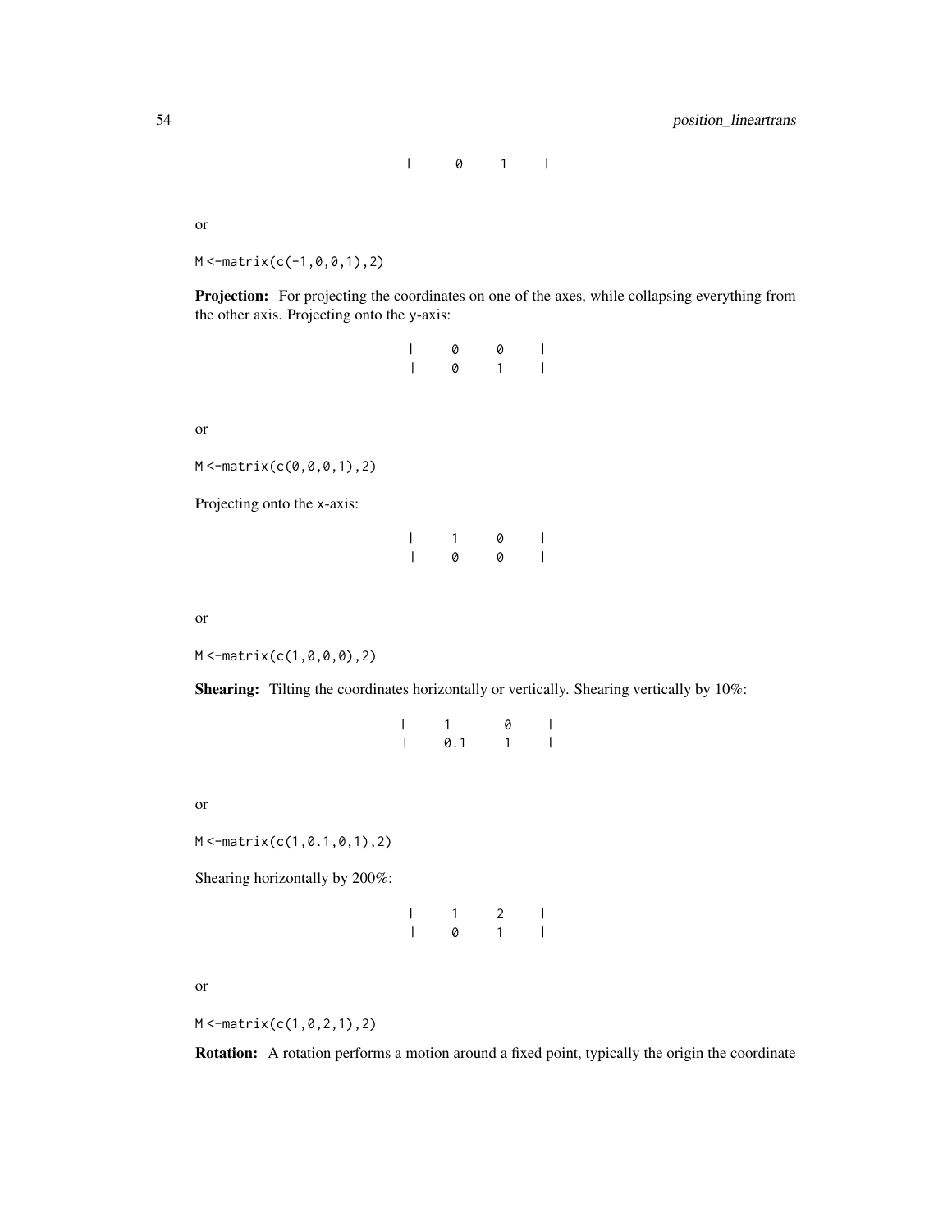```
|     0     1     |
```

or

```
M <-matrix(c(-1,0,0,1),2)
```

**Projection:** For projecting the coordinates on one of the axes, while collapsing everything from the other axis. Projecting onto the y-axis:

```
|     0     0     |
|     0     1     |
```

or

```
M <-matrix(c(0,0,0,1),2)
```

Projecting onto the x-axis:

```
|     1     0     |
|     0     0     |
```

or

```
M <-matrix(c(1,0,0,0),2)
```

**Shearing:** Tilting the coordinates horizontally or vertically. Shearing vertically by 10%:

```
|     1       0     |
|     0.1     1     |
```

or

```
M <-matrix(c(1,0.1,0,1),2)
```

Shearing horizontally by 200%:

```
|     1     2     |
|     0     1     |
```

or

```
M <-matrix(c(1,0,2,1),2)
```

**Rotation:** A rotation performs a motion around a fixed point, typically the origin the coordinate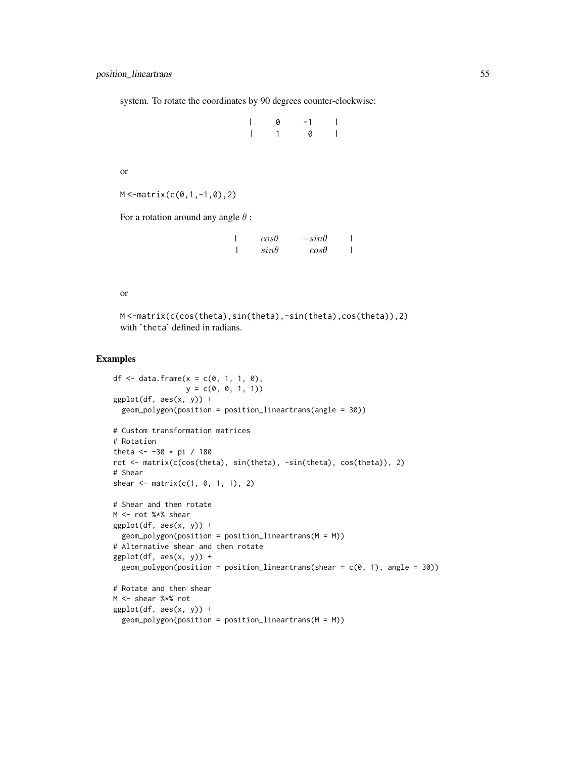system. To rotate the coordinates by 90 degrees counter-clockwise:

```
|    0    -1    |
|    1     0    |
```

or

`M <-matrix(c(0,1,-1,0),2)`

For a rotation around any angle $\theta$ :

$$
\begin{vmatrix} cos\theta & -sin\theta \\ sin\theta & cos\theta \end{vmatrix}
$$

or

`M <-matrix(c(cos(theta),sin(theta),-sin(theta),cos(theta)),2)`
with 'theta' defined in radians.

## Examples

```
df <- data.frame(x = c(0, 1, 1, 0),
                 y = c(0, 0, 1, 1))
ggplot(df, aes(x, y)) +
  geom_polygon(position = position_lineartrans(angle = 30))

# Custom transformation matrices
# Rotation
theta <- -30 * pi / 180
rot <- matrix(c(cos(theta), sin(theta), -sin(theta), cos(theta)), 2)
# Shear
shear <- matrix(c(1, 0, 1, 1), 2)

# Shear and then rotate
M <- rot %*% shear
ggplot(df, aes(x, y)) +
  geom_polygon(position = position_lineartrans(M = M))
# Alternative shear and then rotate
ggplot(df, aes(x, y)) +
  geom_polygon(position = position_lineartrans(shear = c(0, 1), angle = 30))

# Rotate and then shear
M <- shear %*% rot
ggplot(df, aes(x, y)) +
  geom_polygon(position = position_lineartrans(M = M))
```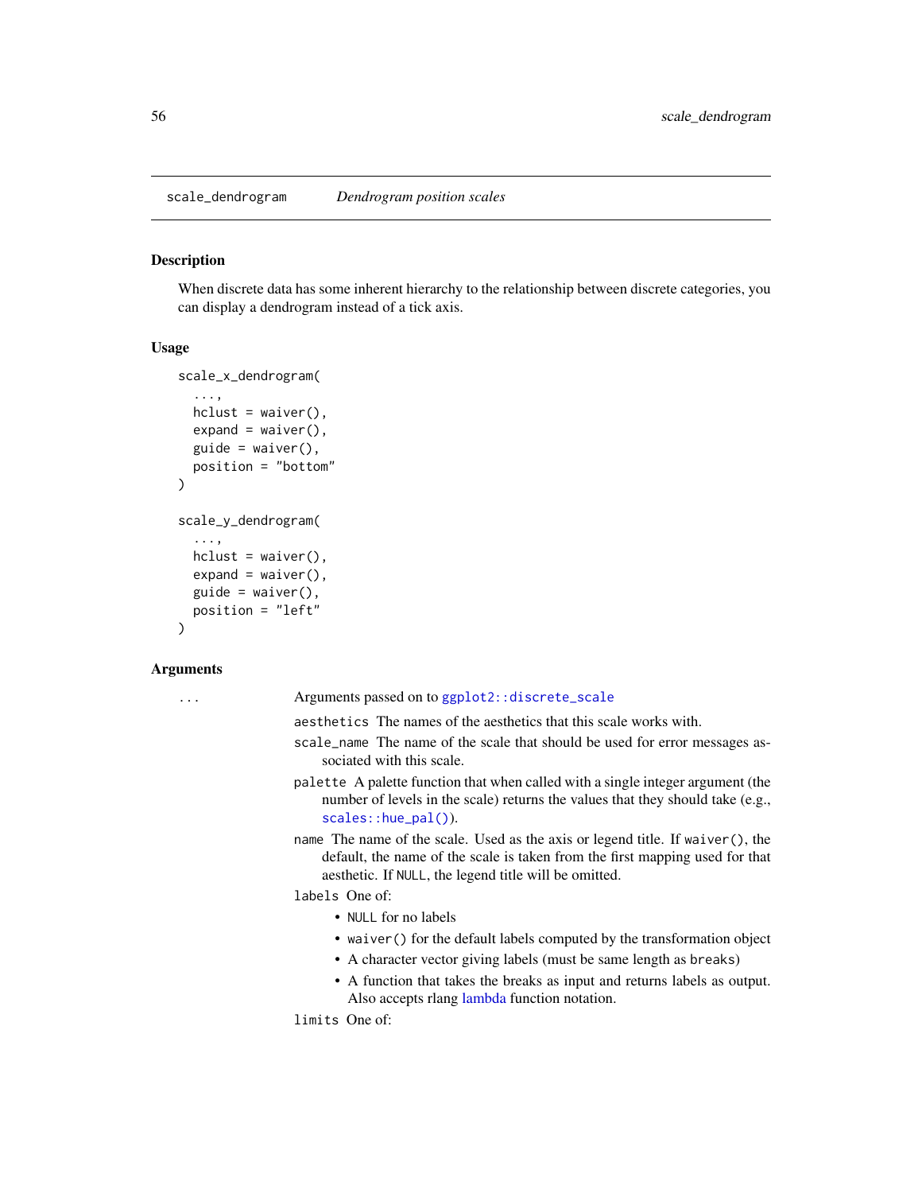## scale_dendrogram *Dendrogram position scales*

### Description

When discrete data has some inherent hierarchy to the relationship between discrete categories, you can display a dendrogram instead of a tick axis.

### Usage

```
scale_x_dendrogram(
  ...,
  hclust = waiver(),
  expand = waiver(),
  guide = waiver(),
  position = "bottom"
)

scale_y_dendrogram(
  ...,
  hclust = waiver(),
  expand = waiver(),
  guide = waiver(),
  position = "left"
)
```

### Arguments

`...` Arguments passed on to `ggplot2::discrete_scale`

- `aesthetics` The names of the aesthetics that this scale works with.
- `scale_name` The name of the scale that should be used for error messages associated with this scale.
- `palette` A palette function that when called with a single integer argument (the number of levels in the scale) returns the values that they should take (e.g., `scales::hue_pal()`).
- `name` The name of the scale. Used as the axis or legend title. If `waiver()`, the default, the name of the scale is taken from the first mapping used for that aesthetic. If `NULL`, the legend title will be omitted.
- `labels` One of:
  - `NULL` for no labels
  - `waiver()` for the default labels computed by the transformation object
  - A character vector giving labels (must be same length as `breaks`)
  - A function that takes the breaks as input and returns labels as output. Also accepts rlang lambda function notation.
- `limits` One of: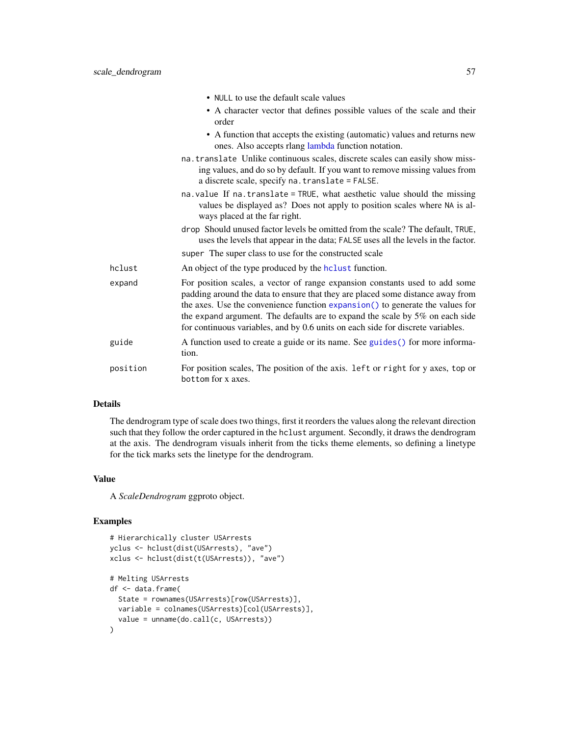- NULL to use the default scale values
- A character vector that defines possible values of the scale and their order
- A function that accepts the existing (automatic) values and returns new ones. Also accepts rlang lambda function notation.

na.translate Unlike continuous scales, discrete scales can easily show missing values, and do so by default. If you want to remove missing values from a discrete scale, specify na.translate = FALSE.

na.value If na.translate = TRUE, what aesthetic value should the missing values be displayed as? Does not apply to position scales where NA is always placed at the far right.

drop Should unused factor levels be omitted from the scale? The default, TRUE, uses the levels that appear in the data; FALSE uses all the levels in the factor.

super The super class to use for the constructed scale

hclust An object of the type produced by the hclust function.

expand For position scales, a vector of range expansion constants used to add some padding around the data to ensure that they are placed some distance away from the axes. Use the convenience function expansion() to generate the values for the expand argument. The defaults are to expand the scale by 5% on each side for continuous variables, and by 0.6 units on each side for discrete variables.

guide A function used to create a guide or its name. See guides() for more information.

position For position scales, The position of the axis. left or right for y axes, top or bottom for x axes.

## Details

The dendrogram type of scale does two things, first it reorders the values along the relevant direction such that they follow the order captured in the hclust argument. Secondly, it draws the dendrogram at the axis. The dendrogram visuals inherit from the ticks theme elements, so defining a linetype for the tick marks sets the linetype for the dendrogram.

## Value

A *ScaleDendrogram* ggproto object.

## Examples

```
# Hierarchically cluster USArrests
yclus <- hclust(dist(USArrests), "ave")
xclus <- hclust(dist(t(USArrests)), "ave")

# Melting USArrests
df <- data.frame(
  State = rownames(USArrests)[row(USArrests)],
  variable = colnames(USArrests)[col(USArrests)],
  value = unname(do.call(c, USArrests))
)
```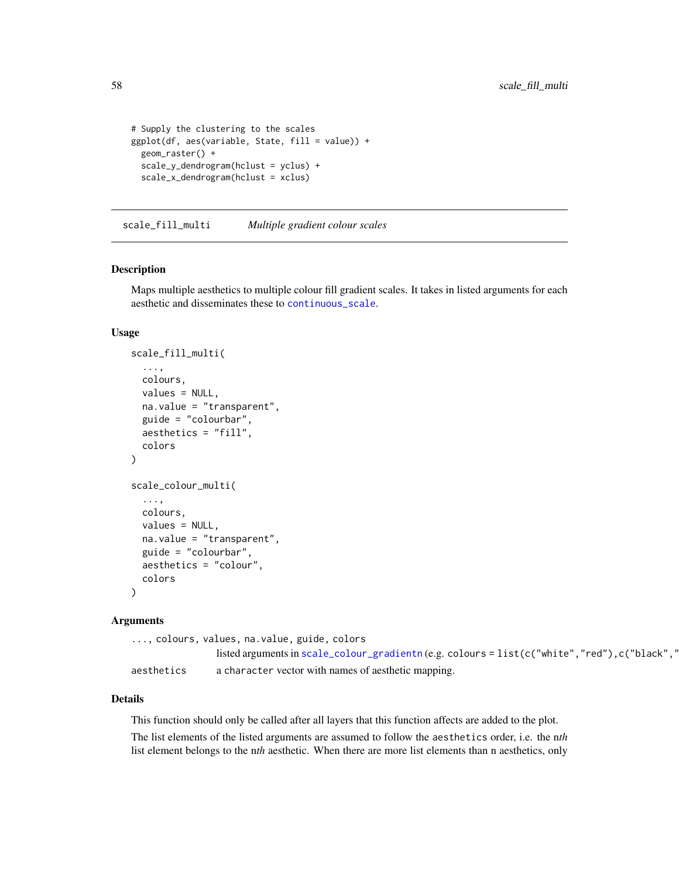```
# Supply the clustering to the scales
ggplot(df, aes(variable, State, fill = value)) +
  geom_raster() +
  scale_y_dendrogram(hclust = yclus) +
  scale_x_dendrogram(hclust = xclus)
```

## scale_fill_multi — *Multiple gradient colour scales*

### Description

Maps multiple aesthetics to multiple colour fill gradient scales. It takes in listed arguments for each aesthetic and disseminates these to `continuous_scale`.

### Usage

```
scale_fill_multi(
  ...,
  colours,
  values = NULL,
  na.value = "transparent",
  guide = "colourbar",
  aesthetics = "fill",
  colors
)

scale_colour_multi(
  ...,
  colours,
  values = NULL,
  na.value = "transparent",
  guide = "colourbar",
  aesthetics = "colour",
  colors
)
```

### Arguments

| | |
|---|---|
| `..., colours, values, na.value, guide, colors` | listed arguments in `scale_colour_gradientn` (e.g. `colours = list(c("white","red"),c("black","` |
| `aesthetics` | a `character` vector with names of aesthetic mapping. |

### Details

This function should only be called after all layers that this function affects are added to the plot.

The list elements of the listed arguments are assumed to follow the `aesthetics` order, i.e. the n*th* list element belongs to the n*th* aesthetic. When there are more list elements than n aesthetics, only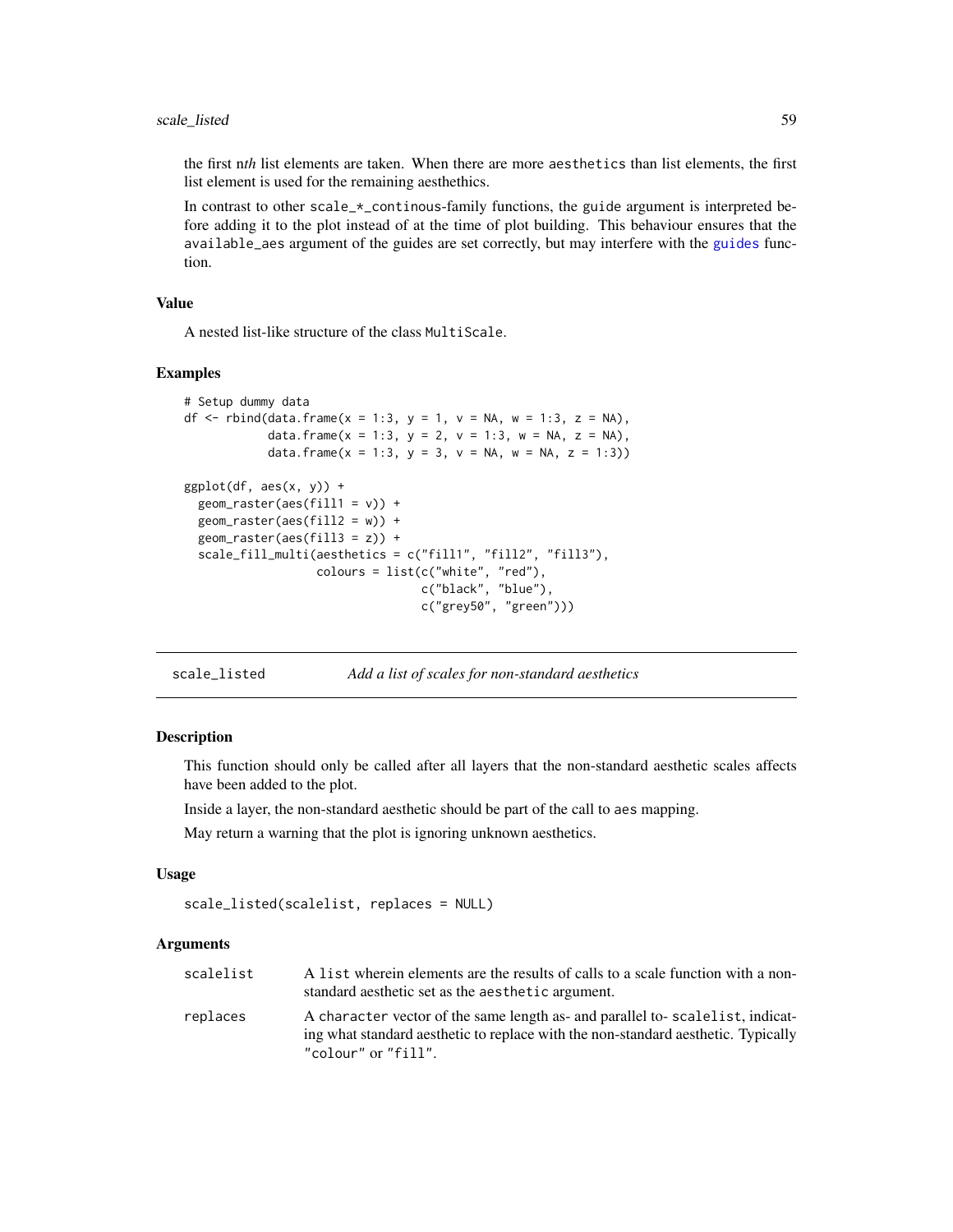the first n*th* list elements are taken. When there are more aesthetics than list elements, the first list element is used for the remaining aesthethics.

In contrast to other scale_*_continous-family functions, the guide argument is interpreted before adding it to the plot instead of at the time of plot building. This behaviour ensures that the available_aes argument of the guides are set correctly, but may interfere with the guides function.

### Value

A nested list-like structure of the class MultiScale.

### Examples

```
# Setup dummy data
df <- rbind(data.frame(x = 1:3, y = 1, v = NA, w = 1:3, z = NA),
            data.frame(x = 1:3, y = 2, v = 1:3, w = NA, z = NA),
            data.frame(x = 1:3, y = 3, v = NA, w = NA, z = 1:3))

ggplot(df, aes(x, y)) +
  geom_raster(aes(fill1 = v)) +
  geom_raster(aes(fill2 = w)) +
  geom_raster(aes(fill3 = z)) +
  scale_fill_multi(aesthetics = c("fill1", "fill2", "fill3"),
                   colours = list(c("white", "red"),
                                  c("black", "blue"),
                                  c("grey50", "green")))
```

---

## scale_listed — *Add a list of scales for non-standard aesthetics*

### Description

This function should only be called after all layers that the non-standard aesthetic scales affects have been added to the plot.

Inside a layer, the non-standard aesthetic should be part of the call to aes mapping.

May return a warning that the plot is ignoring unknown aesthetics.

### Usage

```
scale_listed(scalelist, replaces = NULL)
```

### Arguments

| | |
|---|---|
| scalelist | A list wherein elements are the results of calls to a scale function with a non-standard aesthetic set as the aesthetic argument. |
| replaces | A character vector of the same length as- and parallel to- scalelist, indicating what standard aesthetic to replace with the non-standard aesthetic. Typically "colour" or "fill". |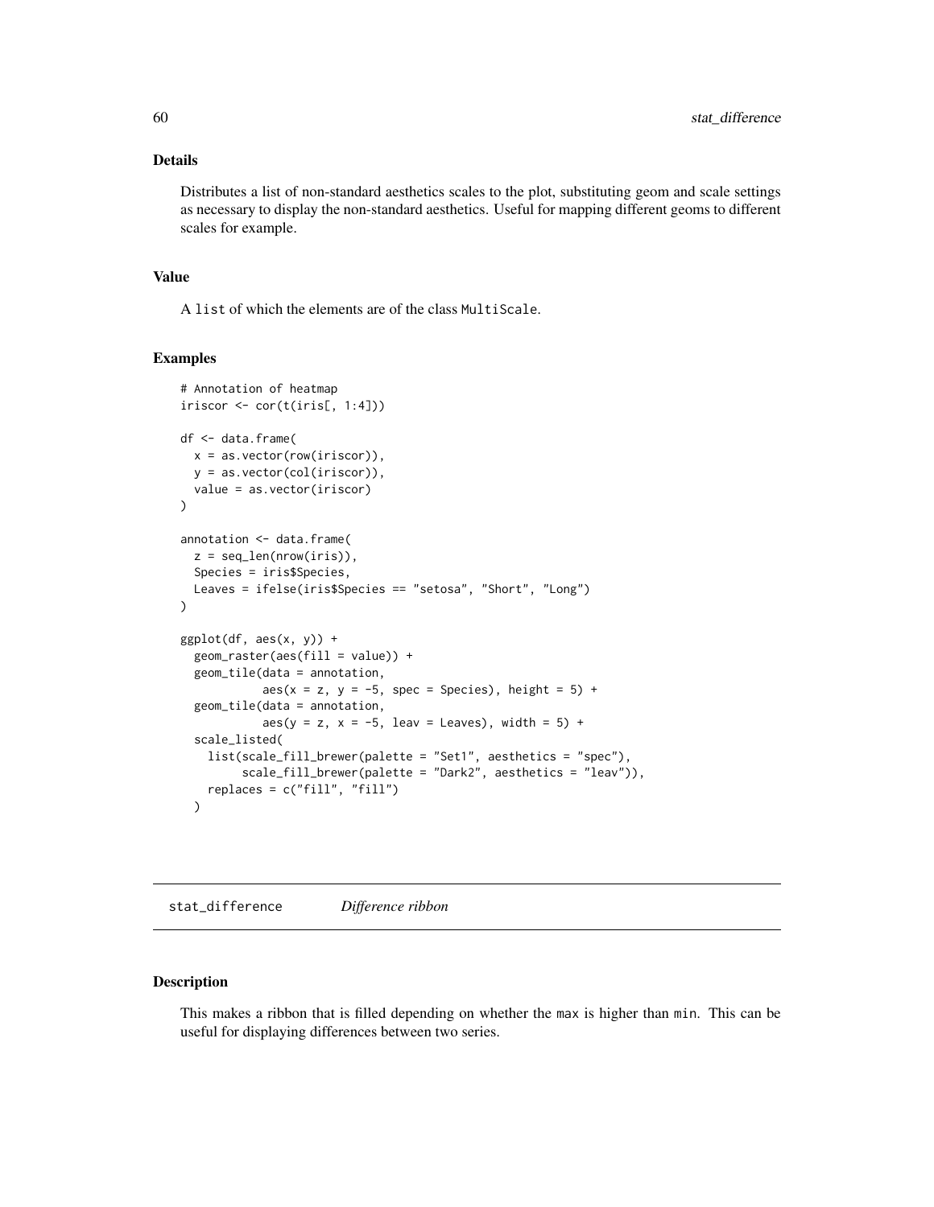## Details

Distributes a list of non-standard aesthetics scales to the plot, substituting geom and scale settings as necessary to display the non-standard aesthetics. Useful for mapping different geoms to different scales for example.

## Value

A `list` of which the elements are of the class `MultiScale`.

## Examples

```
# Annotation of heatmap
iriscor <- cor(t(iris[, 1:4]))

df <- data.frame(
  x = as.vector(row(iriscor)),
  y = as.vector(col(iriscor)),
  value = as.vector(iriscor)
)

annotation <- data.frame(
  z = seq_len(nrow(iris)),
  Species = iris$Species,
  Leaves = ifelse(iris$Species == "setosa", "Short", "Long")
)

ggplot(df, aes(x, y)) +
  geom_raster(aes(fill = value)) +
  geom_tile(data = annotation,
            aes(x = z, y = -5, spec = Species), height = 5) +
  geom_tile(data = annotation,
            aes(y = z, x = -5, leav = Leaves), width = 5) +
  scale_listed(
    list(scale_fill_brewer(palette = "Set1", aesthetics = "spec"),
         scale_fill_brewer(palette = "Dark2", aesthetics = "leav")),
    replaces = c("fill", "fill")
  )
```

---

# stat_difference    *Difference ribbon*

---

## Description

This makes a ribbon that is filled depending on whether the `max` is higher than `min`. This can be useful for displaying differences between two series.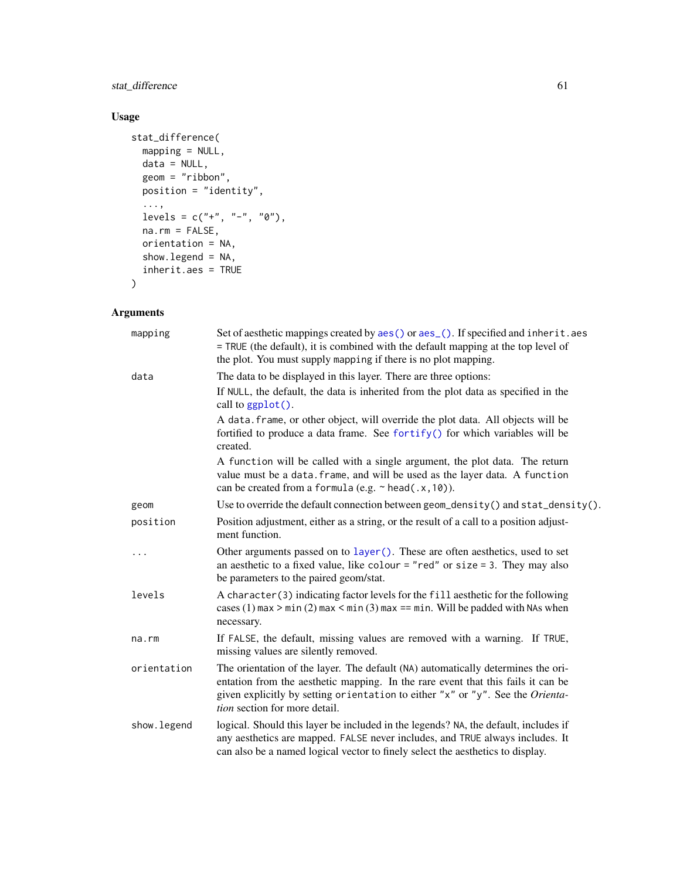## Usage

```
stat_difference(
  mapping = NULL,
  data = NULL,
  geom = "ribbon",
  position = "identity",
  ...,
  levels = c("+", "-", "0"),
  na.rm = FALSE,
  orientation = NA,
  show.legend = NA,
  inherit.aes = TRUE
)
```

## Arguments

| | |
|---|---|
| `mapping` | Set of aesthetic mappings created by `aes()` or `aes_()`. If specified and `inherit.aes = TRUE` (the default), it is combined with the default mapping at the top level of the plot. You must supply `mapping` if there is no plot mapping. |
| `data` | The data to be displayed in this layer. There are three options:<br>If `NULL`, the default, the data is inherited from the plot data as specified in the call to `ggplot()`.<br>A `data.frame`, or other object, will override the plot data. All objects will be fortified to produce a data frame. See `fortify()` for which variables will be created.<br>A `function` will be called with a single argument, the plot data. The return value must be a `data.frame`, and will be used as the layer data. A `function` can be created from a `formula` (e.g. `~ head(.x,10)`). |
| `geom` | Use to override the default connection between `geom_density()` and `stat_density()`. |
| `position` | Position adjustment, either as a string, or the result of a call to a position adjustment function. |
| `...` | Other arguments passed on to `layer()`. These are often aesthetics, used to set an aesthetic to a fixed value, like `colour = "red"` or `size = 3`. They may also be parameters to the paired geom/stat. |
| `levels` | A `character(3)` indicating factor levels for the `fill` aesthetic for the following cases (1) `max > min` (2) `max < min` (3) `max == min`. Will be padded with `NA`s when necessary. |
| `na.rm` | If `FALSE`, the default, missing values are removed with a warning. If `TRUE`, missing values are silently removed. |
| `orientation` | The orientation of the layer. The default (`NA`) automatically determines the orientation from the aesthetic mapping. In the rare event that this fails it can be given explicitly by setting `orientation` to either `"x"` or `"y"`. See the *Orientation* section for more detail. |
| `show.legend` | logical. Should this layer be included in the legends? `NA`, the default, includes if any aesthetics are mapped. `FALSE` never includes, and `TRUE` always includes. It can also be a named logical vector to finely select the aesthetics to display. |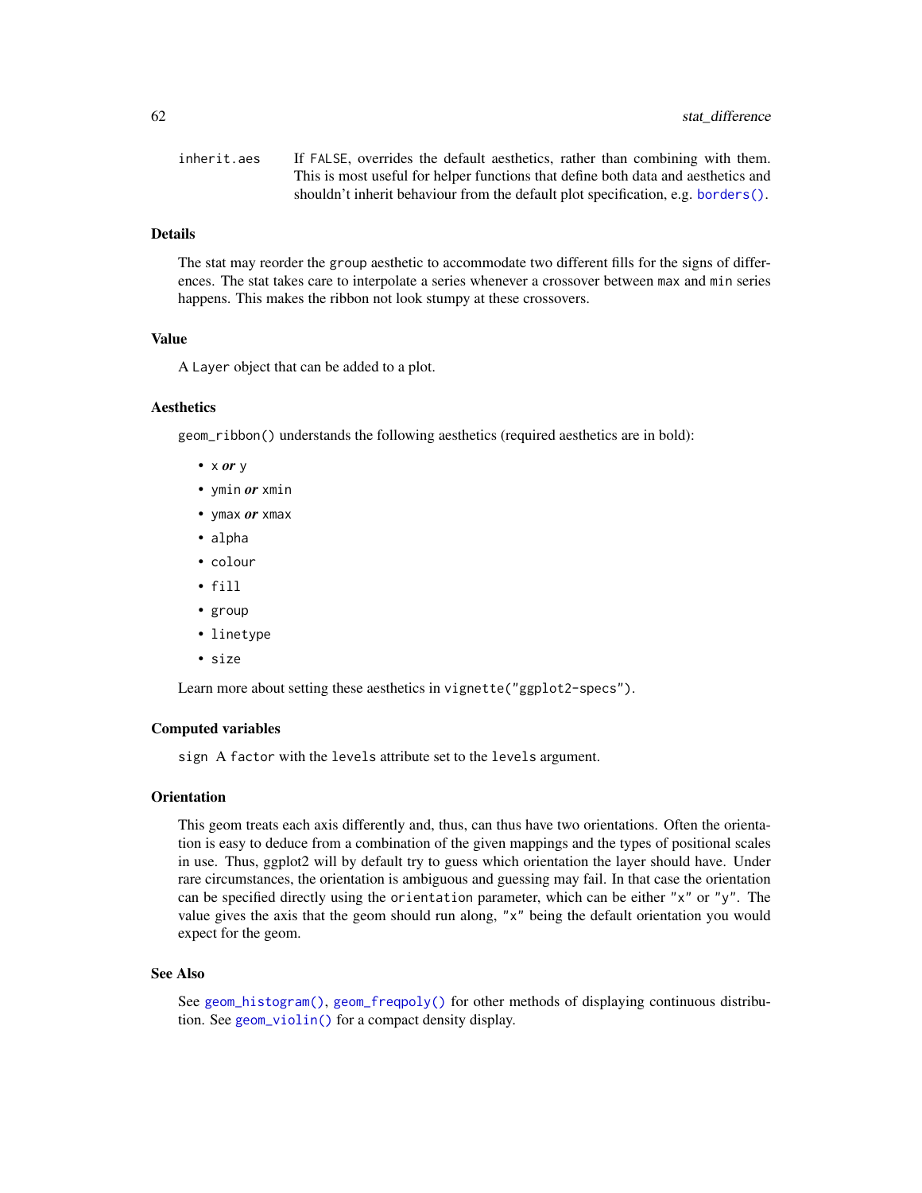inherit.aes
: If `FALSE`, overrides the default aesthetics, rather than combining with them. This is most useful for helper functions that define both data and aesthetics and shouldn't inherit behaviour from the default plot specification, e.g. `borders()`.

## Details

The stat may reorder the `group` aesthetic to accommodate two different fills for the signs of differences. The stat takes care to interpolate a series whenever a crossover between `max` and `min` series happens. This makes the ribbon not look stumpy at these crossovers.

## Value

A `Layer` object that can be added to a plot.

## Aesthetics

`geom_ribbon()` understands the following aesthetics (required aesthetics are in bold):

- **`x` *or* `y`**
- **`ymin` *or* `xmin`**
- **`ymax` *or* `xmax`**
- `alpha`
- `colour`
- `fill`
- `group`
- `linetype`
- `size`

Learn more about setting these aesthetics in `vignette("ggplot2-specs")`.

## Computed variables

`sign` A `factor` with the `levels` attribute set to the `levels` argument.

## Orientation

This geom treats each axis differently and, thus, can thus have two orientations. Often the orientation is easy to deduce from a combination of the given mappings and the types of positional scales in use. Thus, ggplot2 will by default try to guess which orientation the layer should have. Under rare circumstances, the orientation is ambiguous and guessing may fail. In that case the orientation can be specified directly using the `orientation` parameter, which can be either `"x"` or `"y"`. The value gives the axis that the geom should run along, `"x"` being the default orientation you would expect for the geom.

## See Also

See `geom_histogram()`, `geom_freqpoly()` for other methods of displaying continuous distribution. See `geom_violin()` for a compact density display.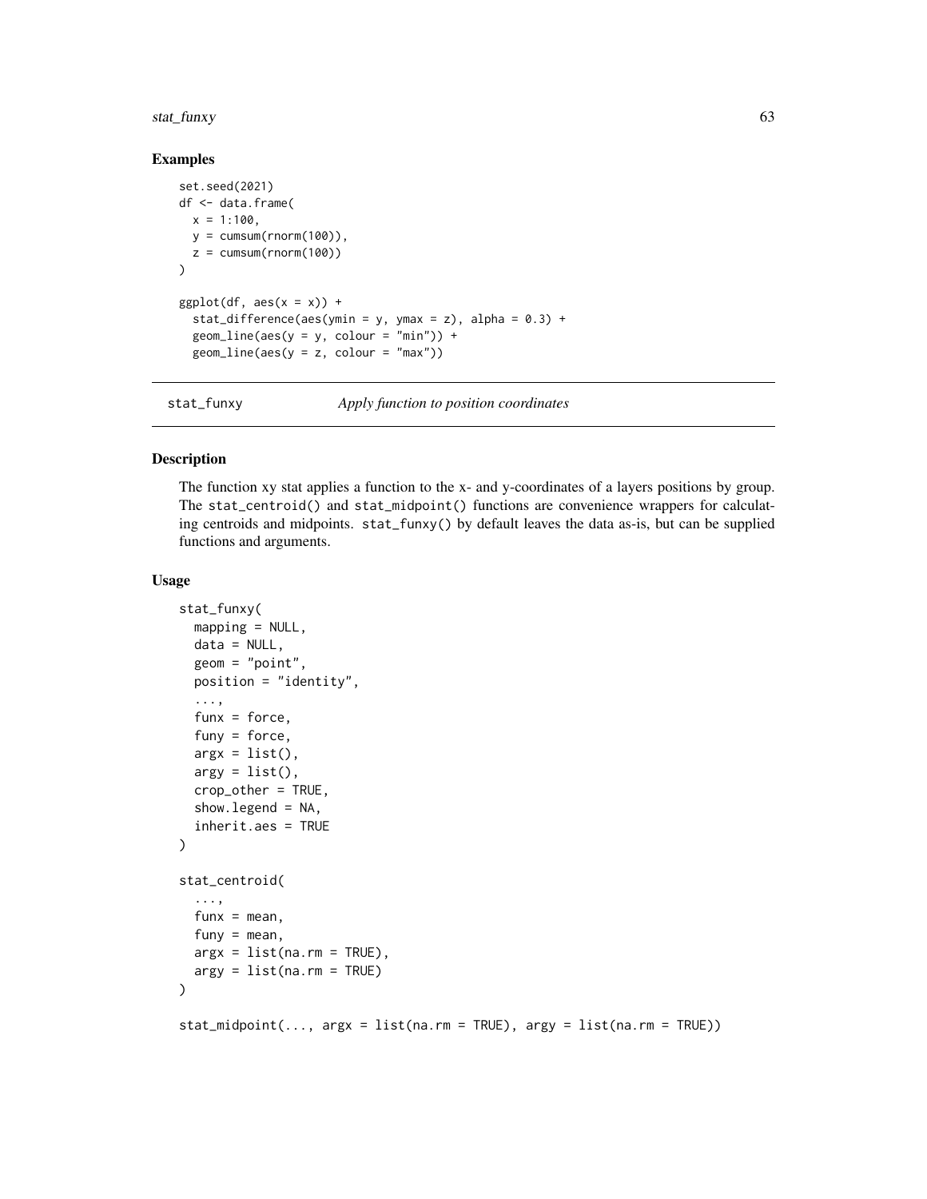### Examples

```
set.seed(2021)
df <- data.frame(
  x = 1:100,
  y = cumsum(rnorm(100)),
  z = cumsum(rnorm(100))
)

ggplot(df, aes(x = x)) +
  stat_difference(aes(ymin = y, ymax = z), alpha = 0.3) +
  geom_line(aes(y = y, colour = "min")) +
  geom_line(aes(y = z, colour = "max"))
```

---

## stat_funxy — *Apply function to position coordinates*

---

### Description

The function xy stat applies a function to the x- and y-coordinates of a layers positions by group. The `stat_centroid()` and `stat_midpoint()` functions are convenience wrappers for calculating centroids and midpoints. `stat_funxy()` by default leaves the data as-is, but can be supplied functions and arguments.

### Usage

```
stat_funxy(
  mapping = NULL,
  data = NULL,
  geom = "point",
  position = "identity",
  ...,
  funx = force,
  funy = force,
  argx = list(),
  argy = list(),
  crop_other = TRUE,
  show.legend = NA,
  inherit.aes = TRUE
)

stat_centroid(
  ...,
  funx = mean,
  funy = mean,
  argx = list(na.rm = TRUE),
  argy = list(na.rm = TRUE)
)

stat_midpoint(..., argx = list(na.rm = TRUE), argy = list(na.rm = TRUE))
```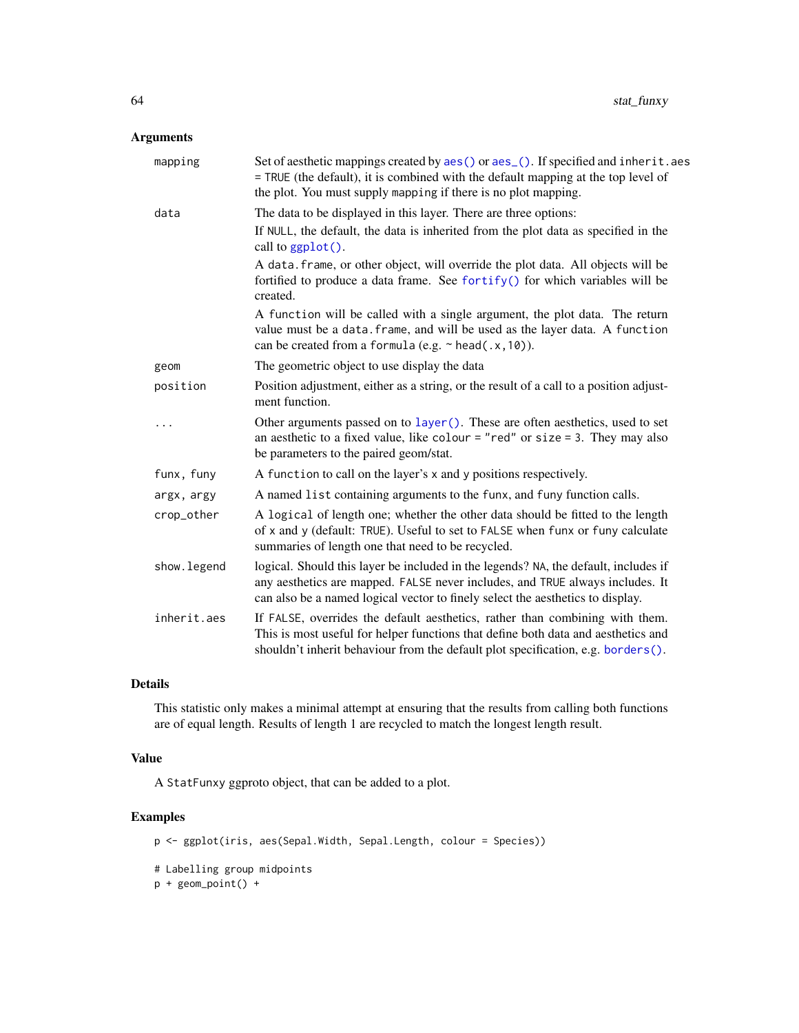### Arguments

| | |
|---|---|
| `mapping` | Set of aesthetic mappings created by `aes()` or `aes_()`. If specified and `inherit.aes = TRUE` (the default), it is combined with the default mapping at the top level of the plot. You must supply `mapping` if there is no plot mapping. |
| `data` | The data to be displayed in this layer. There are three options:<br>If `NULL`, the default, the data is inherited from the plot data as specified in the call to `ggplot()`.<br>A `data.frame`, or other object, will override the plot data. All objects will be fortified to produce a data frame. See `fortify()` for which variables will be created.<br>A `function` will be called with a single argument, the plot data. The return value must be a `data.frame`, and will be used as the layer data. A `function` can be created from a `formula` (e.g. `~ head(.x,10)`). |
| `geom` | The geometric object to use display the data |
| `position` | Position adjustment, either as a string, or the result of a call to a position adjustment function. |
| `...` | Other arguments passed on to `layer()`. These are often aesthetics, used to set an aesthetic to a fixed value, like `colour = "red"` or `size = 3`. They may also be parameters to the paired geom/stat. |
| `funx, funy` | A `function` to call on the layer's `x` and `y` positions respectively. |
| `argx, argy` | A named `list` containing arguments to the `funx`, and `funy` function calls. |
| `crop_other` | A `logical` of length one; whether the other data should be fitted to the length of `x` and `y` (default: `TRUE`). Useful to set to `FALSE` when `funx` or `funy` calculate summaries of length one that need to be recycled. |
| `show.legend` | logical. Should this layer be included in the legends? `NA`, the default, includes if any aesthetics are mapped. `FALSE` never includes, and `TRUE` always includes. It can also be a named logical vector to finely select the aesthetics to display. |
| `inherit.aes` | If `FALSE`, overrides the default aesthetics, rather than combining with them. This is most useful for helper functions that define both data and aesthetics and shouldn't inherit behaviour from the default plot specification, e.g. `borders()`. |

### Details

This statistic only makes a minimal attempt at ensuring that the results from calling both functions are of equal length. Results of length 1 are recycled to match the longest length result.

### Value

A `StatFunxy` ggproto object, that can be added to a plot.

### Examples

```
p <- ggplot(iris, aes(Sepal.Width, Sepal.Length, colour = Species))

# Labelling group midpoints
p + geom_point() +
```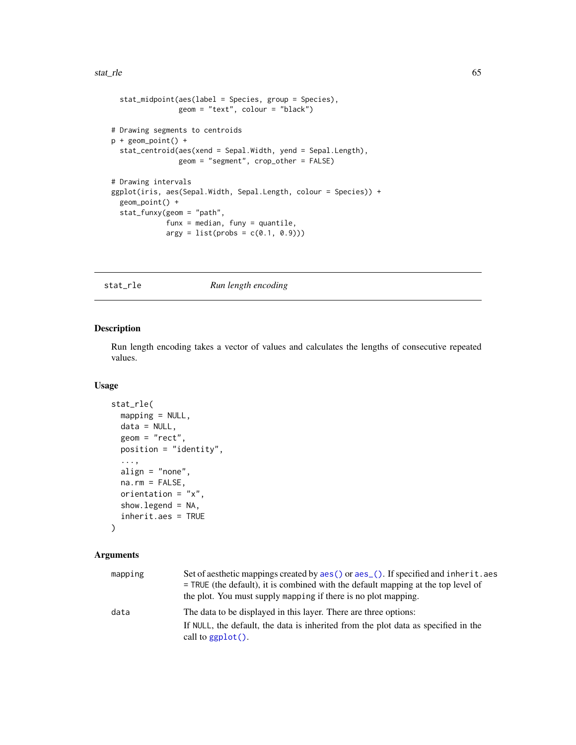```
  stat_midpoint(aes(label = Species, group = Species),
                geom = "text", colour = "black")

# Drawing segments to centroids
p + geom_point() +
  stat_centroid(aes(xend = Sepal.Width, yend = Sepal.Length),
                geom = "segment", crop_other = FALSE)

# Drawing intervals
ggplot(iris, aes(Sepal.Width, Sepal.Length, colour = Species)) +
  geom_point() +
  stat_funxy(geom = "path",
             funx = median, funy = quantile,
             argy = list(probs = c(0.1, 0.9)))
```

---

`stat_rle` *Run length encoding*

---

## Description

Run length encoding takes a vector of values and calculates the lengths of consecutive repeated values.

## Usage

```
stat_rle(
  mapping = NULL,
  data = NULL,
  geom = "rect",
  position = "identity",
  ...,
  align = "none",
  na.rm = FALSE,
  orientation = "x",
  show.legend = NA,
  inherit.aes = TRUE
)
```

## Arguments

| | |
|---|---|
| `mapping` | Set of aesthetic mappings created by `aes()` or `aes_()`. If specified and `inherit.aes = TRUE` (the default), it is combined with the default mapping at the top level of the plot. You must supply `mapping` if there is no plot mapping. |
| `data` | The data to be displayed in this layer. There are three options:<br>If `NULL`, the default, the data is inherited from the plot data as specified in the call to `ggplot()`. |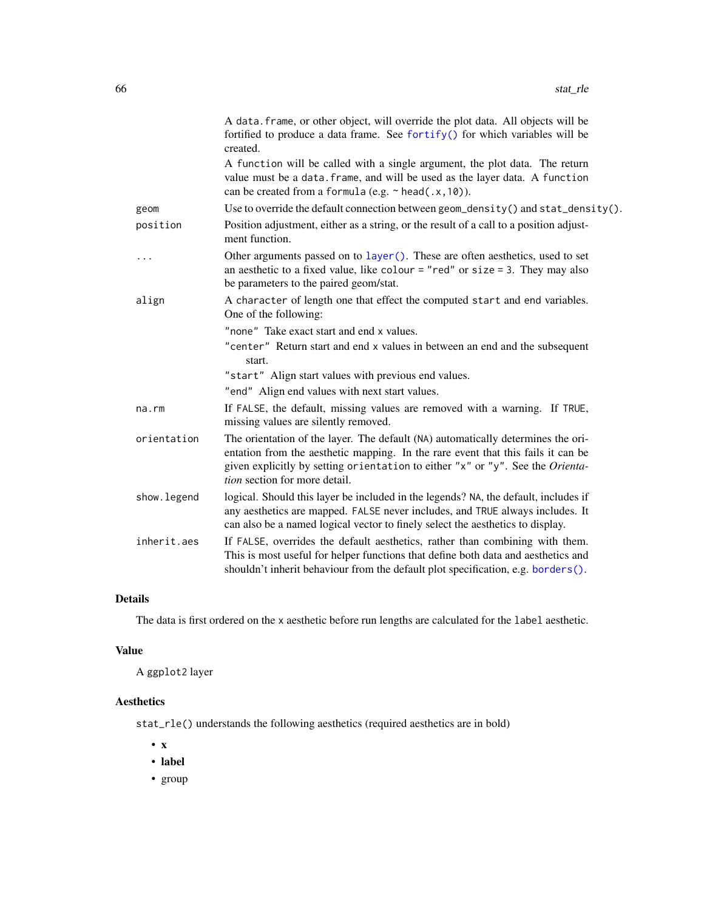A `data.frame`, or other object, will override the plot data. All objects will be fortified to produce a data frame. See `fortify()` for which variables will be created.

A `function` will be called with a single argument, the plot data. The return value must be a `data.frame`, and will be used as the layer data. A `function` can be created from a `formula` (e.g. `~ head(.x,10)`).

| | |
|---|---|
| `geom` | Use to override the default connection between `geom_density()` and `stat_density()`. |
| `position` | Position adjustment, either as a string, or the result of a call to a position adjustment function. |
| `...` | Other arguments passed on to `layer()`. These are often aesthetics, used to set an aesthetic to a fixed value, like `colour = "red"` or `size = 3`. They may also be parameters to the paired geom/stat. |
| `align` | A `character` of length one that effect the computed `start` and `end` variables. One of the following: `"none"` Take exact start and end `x` values. `"center"` Return start and end `x` values in between an end and the subsequent start. `"start"` Align start values with previous end values. `"end"` Align end values with next start values. |
| `na.rm` | If `FALSE`, the default, missing values are removed with a warning. If `TRUE`, missing values are silently removed. |
| `orientation` | The orientation of the layer. The default (`NA`) automatically determines the orientation from the aesthetic mapping. In the rare event that this fails it can be given explicitly by setting `orientation` to either `"x"` or `"y"`. See the *Orientation* section for more detail. |
| `show.legend` | logical. Should this layer be included in the legends? `NA`, the default, includes if any aesthetics are mapped. `FALSE` never includes, and `TRUE` always includes. It can also be a named logical vector to finely select the aesthetics to display. |
| `inherit.aes` | If `FALSE`, overrides the default aesthetics, rather than combining with them. This is most useful for helper functions that define both data and aesthetics and shouldn't inherit behaviour from the default plot specification, e.g. `borders()`. |

## Details

The data is first ordered on the `x` aesthetic before run lengths are calculated for the `label` aesthetic.

## Value

A ggplot2 layer

## Aesthetics

`stat_rle()` understands the following aesthetics (required aesthetics are in bold)

- **x**
- **label**
- group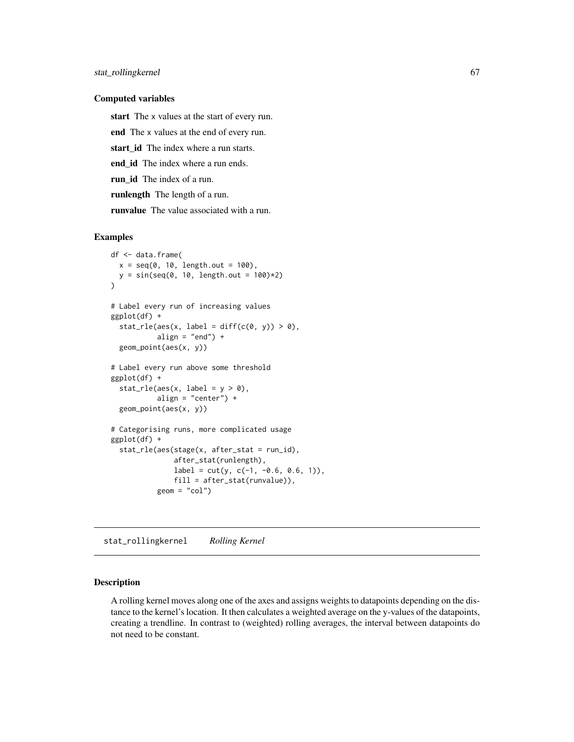### Computed variables

**start** The x values at the start of every run.

**end** The x values at the end of every run.

**start_id** The index where a run starts.

**end_id** The index where a run ends.

**run_id** The index of a run.

**runlength** The length of a run.

**runvalue** The value associated with a run.

### Examples

```
df <- data.frame(
  x = seq(0, 10, length.out = 100),
  y = sin(seq(0, 10, length.out = 100)*2)
)

# Label every run of increasing values
ggplot(df) +
  stat_rle(aes(x, label = diff(c(0, y)) > 0),
           align = "end") +
  geom_point(aes(x, y))

# Label every run above some threshold
ggplot(df) +
  stat_rle(aes(x, label = y > 0),
           align = "center") +
  geom_point(aes(x, y))

# Categorising runs, more complicated usage
ggplot(df) +
  stat_rle(aes(stage(x, after_stat = run_id),
               after_stat(runlength),
               label = cut(y, c(-1, -0.6, 0.6, 1)),
               fill = after_stat(runvalue)),
           geom = "col")
```

---

## stat_rollingkernel *Rolling Kernel*

### Description

A rolling kernel moves along one of the axes and assigns weights to datapoints depending on the distance to the kernel's location. It then calculates a weighted average on the y-values of the datapoints, creating a trendline. In contrast to (weighted) rolling averages, the interval between datapoints do not need to be constant.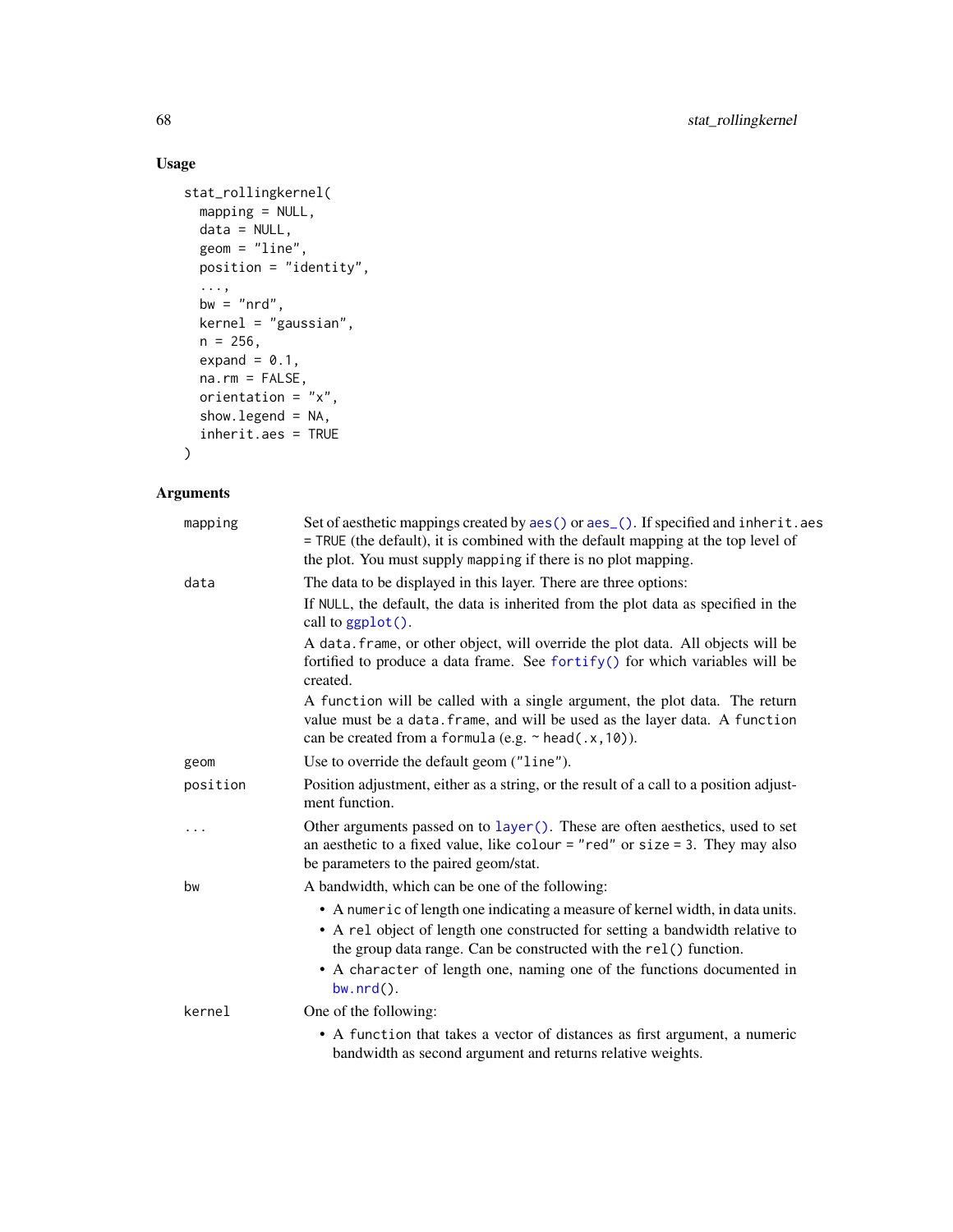## Usage

```
stat_rollingkernel(
  mapping = NULL,
  data = NULL,
  geom = "line",
  position = "identity",
  ...,
  bw = "nrd",
  kernel = "gaussian",
  n = 256,
  expand = 0.1,
  na.rm = FALSE,
  orientation = "x",
  show.legend = NA,
  inherit.aes = TRUE
)
```

## Arguments

| Argument | Description |
|---|---|
| `mapping` | Set of aesthetic mappings created by `aes()` or `aes_()`. If specified and `inherit.aes = TRUE` (the default), it is combined with the default mapping at the top level of the plot. You must supply `mapping` if there is no plot mapping. |
| `data` | The data to be displayed in this layer. There are three options:<br>If `NULL`, the default, the data is inherited from the plot data as specified in the call to `ggplot()`.<br>A `data.frame`, or other object, will override the plot data. All objects will be fortified to produce a data frame. See `fortify()` for which variables will be created.<br>A `function` will be called with a single argument, the plot data. The return value must be a `data.frame`, and will be used as the layer data. A `function` can be created from a `formula` (e.g. `~ head(.x,10)`). |
| `geom` | Use to override the default geom (`"line"`). |
| `position` | Position adjustment, either as a string, or the result of a call to a position adjustment function. |
| `...` | Other arguments passed on to `layer()`. These are often aesthetics, used to set an aesthetic to a fixed value, like `colour = "red"` or `size = 3`. They may also be parameters to the paired geom/stat. |
| `bw` | A bandwidth, which can be one of the following:<br>• A `numeric` of length one indicating a measure of kernel width, in data units.<br>• A `rel` object of length one constructed for setting a bandwidth relative to the group data range. Can be constructed with the `rel()` function.<br>• A `character` of length one, naming one of the functions documented in `bw.nrd()`. |
| `kernel` | One of the following:<br>• A `function` that takes a vector of distances as first argument, a numeric bandwidth as second argument and returns relative weights. |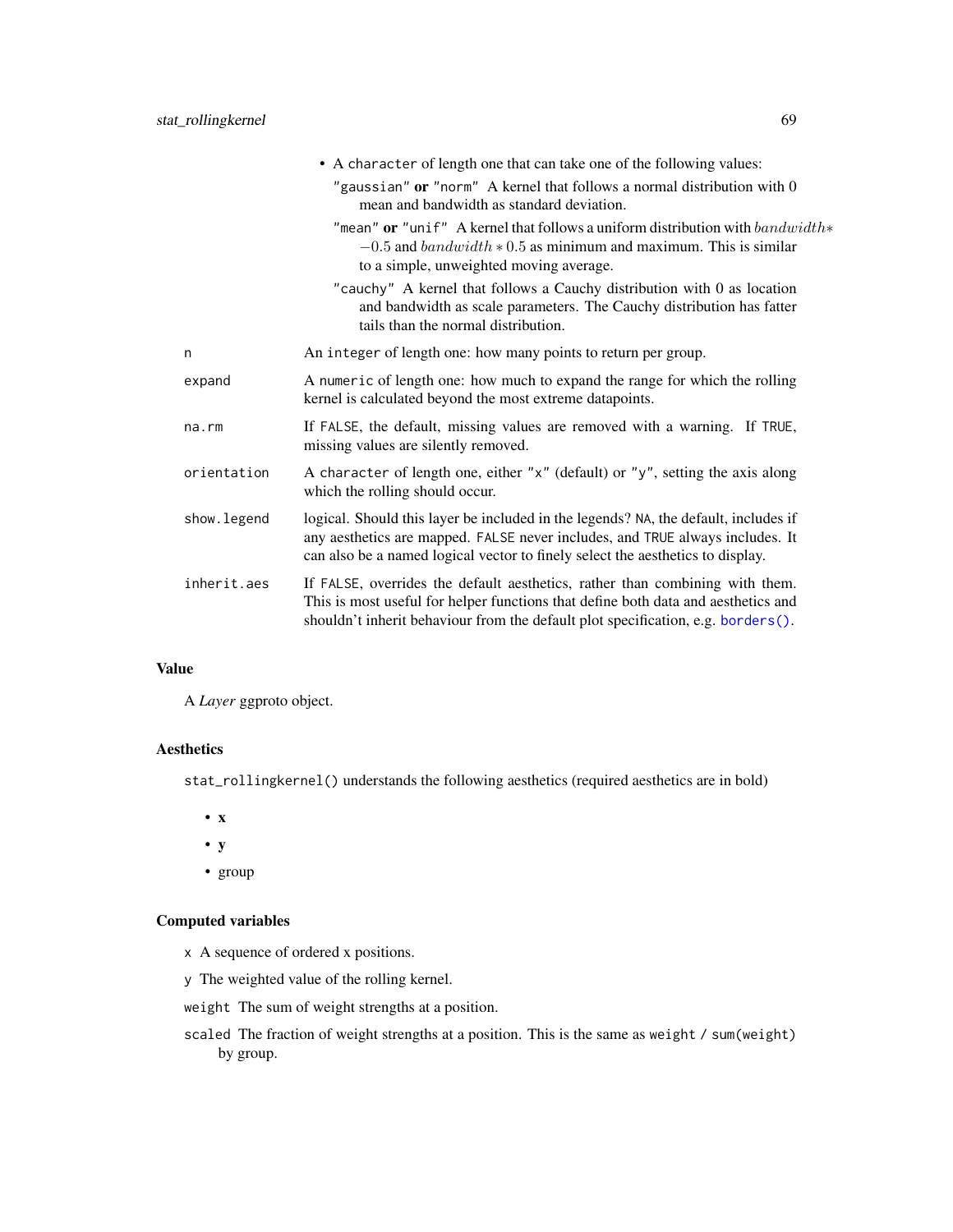- A `character` of length one that can take one of the following values:

  `"gaussian"` **or** `"norm"` A kernel that follows a normal distribution with 0 mean and bandwidth as standard deviation.

  `"mean"` **or** `"unif"` A kernel that follows a uniform distribution with $bandwidth * -0.5$ and $bandwidth * 0.5$ as minimum and maximum. This is similar to a simple, unweighted moving average.

  `"cauchy"` A kernel that follows a Cauchy distribution with 0 as location and bandwidth as scale parameters. The Cauchy distribution has fatter tails than the normal distribution.

| | |
|---|---|
| `n` | An `integer` of length one: how many points to return per group. |
| `expand` | A `numeric` of length one: how much to expand the range for which the rolling kernel is calculated beyond the most extreme datapoints. |
| `na.rm` | If `FALSE`, the default, missing values are removed with a warning. If `TRUE`, missing values are silently removed. |
| `orientation` | A `character` of length one, either `"x"` (default) or `"y"`, setting the axis along which the rolling should occur. |
| `show.legend` | logical. Should this layer be included in the legends? `NA`, the default, includes if any aesthetics are mapped. `FALSE` never includes, and `TRUE` always includes. It can also be a named logical vector to finely select the aesthetics to display. |
| `inherit.aes` | If `FALSE`, overrides the default aesthetics, rather than combining with them. This is most useful for helper functions that define both data and aesthetics and shouldn't inherit behaviour from the default plot specification, e.g. `borders()`. |

### Value

A *Layer* ggproto object.

### Aesthetics

`stat_rollingkernel()` understands the following aesthetics (required aesthetics are in bold)

- **x**
- **y**
- group

### Computed variables

`x` A sequence of ordered x positions.

`y` The weighted value of the rolling kernel.

`weight` The sum of weight strengths at a position.

`scaled` The fraction of weight strengths at a position. This is the same as `weight / sum(weight)` by group.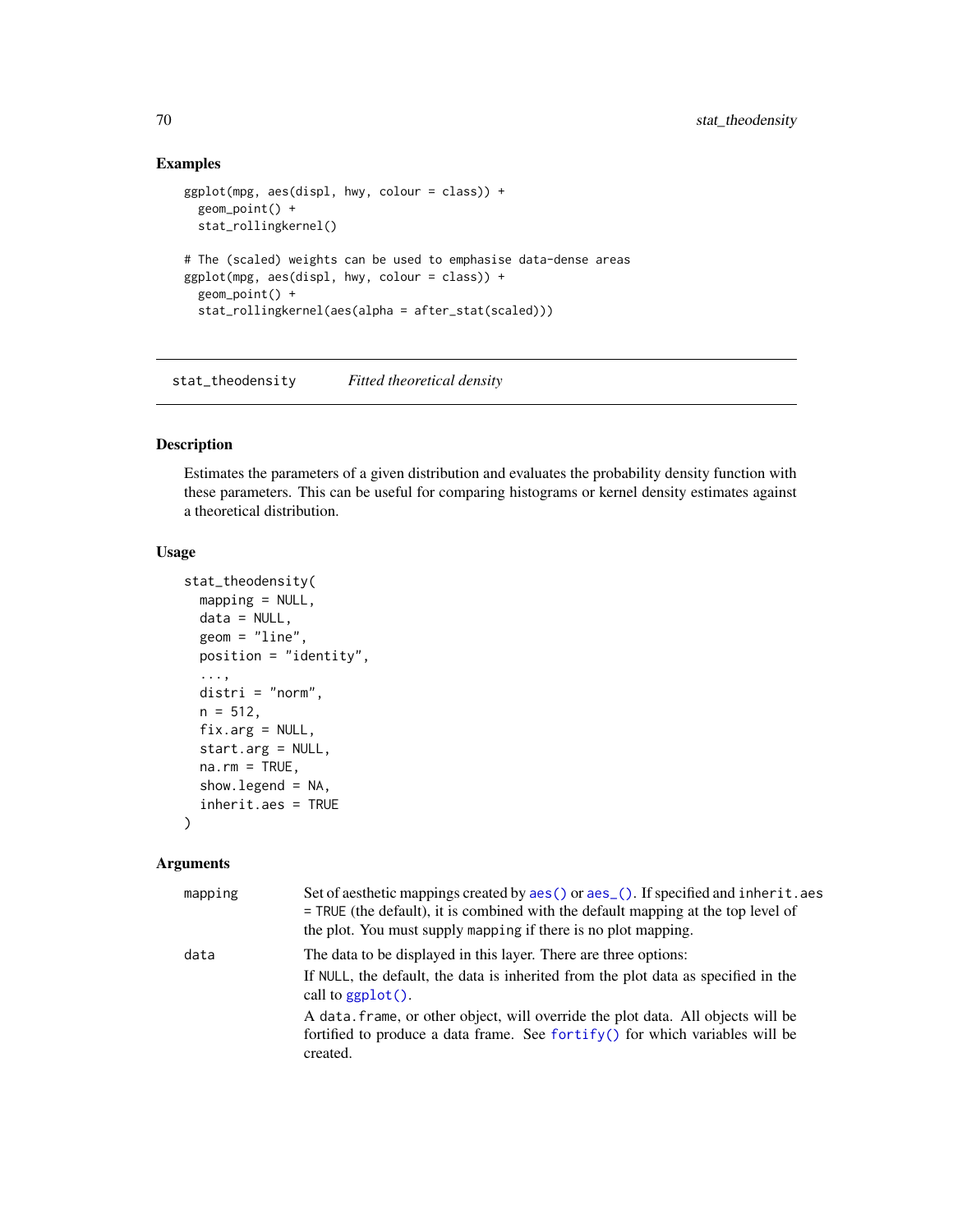### Examples

```
ggplot(mpg, aes(displ, hwy, colour = class)) +
  geom_point() +
  stat_rollingkernel()

# The (scaled) weights can be used to emphasise data-dense areas
ggplot(mpg, aes(displ, hwy, colour = class)) +
  geom_point() +
  stat_rollingkernel(aes(alpha = after_stat(scaled)))
```

---

## stat_theodensity *Fitted theoretical density*

### Description

Estimates the parameters of a given distribution and evaluates the probability density function with these parameters. This can be useful for comparing histograms or kernel density estimates against a theoretical distribution.

### Usage

```
stat_theodensity(
  mapping = NULL,
  data = NULL,
  geom = "line",
  position = "identity",
  ...,
  distri = "norm",
  n = 512,
  fix.arg = NULL,
  start.arg = NULL,
  na.rm = TRUE,
  show.legend = NA,
  inherit.aes = TRUE
)
```

### Arguments

| | |
|---|---|
| `mapping` | Set of aesthetic mappings created by `aes()` or `aes_()`. If specified and `inherit.aes = TRUE` (the default), it is combined with the default mapping at the top level of the plot. You must supply `mapping` if there is no plot mapping. |
| `data` | The data to be displayed in this layer. There are three options:<br>If `NULL`, the default, the data is inherited from the plot data as specified in the call to `ggplot()`.<br>A `data.frame`, or other object, will override the plot data. All objects will be fortified to produce a data frame. See `fortify()` for which variables will be created. |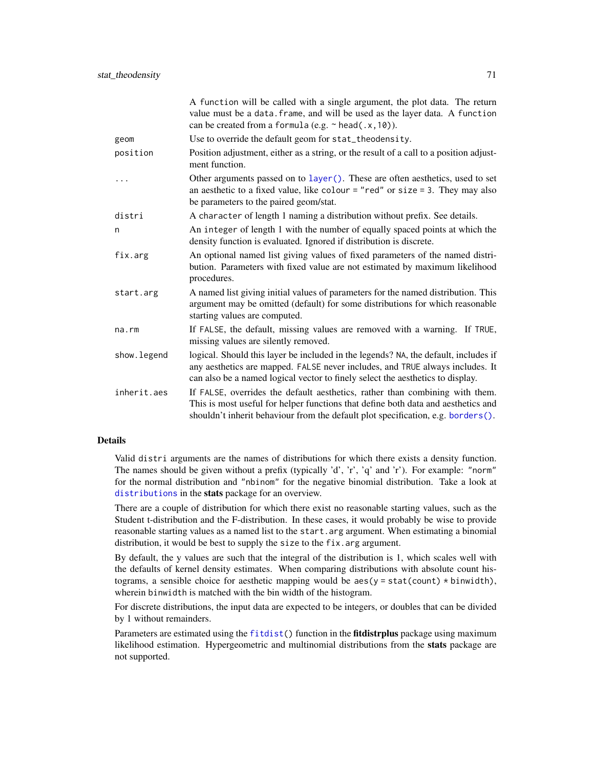| | |
|---|---|
| | A function will be called with a single argument, the plot data. The return value must be a data.frame, and will be used as the layer data. A function can be created from a formula (e.g. ~ head(.x,10)). |
| geom | Use to override the default geom for stat_theodensity. |
| position | Position adjustment, either as a string, or the result of a call to a position adjustment function. |
| ... | Other arguments passed on to layer(). These are often aesthetics, used to set an aesthetic to a fixed value, like colour = "red" or size = 3. They may also be parameters to the paired geom/stat. |
| distri | A character of length 1 naming a distribution without prefix. See details. |
| n | An integer of length 1 with the number of equally spaced points at which the density function is evaluated. Ignored if distribution is discrete. |
| fix.arg | An optional named list giving values of fixed parameters of the named distribution. Parameters with fixed value are not estimated by maximum likelihood procedures. |
| start.arg | A named list giving initial values of parameters for the named distribution. This argument may be omitted (default) for some distributions for which reasonable starting values are computed. |
| na.rm | If FALSE, the default, missing values are removed with a warning. If TRUE, missing values are silently removed. |
| show.legend | logical. Should this layer be included in the legends? NA, the default, includes if any aesthetics are mapped. FALSE never includes, and TRUE always includes. It can also be a named logical vector to finely select the aesthetics to display. |
| inherit.aes | If FALSE, overrides the default aesthetics, rather than combining with them. This is most useful for helper functions that define both data and aesthetics and shouldn't inherit behaviour from the default plot specification, e.g. borders(). |

## Details

Valid distri arguments are the names of distributions for which there exists a density function. The names should be given without a prefix (typically 'd', 'r', 'q' and 'r'). For example: "norm" for the normal distribution and "nbinom" for the negative binomial distribution. Take a look at distributions in the **stats** package for an overview.

There are a couple of distribution for which there exist no reasonable starting values, such as the Student t-distribution and the F-distribution. In these cases, it would probably be wise to provide reasonable starting values as a named list to the start.arg argument. When estimating a binomial distribution, it would be best to supply the size to the fix.arg argument.

By default, the y values are such that the integral of the distribution is 1, which scales well with the defaults of kernel density estimates. When comparing distributions with absolute count histograms, a sensible choice for aesthetic mapping would be aes(y = stat(count) * binwidth), wherein binwidth is matched with the bin width of the histogram.

For discrete distributions, the input data are expected to be integers, or doubles that can be divided by 1 without remainders.

Parameters are estimated using the fitdist() function in the **fitdistrplus** package using maximum likelihood estimation. Hypergeometric and multinomial distributions from the **stats** package are not supported.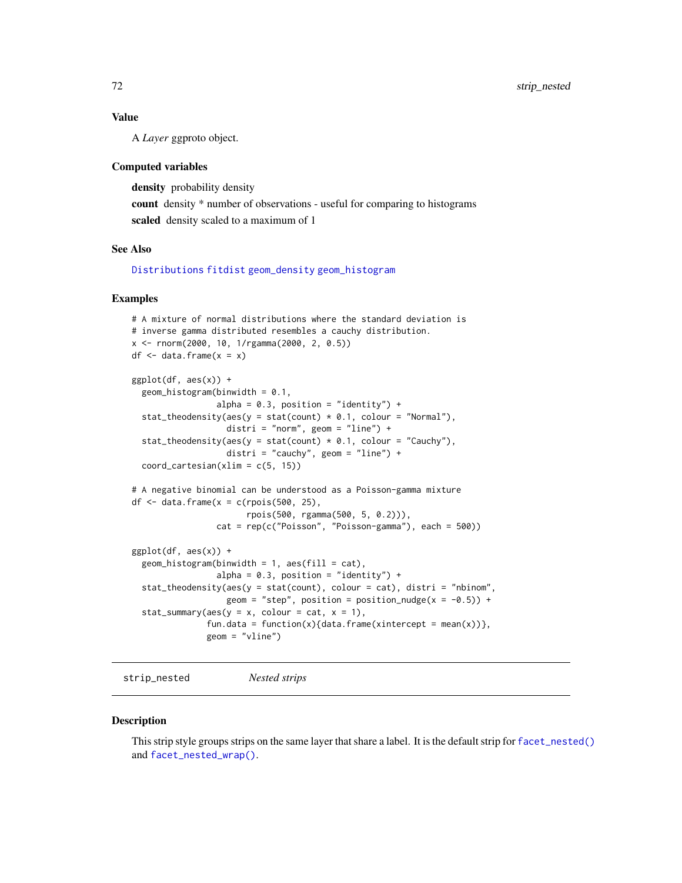### Value

A *Layer* ggproto object.

### Computed variables

**density** probability density

**count** density * number of observations - useful for comparing to histograms

**scaled** density scaled to a maximum of 1

### See Also

Distributions fitdist geom_density geom_histogram

### Examples

```
# A mixture of normal distributions where the standard deviation is
# inverse gamma distributed resembles a cauchy distribution.
x <- rnorm(2000, 10, 1/rgamma(2000, 2, 0.5))
df <- data.frame(x = x)

ggplot(df, aes(x)) +
  geom_histogram(binwidth = 0.1,
                 alpha = 0.3, position = "identity") +
  stat_theodensity(aes(y = stat(count) * 0.1, colour = "Normal"),
                   distri = "norm", geom = "line") +
  stat_theodensity(aes(y = stat(count) * 0.1, colour = "Cauchy"),
                   distri = "cauchy", geom = "line") +
  coord_cartesian(xlim = c(5, 15))

# A negative binomial can be understood as a Poisson-gamma mixture
df <- data.frame(x = c(rpois(500, 25),
                       rpois(500, rgamma(500, 5, 0.2))),
                 cat = rep(c("Poisson", "Poisson-gamma"), each = 500))

ggplot(df, aes(x)) +
  geom_histogram(binwidth = 1, aes(fill = cat),
                 alpha = 0.3, position = "identity") +
  stat_theodensity(aes(y = stat(count), colour = cat), distri = "nbinom",
                   geom = "step", position = position_nudge(x = -0.5)) +
  stat_summary(aes(y = x, colour = cat, x = 1),
               fun.data = function(x){data.frame(xintercept = mean(x))},
               geom = "vline")
```

---

## strip_nested *Nested strips*

### Description

This strip style groups strips on the same layer that share a label. It is the default strip for facet_nested() and facet_nested_wrap().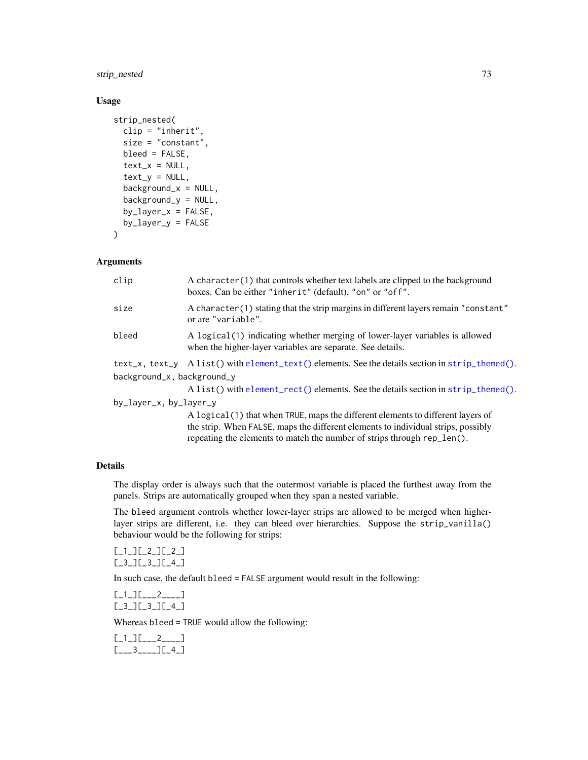## Usage

```
strip_nested(
  clip = "inherit",
  size = "constant",
  bleed = FALSE,
  text_x = NULL,
  text_y = NULL,
  background_x = NULL,
  background_y = NULL,
  by_layer_x = FALSE,
  by_layer_y = FALSE
)
```

## Arguments

| | |
|---|---|
| `clip` | A `character(1)` that controls whether text labels are clipped to the background boxes. Can be either `"inherit"` (default), `"on"` or `"off"`. |
| `size` | A `character(1)` stating that the strip margins in different layers remain `"constant"` or are `"variable"`. |
| `bleed` | A `logical(1)` indicating whether merging of lower-layer variables is allowed when the higher-layer variables are separate. See details. |
| `text_x, text_y` | A `list()` with `element_text()` elements. See the details section in `strip_themed()`. |
| `background_x, background_y` | A `list()` with `element_rect()` elements. See the details section in `strip_themed()`. |
| `by_layer_x, by_layer_y` | A `logical(1)` that when `TRUE`, maps the different elements to different layers of the strip. When `FALSE`, maps the different elements to individual strips, possibly repeating the elements to match the number of strips through `rep_len()`. |

## Details

The display order is always such that the outermost variable is placed the furthest away from the panels. Strips are automatically grouped when they span a nested variable.

The `bleed` argument controls whether lower-layer strips are allowed to be merged when higher-layer strips are different, i.e. they can bleed over hierarchies. Suppose the `strip_vanilla()` behaviour would be the following for strips:

```
[_1_][_2_][_2_]
[_3_][_3_][_4_]
```

In such case, the default `bleed = FALSE` argument would result in the following:

```
[_1_][___2____]
[_3_][_3_][_4_]
```

Whereas `bleed = TRUE` would allow the following:

```
[_1_][___2____]
[___3____][_4_]
```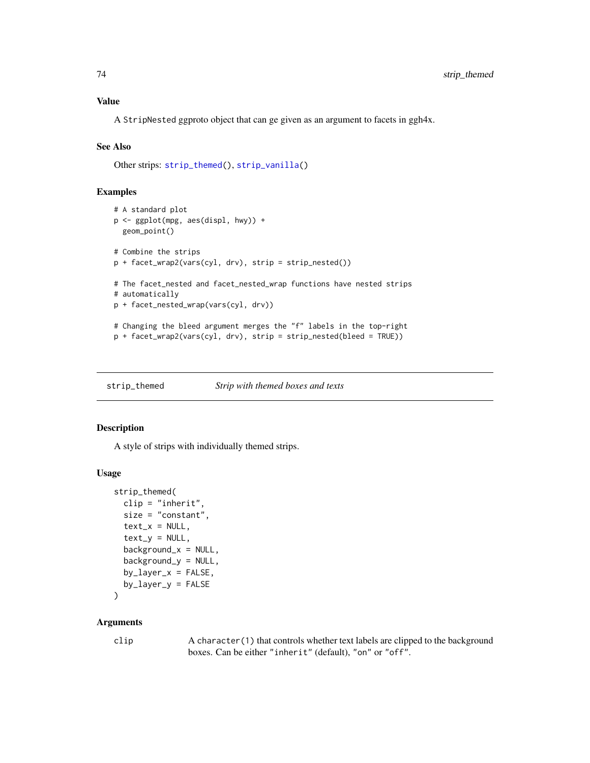### Value

A StripNested ggproto object that can ge given as an argument to facets in ggh4x.

### See Also

Other strips: strip_themed(), strip_vanilla()

### Examples

```
# A standard plot
p <- ggplot(mpg, aes(displ, hwy)) +
  geom_point()

# Combine the strips
p + facet_wrap2(vars(cyl, drv), strip = strip_nested())

# The facet_nested and facet_nested_wrap functions have nested strips
# automatically
p + facet_nested_wrap(vars(cyl, drv))

# Changing the bleed argument merges the "f" labels in the top-right
p + facet_wrap2(vars(cyl, drv), strip = strip_nested(bleed = TRUE))
```

---

## strip_themed &emsp; *Strip with themed boxes and texts*

---

### Description

A style of strips with individually themed strips.

### Usage

```
strip_themed(
  clip = "inherit",
  size = "constant",
  text_x = NULL,
  text_y = NULL,
  background_x = NULL,
  background_y = NULL,
  by_layer_x = FALSE,
  by_layer_y = FALSE
)
```

### Arguments

| | |
|---|---|
| clip | A character(1) that controls whether text labels are clipped to the background boxes. Can be either "inherit" (default), "on" or "off". |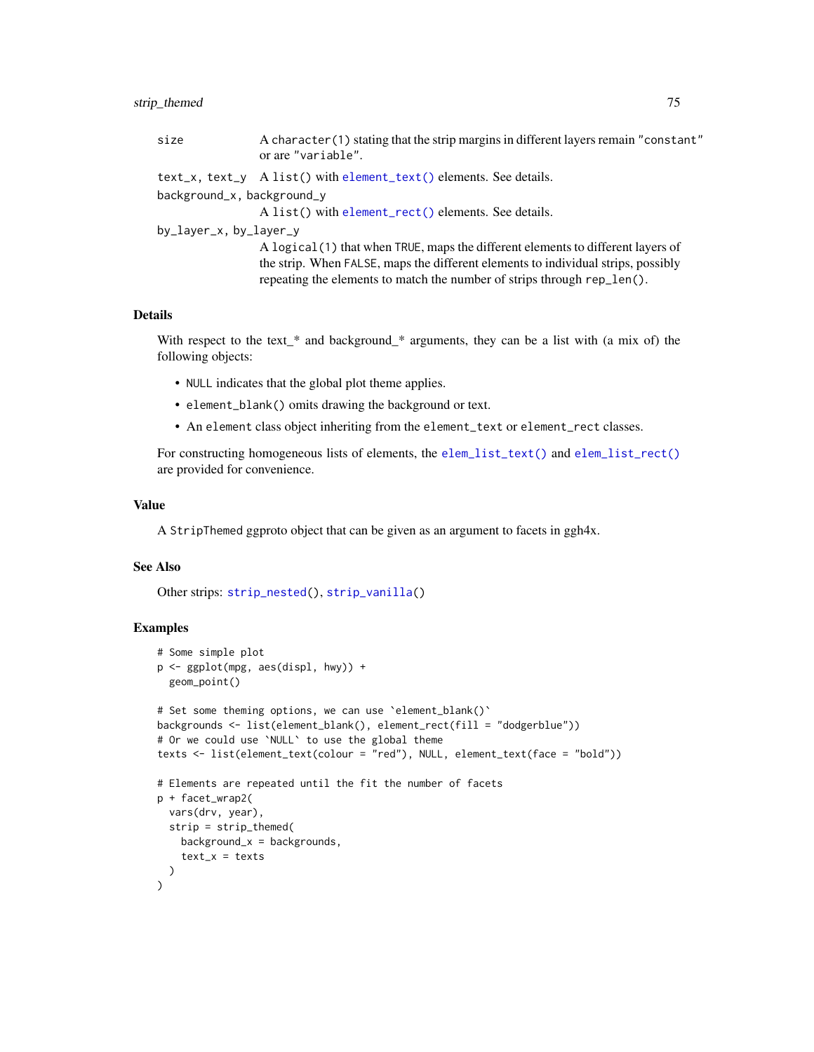| | |
|---|---|
| size | A character(1) stating that the strip margins in different layers remain "constant" or are "variable". |
| text_x, text_y | A list() with element_text() elements. See details. |
| background_x, background_y | A list() with element_rect() elements. See details. |
| by_layer_x, by_layer_y | A logical(1) that when TRUE, maps the different elements to different layers of the strip. When FALSE, maps the different elements to individual strips, possibly repeating the elements to match the number of strips through rep_len(). |

## Details

With respect to the text_* and background_* arguments, they can be a list with (a mix of) the following objects:

- NULL indicates that the global plot theme applies.
- element_blank() omits drawing the background or text.
- An element class object inheriting from the element_text or element_rect classes.

For constructing homogeneous lists of elements, the elem_list_text() and elem_list_rect() are provided for convenience.

## Value

A StripThemed ggproto object that can be given as an argument to facets in ggh4x.

## See Also

Other strips: strip_nested(), strip_vanilla()

## Examples

```
# Some simple plot
p <- ggplot(mpg, aes(displ, hwy)) +
  geom_point()

# Set some theming options, we can use `element_blank()`
backgrounds <- list(element_blank(), element_rect(fill = "dodgerblue"))
# Or we could use `NULL` to use the global theme
texts <- list(element_text(colour = "red"), NULL, element_text(face = "bold"))

# Elements are repeated until the fit the number of facets
p + facet_wrap2(
  vars(drv, year),
  strip = strip_themed(
    background_x = backgrounds,
    text_x = texts
  )
)
```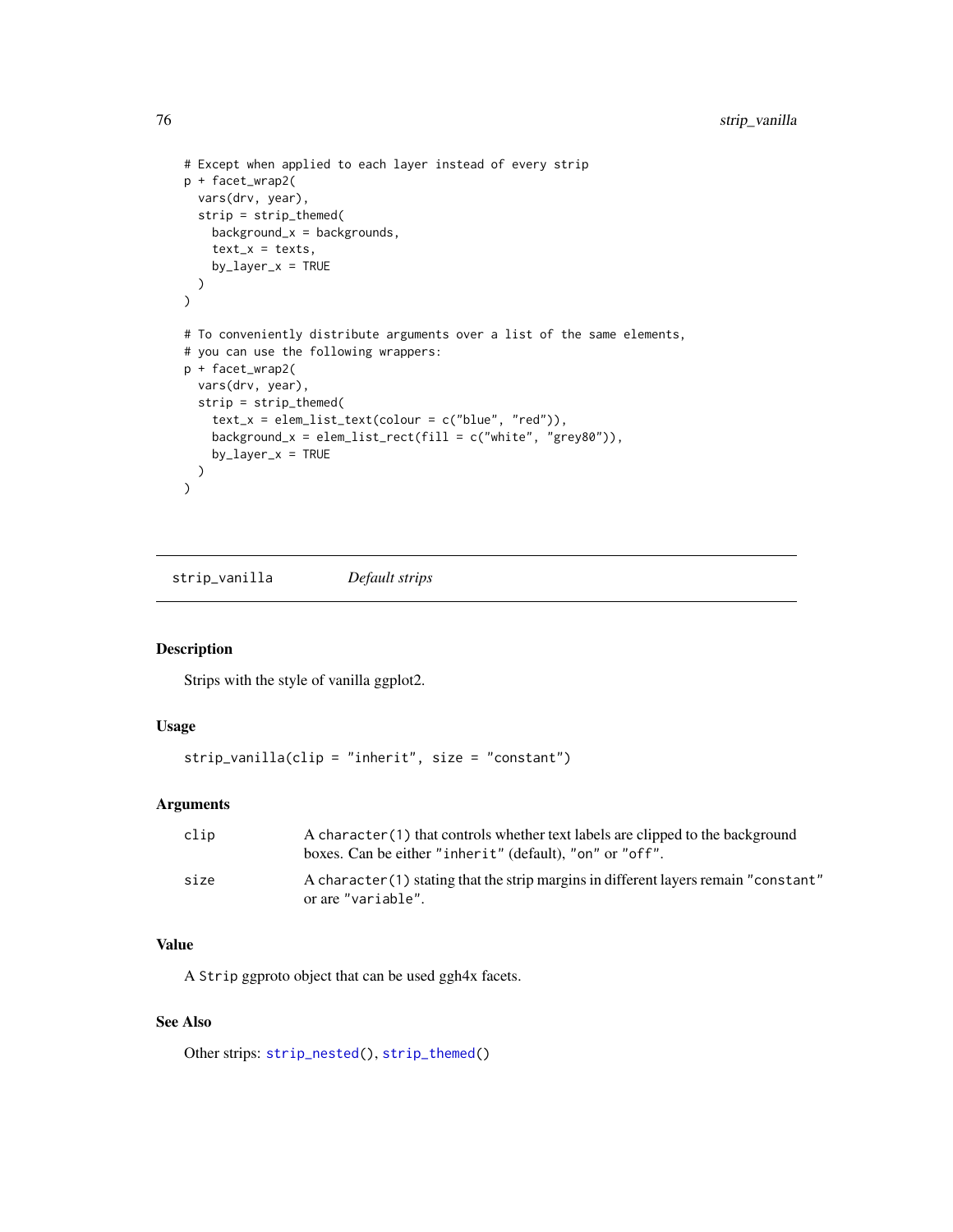```
# Except when applied to each layer instead of every strip
p + facet_wrap2(
  vars(drv, year),
  strip = strip_themed(
    background_x = backgrounds,
    text_x = texts,
    by_layer_x = TRUE
  )
)

# To conveniently distribute arguments over a list of the same elements,
# you can use the following wrappers:
p + facet_wrap2(
  vars(drv, year),
  strip = strip_themed(
    text_x = elem_list_text(colour = c("blue", "red")),
    background_x = elem_list_rect(fill = c("white", "grey80")),
    by_layer_x = TRUE
  )
)
```

---

## strip_vanilla — *Default strips*

### Description

Strips with the style of vanilla ggplot2.

### Usage

```
strip_vanilla(clip = "inherit", size = "constant")
```

### Arguments

| | |
|---|---|
| clip | A `character(1)` that controls whether text labels are clipped to the background boxes. Can be either `"inherit"` (default), `"on"` or `"off"`. |
| size | A `character(1)` stating that the strip margins in different layers remain `"constant"` or are `"variable"`. |

### Value

A `Strip` ggproto object that can be used ggh4x facets.

### See Also

Other strips: `strip_nested()`, `strip_themed()`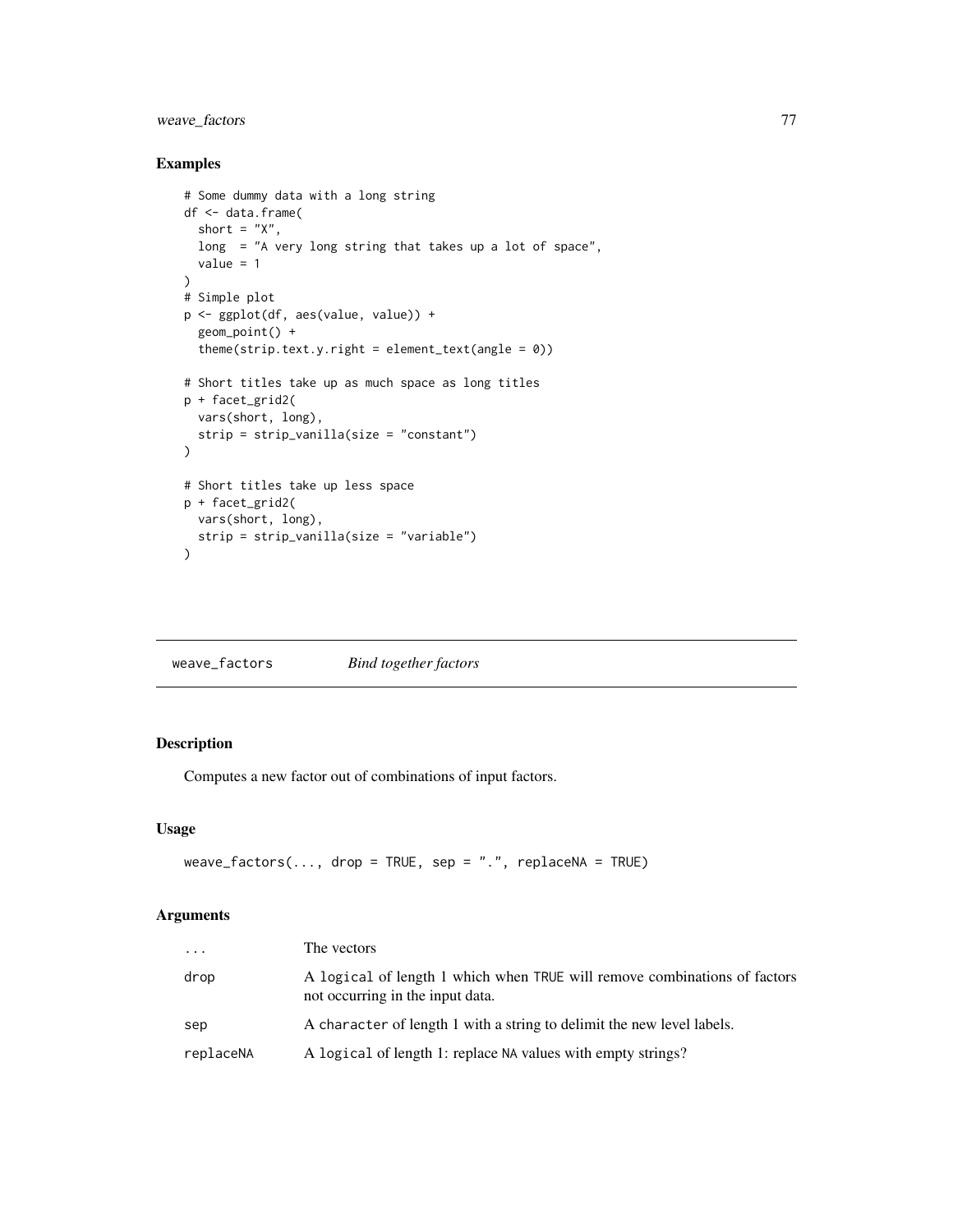## Examples

```
# Some dummy data with a long string
df <- data.frame(
  short = "X",
  long  = "A very long string that takes up a lot of space",
  value = 1
)
# Simple plot
p <- ggplot(df, aes(value, value)) +
  geom_point() +
  theme(strip.text.y.right = element_text(angle = 0))

# Short titles take up as much space as long titles
p + facet_grid2(
  vars(short, long),
  strip = strip_vanilla(size = "constant")
)

# Short titles take up less space
p + facet_grid2(
  vars(short, long),
  strip = strip_vanilla(size = "variable")
)
```

---

# weave_factors *Bind together factors*

## Description

Computes a new factor out of combinations of input factors.

## Usage

```
weave_factors(..., drop = TRUE, sep = ".", replaceNA = TRUE)
```

## Arguments

| | |
|---|---|
| `...` | The vectors |
| `drop` | A `logical` of length 1 which when `TRUE` will remove combinations of factors not occurring in the input data. |
| `sep` | A `character` of length 1 with a string to delimit the new level labels. |
| `replaceNA` | A `logical` of length 1: replace `NA` values with empty strings? |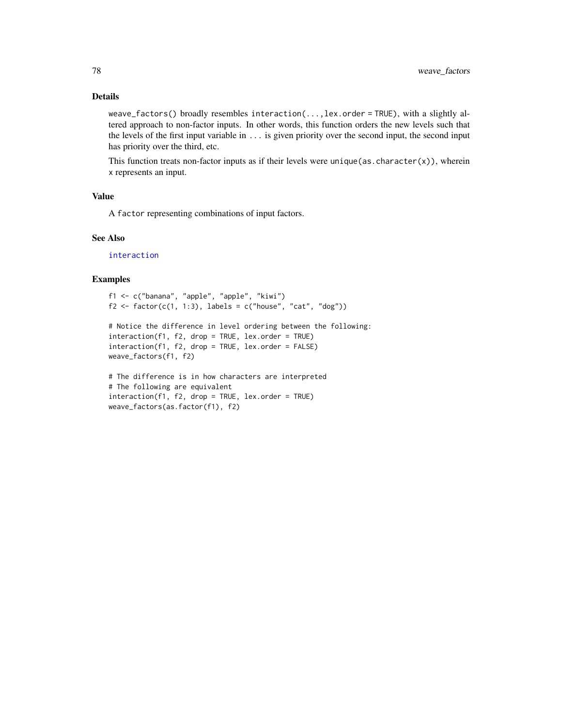## Details

`weave_factors()` broadly resembles `interaction(...,lex.order = TRUE)`, with a slightly altered approach to non-factor inputs. In other words, this function orders the new levels such that the levels of the first input variable in `...` is given priority over the second input, the second input has priority over the third, etc.

This function treats non-factor inputs as if their levels were `unique(as.character(x))`, wherein `x` represents an input.

## Value

A `factor` representing combinations of input factors.

## See Also

`interaction`

## Examples

```
f1 <- c("banana", "apple", "apple", "kiwi")
f2 <- factor(c(1, 1:3), labels = c("house", "cat", "dog"))

# Notice the difference in level ordering between the following:
interaction(f1, f2, drop = TRUE, lex.order = TRUE)
interaction(f1, f2, drop = TRUE, lex.order = FALSE)
weave_factors(f1, f2)

# The difference is in how characters are interpreted
# The following are equivalent
interaction(f1, f2, drop = TRUE, lex.order = TRUE)
weave_factors(as.factor(f1), f2)
```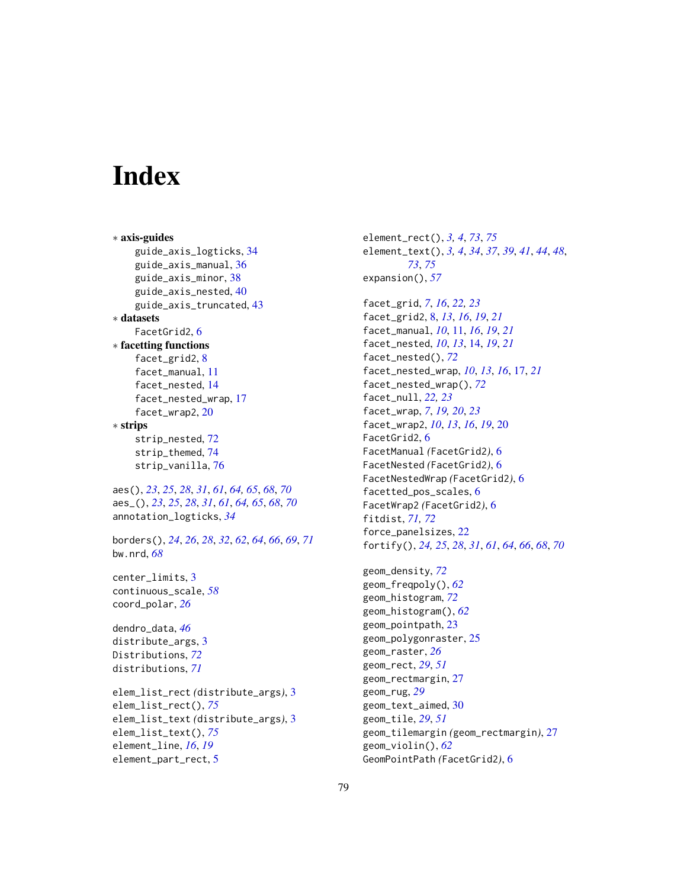# Index

* **axis-guides**
  - guide_axis_logticks, 34
  - guide_axis_manual, 36
  - guide_axis_minor, 38
  - guide_axis_nested, 40
  - guide_axis_truncated, 43
* **datasets**
  - FacetGrid2, 6
* **facetting functions**
  - facet_grid2, 8
  - facet_manual, 11
  - facet_nested, 14
  - facet_nested_wrap, 17
  - facet_wrap2, 20
* **strips**
  - strip_nested, 72
  - strip_themed, 74
  - strip_vanilla, 76

aes(), *23*, *25*, *28*, *31*, *61*, *64, 65*, *68*, *70*
aes_(), *23*, *25*, *28*, *31*, *61*, *64, 65*, *68*, *70*
annotation_logticks, *34*

borders(), *24*, *26*, *28*, *32*, *62*, *64*, *66*, *69*, *71*
bw.nrd, *68*

center_limits, 3
continuous_scale, *58*
coord_polar, *26*

dendro_data, *46*
distribute_args, 3
Distributions, *72*
distributions, *71*

elem_list_rect *(distribute_args)*, 3
elem_list_rect(), *75*
elem_list_text *(distribute_args)*, 3
elem_list_text(), *75*
element_line, *16*, *19*
element_part_rect, 5
element_rect(), *3, 4*, *73*, *75*
element_text(), *3, 4*, *34*, *37*, *39*, *41*, *44*, *48*, *73*, *75*
expansion(), *57*

facet_grid, *7*, *16*, *22, 23*
facet_grid2, 8, *13*, *16*, *19*, *21*
facet_manual, *10*, 11, *16*, *19*, *21*
facet_nested, *10*, *13*, 14, *19*, *21*
facet_nested(), *72*
facet_nested_wrap, *10*, *13*, *16*, 17, *21*
facet_nested_wrap(), *72*
facet_null, *22, 23*
facet_wrap, *7*, *19, 20*, *23*
facet_wrap2, *10*, *13*, *16*, *19*, 20
FacetGrid2, 6
FacetManual *(FacetGrid2)*, 6
FacetNested *(FacetGrid2)*, 6
FacetNestedWrap *(FacetGrid2)*, 6
facetted_pos_scales, 6
FacetWrap2 *(FacetGrid2)*, 6
fitdist, *71, 72*
force_panelsizes, 22
fortify(), *24, 25*, *28*, *31*, *61*, *64*, *66*, *68*, *70*

geom_density, *72*
geom_freqpoly(), *62*
geom_histogram, *72*
geom_histogram(), *62*
geom_pointpath, 23
geom_polygonraster, 25
geom_raster, *26*
geom_rect, *29*, *51*
geom_rectmargin, 27
geom_rug, *29*
geom_text_aimed, 30
geom_tile, *29*, *51*
geom_tilemargin *(geom_rectmargin)*, 27
geom_violin(), *62*
GeomPointPath *(FacetGrid2)*, 6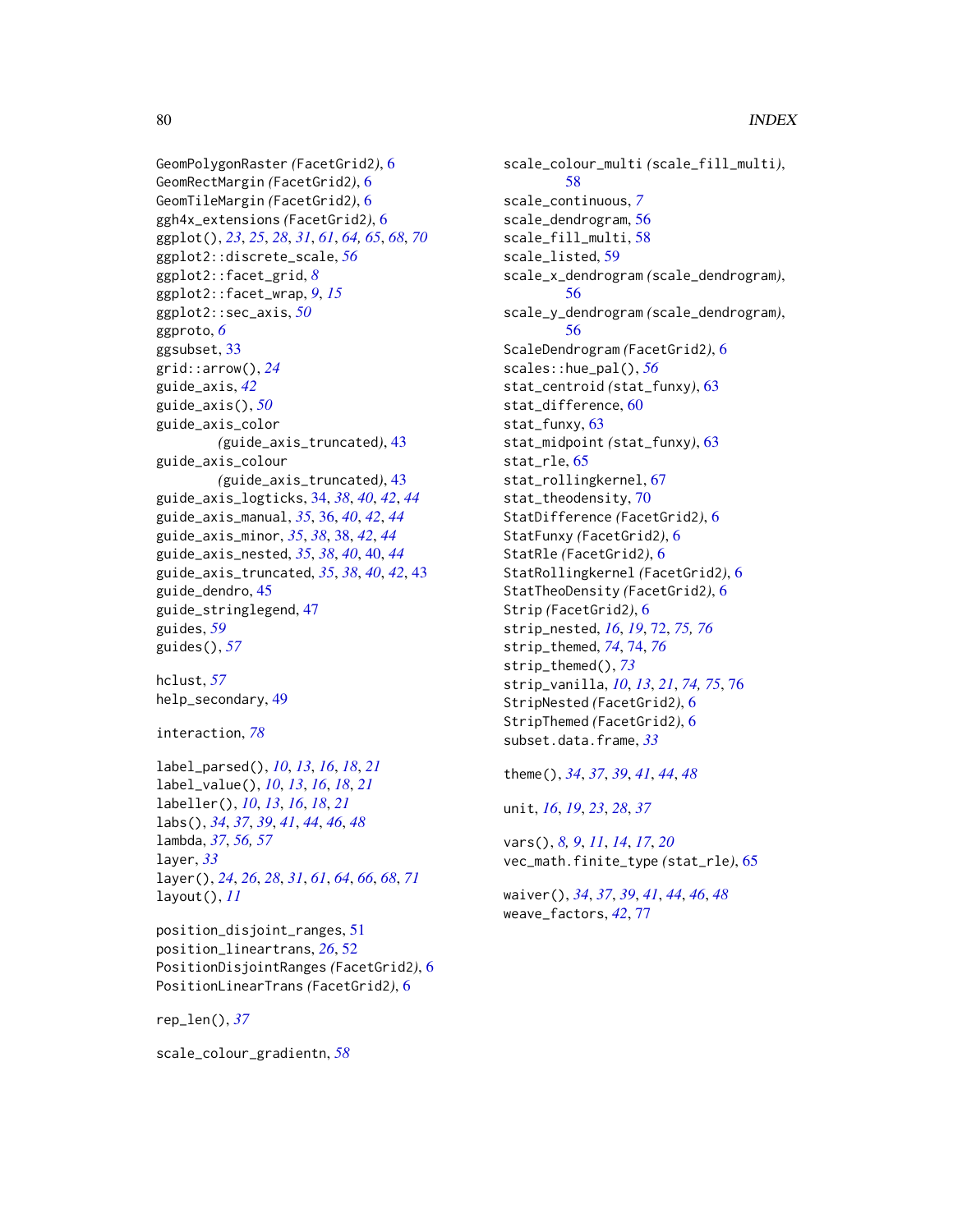GeomPolygonRaster *(FacetGrid2)*, 6
GeomRectMargin *(FacetGrid2)*, 6
GeomTileMargin *(FacetGrid2)*, 6
ggh4x_extensions *(FacetGrid2)*, 6
ggplot(), *23*, *25*, *28*, *31*, *61*, *64, 65*, *68*, *70*
ggplot2::discrete_scale, *56*
ggplot2::facet_grid, *8*
ggplot2::facet_wrap, *9*, *15*
ggplot2::sec_axis, *50*
ggproto, *6*
ggsubset, 33
grid::arrow(), *24*
guide_axis, *42*
guide_axis(), *50*
guide_axis_color
*(guide_axis_truncated)*, 43
guide_axis_colour
*(guide_axis_truncated)*, 43
guide_axis_logticks, 34, *38*, *40*, *42*, *44*
guide_axis_manual, *35*, 36, *40*, *42*, *44*
guide_axis_minor, *35*, *38*, 38, *42*, *44*
guide_axis_nested, *35*, *38*, *40*, 40, *44*
guide_axis_truncated, *35*, *38*, *40*, *42*, 43
guide_dendro, 45
guide_stringlegend, 47
guides, *59*
guides(), *57*

hclust, *57*
help_secondary, 49

interaction, *78*

label_parsed(), *10*, *13*, *16*, *18*, *21*
label_value(), *10*, *13*, *16*, *18*, *21*
labeller(), *10*, *13*, *16*, *18*, *21*
labs(), *34*, *37*, *39*, *41*, *44*, *46*, *48*
lambda, *37*, *56, 57*
layer, *33*
layer(), *24*, *26*, *28*, *31*, *61*, *64*, *66*, *68*, *71*
layout(), *11*

position_disjoint_ranges, 51
position_lineartrans, *26*, 52
PositionDisjointRanges *(FacetGrid2)*, 6
PositionLinearTrans *(FacetGrid2)*, 6

rep_len(), *37*

scale_colour_gradientn, *58*
scale_colour_multi *(scale_fill_multi)*, 58
scale_continuous, *7*
scale_dendrogram, 56
scale_fill_multi, 58
scale_listed, 59
scale_x_dendrogram *(scale_dendrogram)*, 56
scale_y_dendrogram *(scale_dendrogram)*, 56
ScaleDendrogram *(FacetGrid2)*, 6
scales::hue_pal(), *56*
stat_centroid *(stat_funxy)*, 63
stat_difference, 60
stat_funxy, 63
stat_midpoint *(stat_funxy)*, 63
stat_rle, 65
stat_rollingkernel, 67
stat_theodensity, 70
StatDifference *(FacetGrid2)*, 6
StatFunxy *(FacetGrid2)*, 6
StatRle *(FacetGrid2)*, 6
StatRollingkernel *(FacetGrid2)*, 6
StatTheoDensity *(FacetGrid2)*, 6
Strip *(FacetGrid2)*, 6
strip_nested, *16*, *19*, 72, *75, 76*
strip_themed, *74*, 74, *76*
strip_themed(), *73*
strip_vanilla, *10*, *13*, *21*, *74, 75*, 76
StripNested *(FacetGrid2)*, 6
StripThemed *(FacetGrid2)*, 6
subset.data.frame, *33*

theme(), *34*, *37*, *39*, *41*, *44*, *48*

unit, *16*, *19*, *23*, *28*, *37*

vars(), *8, 9*, *11*, *14*, *17*, *20*
vec_math.finite_type *(stat_rle)*, 65

waiver(), *34*, *37*, *39*, *41*, *44*, *46*, *48*
weave_factors, *42*, 77